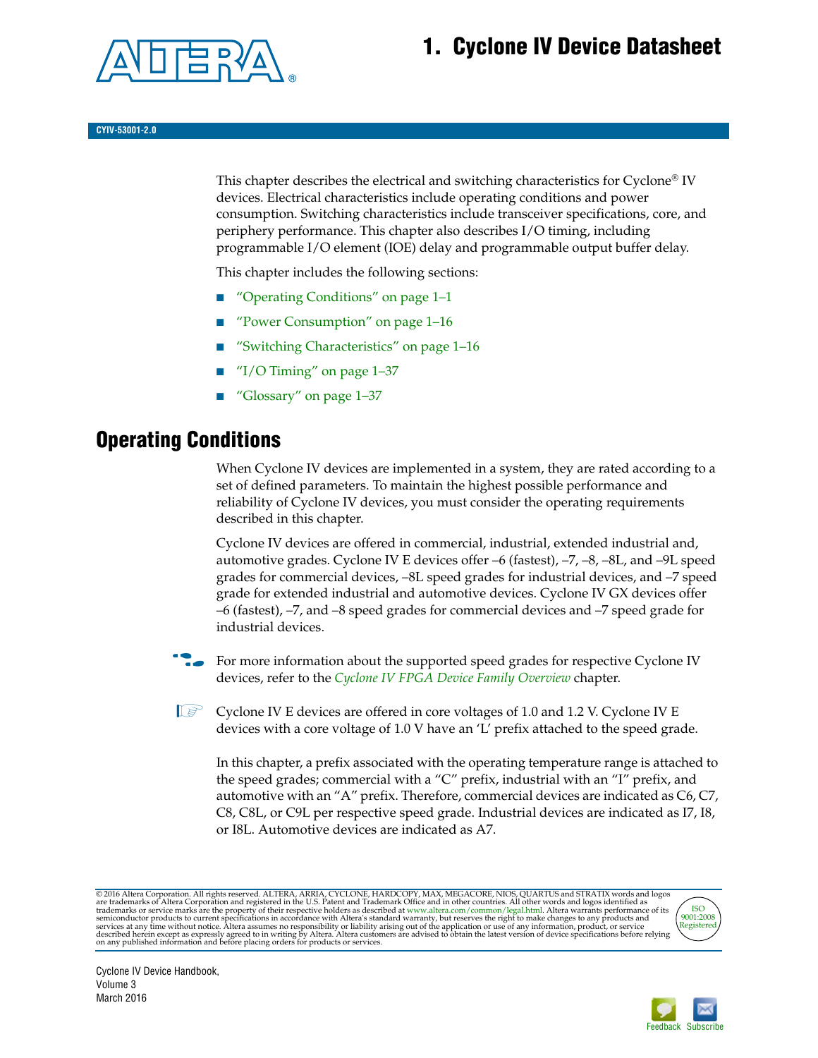# 1. Cyclone IV Device Datasheet

CYIV-53001-2.0

This chapter describes the electrical and switching characteristics for Cyclone® IV devices. Electrical characteristics include operating conditions and power consumption. Switching characteristics include transceiver specifications, core, and periphery performance. This chapter also describes I/O timing, including programmable I/O element (IOE) delay and programmable output buffer delay.

This chapter includes the following sections:

- "Operating Conditions" on page 1–1
- "Power Consumption" on page 1–16
- "Switching Characteristics" on page 1–16
- "I/O Timing" on page 1–37
- "Glossary" on page 1–37

## Operating Conditions

When Cyclone IV devices are implemented in a system, they are rated according to a set of defined parameters. To maintain the highest possible performance and reliability of Cyclone IV devices, you must consider the operating requirements described in this chapter.

Cyclone IV devices are offered in commercial, industrial, extended industrial and, automotive grades. Cyclone IV E devices offer –6 (fastest), –7, –8, –8L, and –9L speed grades for commercial devices, –8L speed grades for industrial devices, and –7 speed grade for extended industrial and automotive devices. Cyclone IV GX devices offer –6 (fastest), –7, and –8 speed grades for commercial devices and –7 speed grade for industrial devices.

For more information about the supported speed grades for respective Cyclone IV devices, refer to the *Cyclone IV FPGA Device Family Overview* chapter.

Cyclone IV E devices are offered in core voltages of 1.0 and 1.2 V. Cyclone IV E devices with a core voltage of 1.0 V have an 'L' prefix attached to the speed grade.

In this chapter, a prefix associated with the operating temperature range is attached to the speed grades; commercial with a "C" prefix, industrial with an "I" prefix, and automotive with an "A" prefix. Therefore, commercial devices are indicated as C6, C7, C8, C8L, or C9L per respective speed grade. Industrial devices are indicated as I7, I8, or I8L. Automotive devices are indicated as A7.

© 2016 Altera Corporation. All rights reserved. ALTERA, ARRIA, CYCLONE, HARDCOPY, MAX, MEGACORE, NIOS, QUARTUS and STRATIX words and logos are trademarks of Altera Corporation and registered in the U.S. Patent and Trademark Office and in other countries. All other words and logos identified as trademarks or service marks are the property of their respective holders as described at www.altera.com/common/legal.html. Altera warrants performance of its semiconductor products to current specifications in accordance with Altera's standard warranty, but reserves the right to make changes to any products and services at any time without notice. Altera assumes no responsibility or liability arising out of the application or use of any information, product, or service described herein except as expressly agreed to in writing by Altera. Altera customers are advised to obtain the latest version of device specifications before relying on any published information and before placing orders for products or services.

Cyclone IV Device Handbook, Volume 3
March 2016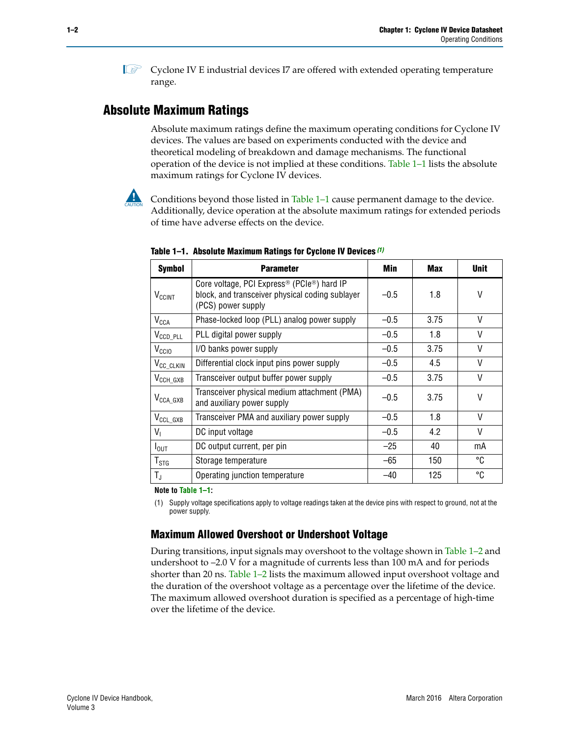Cyclone IV E industrial devices I7 are offered with extended operating temperature range.

## Absolute Maximum Ratings

Absolute maximum ratings define the maximum operating conditions for Cyclone IV devices. The values are based on experiments conducted with the device and theoretical modeling of breakdown and damage mechanisms. The functional operation of the device is not implied at these conditions. Table 1–1 lists the absolute maximum ratings for Cyclone IV devices.

Conditions beyond those listed in Table 1–1 cause permanent damage to the device. Additionally, device operation at the absolute maximum ratings for extended periods of time have adverse effects on the device.

**Table 1–1. Absolute Maximum Ratings for Cyclone IV Devices (1)**

| Symbol | Parameter | Min | Max | Unit |
|---|---|---|---|---|
| $V_{CCINT}$ | Core voltage, PCI Express® (PCIe®) hard IP block, and transceiver physical coding sublayer (PCS) power supply | –0.5 | 1.8 | V |
| $V_{CCA}$ | Phase-locked loop (PLL) analog power supply | –0.5 | 3.75 | V |
| $V_{CCD\_PLL}$ | PLL digital power supply | –0.5 | 1.8 | V |
| $V_{CCIO}$ | I/O banks power supply | –0.5 | 3.75 | V |
| $V_{CC\_CLKIN}$ | Differential clock input pins power supply | –0.5 | 4.5 | V |
| $V_{CCH\_GXB}$ | Transceiver output buffer power supply | –0.5 | 3.75 | V |
| $V_{CCA\_GXB}$ | Transceiver physical medium attachment (PMA) and auxiliary power supply | –0.5 | 3.75 | V |
| $V_{CCL\_GXB}$ | Transceiver PMA and auxiliary power supply | –0.5 | 1.8 | V |
| $V_I$ | DC input voltage | –0.5 | 4.2 | V |
| $I_{OUT}$ | DC output current, per pin | –25 | 40 | mA |
| $T_{STG}$ | Storage temperature | –65 | 150 | °C |
| $T_J$ | Operating junction temperature | –40 | 125 | °C |

**Note to Table 1–1:**

(1) Supply voltage specifications apply to voltage readings taken at the device pins with respect to ground, not at the power supply.

### Maximum Allowed Overshoot or Undershoot Voltage

During transitions, input signals may overshoot to the voltage shown in Table 1–2 and undershoot to –2.0 V for a magnitude of currents less than 100 mA and for periods shorter than 20 ns. Table 1–2 lists the maximum allowed input overshoot voltage and the duration of the overshoot voltage as a percentage over the lifetime of the device. The maximum allowed overshoot duration is specified as a percentage of high-time over the lifetime of the device.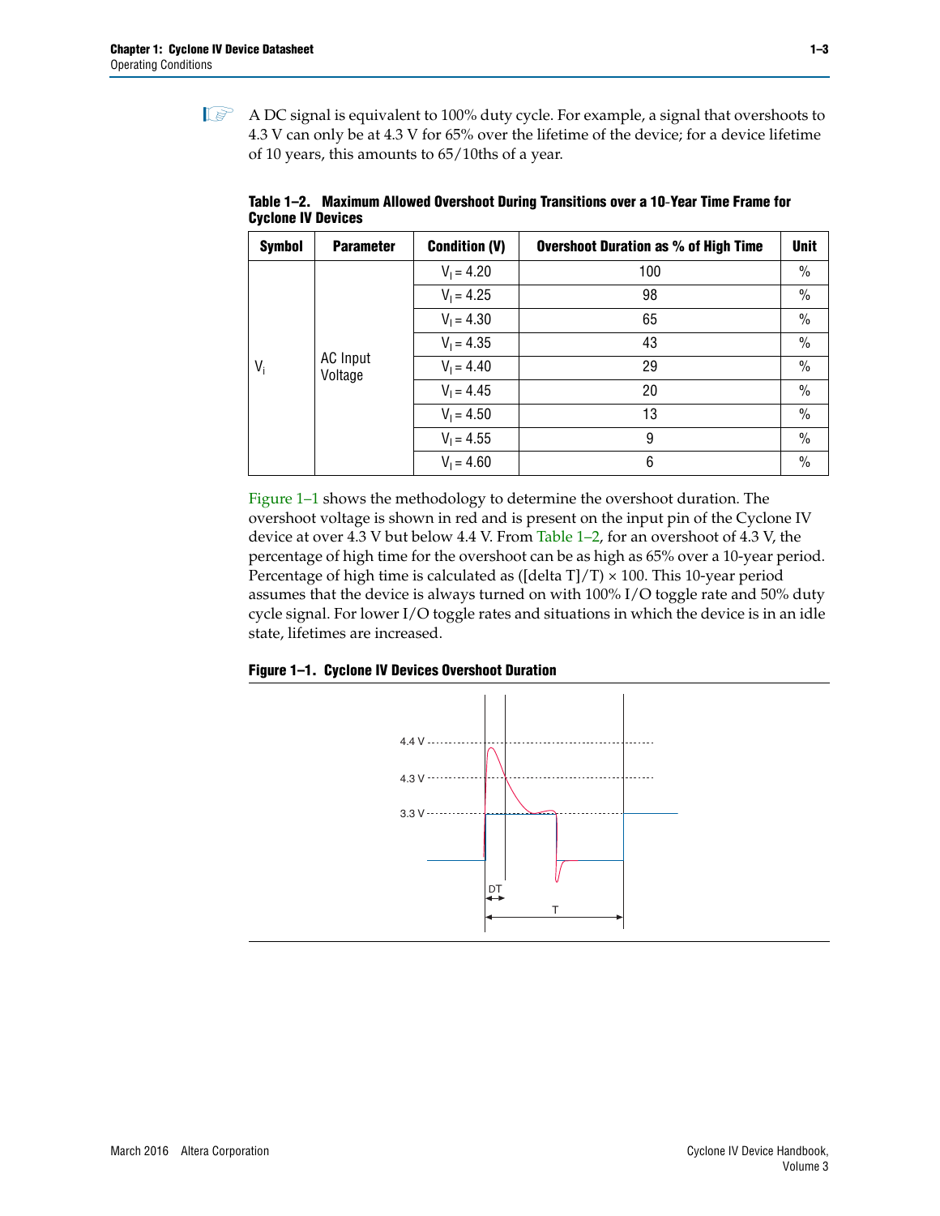A DC signal is equivalent to 100% duty cycle. For example, a signal that overshoots to 4.3 V can only be at 4.3 V for 65% over the lifetime of the device; for a device lifetime of 10 years, this amounts to 65/10ths of a year.

**Table 1–2. Maximum Allowed Overshoot During Transitions over a 10-Year Time Frame for Cyclone IV Devices**

| Symbol | Parameter | Condition (V) | Overshoot Duration as % of High Time | Unit |
|---|---|---|---|---|
| $V_i$ | AC Input Voltage | $V_I = 4.20$ | 100 | % |
| | | $V_I = 4.25$ | 98 | % |
| | | $V_I = 4.30$ | 65 | % |
| | | $V_I = 4.35$ | 43 | % |
| | | $V_I = 4.40$ | 29 | % |
| | | $V_I = 4.45$ | 20 | % |
| | | $V_I = 4.50$ | 13 | % |
| | | $V_I = 4.55$ | 9 | % |
| | | $V_I = 4.60$ | 6 | % |

Figure 1–1 shows the methodology to determine the overshoot duration. The overshoot voltage is shown in red and is present on the input pin of the Cyclone IV device at over 4.3 V but below 4.4 V. From Table 1–2, for an overshoot of 4.3 V, the percentage of high time for the overshoot can be as high as 65% over a 10-year period. Percentage of high time is calculated as ([delta T]/T) × 100. This 10-year period assumes that the device is always turned on with 100% I/O toggle rate and 50% duty cycle signal. For lower I/O toggle rates and situations in which the device is in an idle state, lifetimes are increased.

**Figure 1–1. Cyclone IV Devices Overshoot Duration**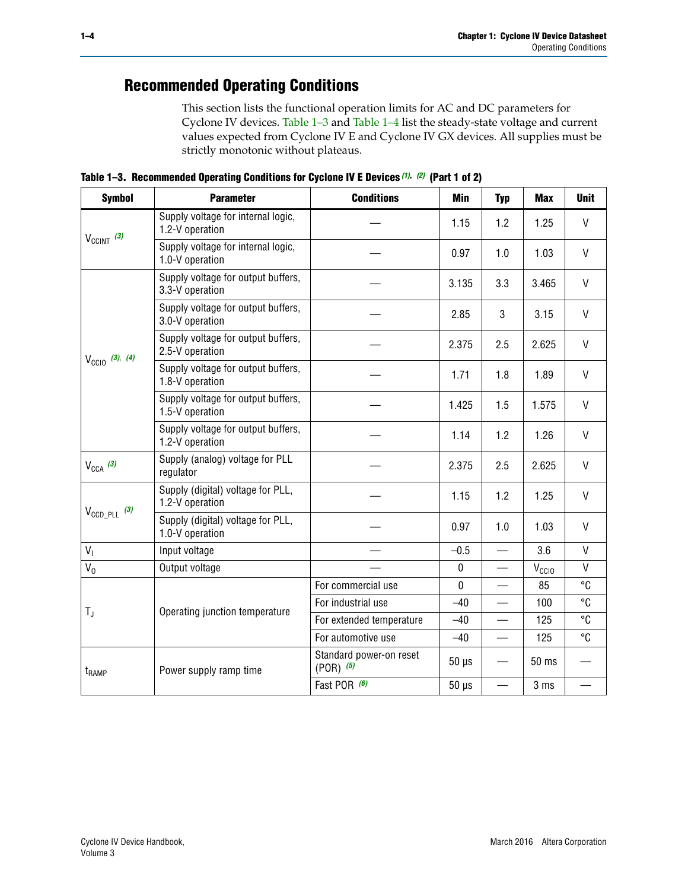## Recommended Operating Conditions

This section lists the functional operation limits for AC and DC parameters for Cyclone IV devices. Table 1–3 and Table 1–4 list the steady-state voltage and current values expected from Cyclone IV E and Cyclone IV GX devices. All supplies must be strictly monotonic without plateaus.

**Table 1–3. Recommended Operating Conditions for Cyclone IV E Devices (1), (2) (Part 1 of 2)**

| Symbol | Parameter | Conditions | Min | Typ | Max | Unit |
|---|---|---|---|---|---|---|
| $V_{CCINT}$ (3) | Supply voltage for internal logic, 1.2-V operation | — | 1.15 | 1.2 | 1.25 | V |
| | Supply voltage for internal logic, 1.0-V operation | — | 0.97 | 1.0 | 1.03 | V |
| $V_{CCIO}$ (3), (4) | Supply voltage for output buffers, 3.3-V operation | — | 3.135 | 3.3 | 3.465 | V |
| | Supply voltage for output buffers, 3.0-V operation | — | 2.85 | 3 | 3.15 | V |
| | Supply voltage for output buffers, 2.5-V operation | — | 2.375 | 2.5 | 2.625 | V |
| | Supply voltage for output buffers, 1.8-V operation | — | 1.71 | 1.8 | 1.89 | V |
| | Supply voltage for output buffers, 1.5-V operation | — | 1.425 | 1.5 | 1.575 | V |
| | Supply voltage for output buffers, 1.2-V operation | — | 1.14 | 1.2 | 1.26 | V |
| $V_{CCA}$ (3) | Supply (analog) voltage for PLL regulator | — | 2.375 | 2.5 | 2.625 | V |
| $V_{CCD\_PLL}$ (3) | Supply (digital) voltage for PLL, 1.2-V operation | — | 1.15 | 1.2 | 1.25 | V |
| | Supply (digital) voltage for PLL, 1.0-V operation | — | 0.97 | 1.0 | 1.03 | V |
| $V_I$ | Input voltage | — | –0.5 | — | 3.6 | V |
| $V_O$ | Output voltage | — | 0 | — | $V_{CCIO}$ | V |
| $T_J$ | Operating junction temperature | For commercial use | 0 | — | 85 | °C |
| | | For industrial use | –40 | — | 100 | °C |
| | | For extended temperature | –40 | — | 125 | °C |
| | | For automotive use | –40 | — | 125 | °C |
| $t_{RAMP}$ | Power supply ramp time | Standard power-on reset (POR) (5) | 50 µs | — | 50 ms | — |
| | | Fast POR (6) | 50 µs | — | 3 ms | — |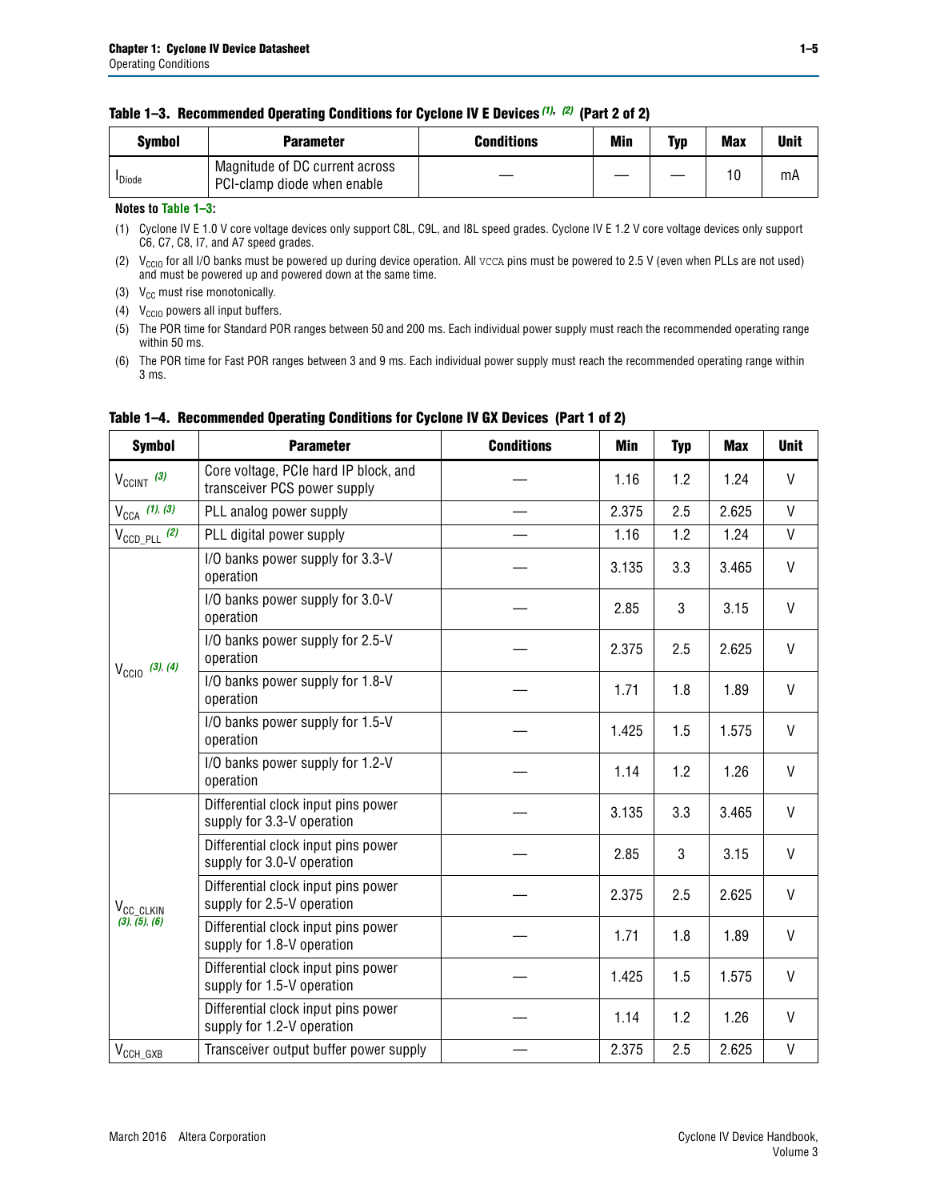**Table 1–3. Recommended Operating Conditions for Cyclone IV E Devices (1), (2) (Part 2 of 2)**

| Symbol | Parameter | Conditions | Min | Typ | Max | Unit |
|---|---|---|---|---|---|---|
| $I_{Diode}$ | Magnitude of DC current across PCI-clamp diode when enable | — | — | — | 10 | mA |

**Notes to Table 1–3:**

(1) Cyclone IV E 1.0 V core voltage devices only support C8L, C9L, and I8L speed grades. Cyclone IV E 1.2 V core voltage devices only support C6, C7, C8, I7, and A7 speed grades.

(2) $V_{CCIO}$ for all I/O banks must be powered up during device operation. All VCCA pins must be powered to 2.5 V (even when PLLs are not used) and must be powered up and powered down at the same time.

(3) $V_{CC}$ must rise monotonically.

(4) $V_{CCIO}$ powers all input buffers.

(5) The POR time for Standard POR ranges between 50 and 200 ms. Each individual power supply must reach the recommended operating range within 50 ms.

(6) The POR time for Fast POR ranges between 3 and 9 ms. Each individual power supply must reach the recommended operating range within 3 ms.

**Table 1–4. Recommended Operating Conditions for Cyclone IV GX Devices (Part 1 of 2)**

| Symbol | Parameter | Conditions | Min | Typ | Max | Unit |
|---|---|---|---|---|---|---|
| $V_{CCINT}$ (3) | Core voltage, PCIe hard IP block, and transceiver PCS power supply | — | 1.16 | 1.2 | 1.24 | V |
| $V_{CCA}$ (1), (3) | PLL analog power supply | — | 2.375 | 2.5 | 2.625 | V |
| $V_{CCD\_PLL}$ (2) | PLL digital power supply | — | 1.16 | 1.2 | 1.24 | V |
| $V_{CCIO}$ (3), (4) | I/O banks power supply for 3.3-V operation | — | 3.135 | 3.3 | 3.465 | V |
| | I/O banks power supply for 3.0-V operation | — | 2.85 | 3 | 3.15 | V |
| | I/O banks power supply for 2.5-V operation | — | 2.375 | 2.5 | 2.625 | V |
| | I/O banks power supply for 1.8-V operation | — | 1.71 | 1.8 | 1.89 | V |
| | I/O banks power supply for 1.5-V operation | — | 1.425 | 1.5 | 1.575 | V |
| | I/O banks power supply for 1.2-V operation | — | 1.14 | 1.2 | 1.26 | V |
| $V_{CC\_CLKIN}$ (3), (5), (6) | Differential clock input pins power supply for 3.3-V operation | — | 3.135 | 3.3 | 3.465 | V |
| | Differential clock input pins power supply for 3.0-V operation | — | 2.85 | 3 | 3.15 | V |
| | Differential clock input pins power supply for 2.5-V operation | — | 2.375 | 2.5 | 2.625 | V |
| | Differential clock input pins power supply for 1.8-V operation | — | 1.71 | 1.8 | 1.89 | V |
| | Differential clock input pins power supply for 1.5-V operation | — | 1.425 | 1.5 | 1.575 | V |
| | Differential clock input pins power supply for 1.2-V operation | — | 1.14 | 1.2 | 1.26 | V |
| $V_{CCH\_GXB}$ | Transceiver output buffer power supply | — | 2.375 | 2.5 | 2.625 | V |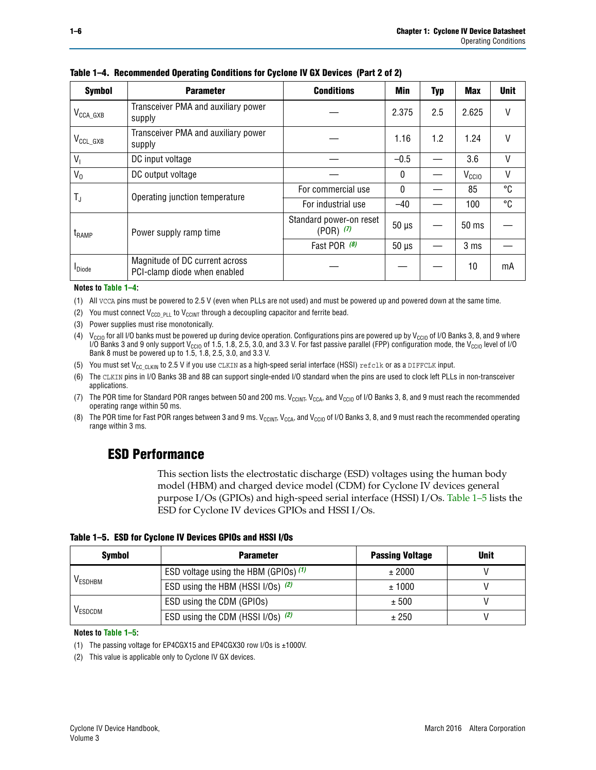**Table 1–4. Recommended Operating Conditions for Cyclone IV GX Devices (Part 2 of 2)**

| Symbol | Parameter | Conditions | Min | Typ | Max | Unit |
|---|---|---|---|---|---|---|
| $V_{CCA\_GXB}$ | Transceiver PMA and auxiliary power supply | — | 2.375 | 2.5 | 2.625 | V |
| $V_{CCL\_GXB}$ | Transceiver PMA and auxiliary power supply | — | 1.16 | 1.2 | 1.24 | V |
| $V_I$ | DC input voltage | — | –0.5 | — | 3.6 | V |
| $V_O$ | DC output voltage | — | 0 | — | $V_{CCIO}$ | V |
| $T_J$ | Operating junction temperature | For commercial use | 0 | — | 85 | °C |
| | | For industrial use | –40 | — | 100 | °C |
| $t_{RAMP}$ | Power supply ramp time | Standard power-on reset (POR) *(7)* | 50 µs | — | 50 ms | — |
| | | Fast POR *(8)* | 50 µs | — | 3 ms | — |
| $I_{Diode}$ | Magnitude of DC current across PCI-clamp diode when enabled | — | — | — | 10 | mA |

**Notes to Table 1–4:**

(1) All VCCA pins must be powered to 2.5 V (even when PLLs are not used) and must be powered up and powered down at the same time.

(2) You must connect $V_{CCD\_PLL}$ to $V_{CCINT}$ through a decoupling capacitor and ferrite bead.

(3) Power supplies must rise monotonically.

(4) $V_{CCIO}$ for all I/O banks must be powered up during device operation. Configurations pins are powered up by $V_{CCIO}$ of I/O Banks 3, 8, and 9 where I/O Banks 3 and 9 only support $V_{CCIO}$ of 1.5, 1.8, 2.5, 3.0, and 3.3 V. For fast passive parallel (FPP) configuration mode, the $V_{CCIO}$ level of I/O Bank 8 must be powered up to 1.5, 1.8, 2.5, 3.0, and 3.3 V.

(5) You must set $V_{CC\_CLKIN}$ to 2.5 V if you use CLKIN as a high-speed serial interface (HSSI) refclk or as a DIFFCLK input.

(6) The CLKIN pins in I/O Banks 3B and 8B can support single-ended I/O standard when the pins are used to clock left PLLs in non-transceiver applications.

(7) The POR time for Standard POR ranges between 50 and 200 ms. $V_{CCINT}$, $V_{CCA}$, and $V_{CCIO}$ of I/O Banks 3, 8, and 9 must reach the recommended operating range within 50 ms.

(8) The POR time for Fast POR ranges between 3 and 9 ms. $V_{CCINT}$, $V_{CCA}$, and $V_{CCIO}$ of I/O Banks 3, 8, and 9 must reach the recommended operating range within 3 ms.

## ESD Performance

This section lists the electrostatic discharge (ESD) voltages using the human body model (HBM) and charged device model (CDM) for Cyclone IV devices general purpose I/Os (GPIOs) and high-speed serial interface (HSSI) I/Os. Table 1–5 lists the ESD for Cyclone IV devices GPIOs and HSSI I/Os.

**Table 1–5. ESD for Cyclone IV Devices GPIOs and HSSI I/Os**

| Symbol | Parameter | Passing Voltage | Unit |
|---|---|---|---|
| $V_{ESDHBM}$ | ESD voltage using the HBM (GPIOs) *(1)* | ± 2000 | V |
| | ESD using the HBM (HSSI I/Os) *(2)* | ± 1000 | V |
| $V_{ESDCDM}$ | ESD using the CDM (GPIOs) | ± 500 | V |
| | ESD using the CDM (HSSI I/Os) *(2)* | ± 250 | V |

**Notes to Table 1–5:**

(1) The passing voltage for EP4CGX15 and EP4CGX30 row I/Os is ±1000V.

(2) This value is applicable only to Cyclone IV GX devices.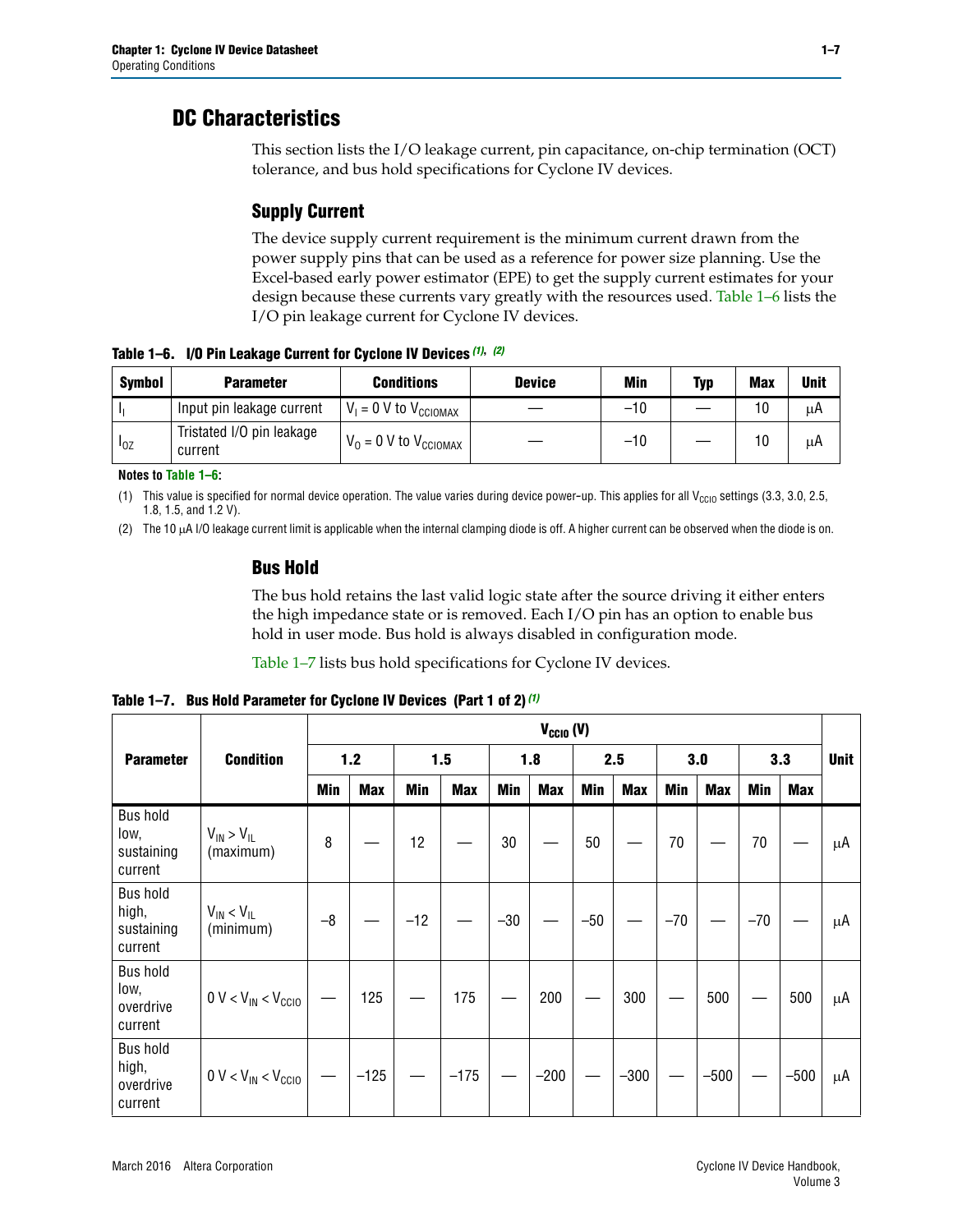## DC Characteristics

This section lists the I/O leakage current, pin capacitance, on-chip termination (OCT) tolerance, and bus hold specifications for Cyclone IV devices.

### Supply Current

The device supply current requirement is the minimum current drawn from the power supply pins that can be used as a reference for power size planning. Use the Excel-based early power estimator (EPE) to get the supply current estimates for your design because these currents vary greatly with the resources used. Table 1–6 lists the I/O pin leakage current for Cyclone IV devices.

**Table 1–6. I/O Pin Leakage Current for Cyclone IV Devices (1), (2)**

| Symbol | Parameter | Conditions | Device | Min | Typ | Max | Unit |
|---|---|---|---|---|---|---|---|
| $I_I$ | Input pin leakage current | $V_I$ = 0 V to $V_{CCIOMAX}$ | — | –10 | — | 10 | µA |
| $I_{OZ}$ | Tristated I/O pin leakage current | $V_O$ = 0 V to $V_{CCIOMAX}$ | — | –10 | — | 10 | µA |

**Notes to Table 1–6:**

(1) This value is specified for normal device operation. The value varies during device power-up. This applies for all $V_{CCIO}$ settings (3.3, 3.0, 2.5, 1.8, 1.5, and 1.2 V).

(2) The 10 µA I/O leakage current limit is applicable when the internal clamping diode is off. A higher current can be observed when the diode is on.

### Bus Hold

The bus hold retains the last valid logic state after the source driving it either enters the high impedance state or is removed. Each I/O pin has an option to enable bus hold in user mode. Bus hold is always disabled in configuration mode.

Table 1–7 lists bus hold specifications for Cyclone IV devices.

**Table 1–7. Bus Hold Parameter for Cyclone IV Devices (Part 1 of 2) (1)**

| Parameter | Condition | $V_{CCIO}$ (V) | | | | | | | | | | | | Unit |
|---|---|---|---|---|---|---|---|---|---|---|---|---|---|---|
| | | 1.2 | | 1.5 | | 1.8 | | 2.5 | | 3.0 | | 3.3 | | |
| | | Min | Max | Min | Max | Min | Max | Min | Max | Min | Max | Min | Max | |
| Bus hold low, sustaining current | $V_{IN} > V_{IL}$ (maximum) | 8 | — | 12 | — | 30 | — | 50 | — | 70 | — | 70 | — | µA |
| Bus hold high, sustaining current | $V_{IN} < V_{IL}$ (minimum) | –8 | — | –12 | — | –30 | — | –50 | — | –70 | — | –70 | — | µA |
| Bus hold low, overdrive current | 0 V < $V_{IN}$ < $V_{CCIO}$ | — | 125 | — | 175 | — | 200 | — | 300 | — | 500 | — | 500 | µA |
| Bus hold high, overdrive current | 0 V < $V_{IN}$ < $V_{CCIO}$ | — | –125 | — | –175 | — | –200 | — | –300 | — | –500 | — | –500 | µA |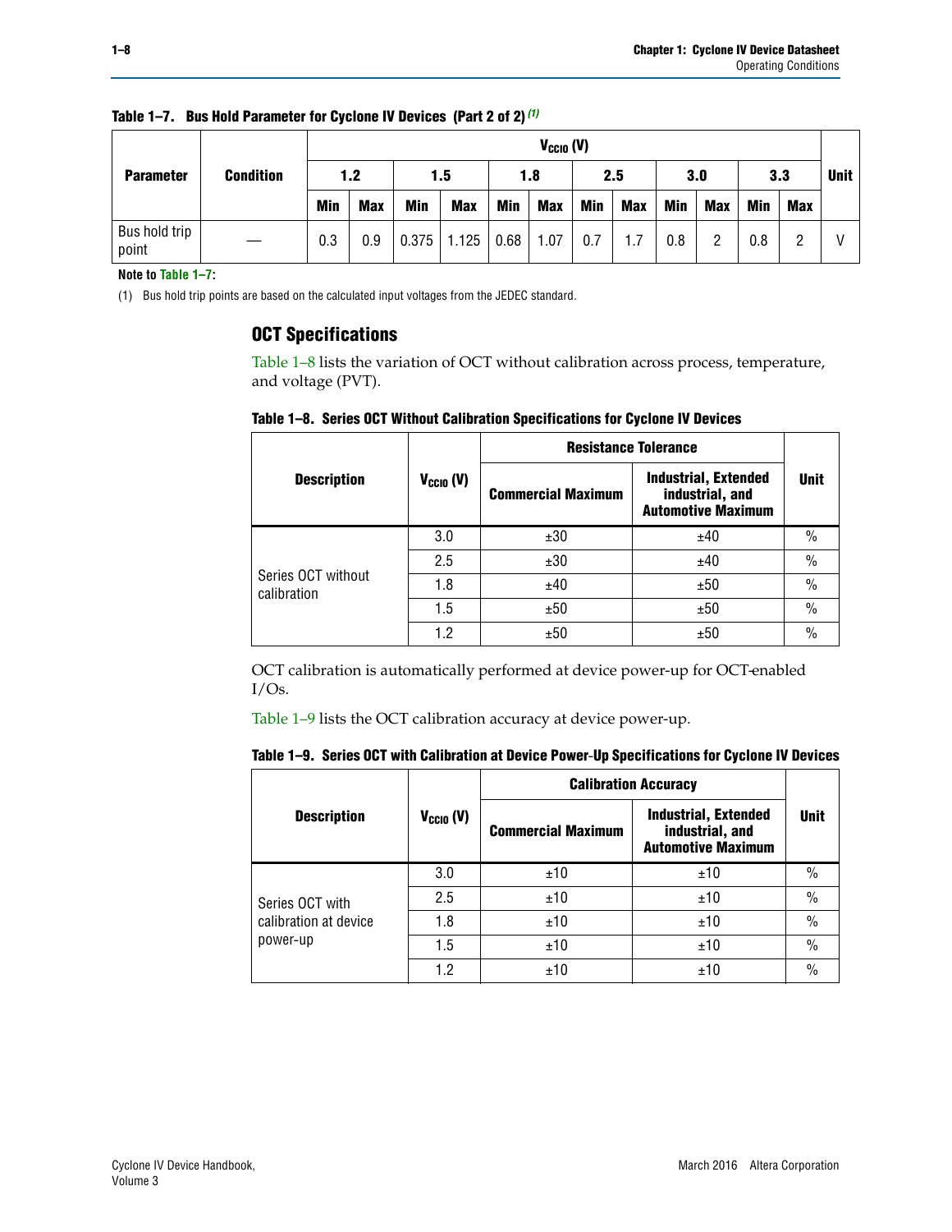**Table 1–7. Bus Hold Parameter for Cyclone IV Devices (Part 2 of 2)** (1)

| Parameter | Condition | $V_{CCIO}$ (V) | | | | | | | | | | | | Unit |
|---|---|---|---|---|---|---|---|---|---|---|---|---|---|---|
| | | 1.2 | | 1.5 | | 1.8 | | 2.5 | | 3.0 | | 3.3 | | |
| | | Min | Max | Min | Max | Min | Max | Min | Max | Min | Max | Min | Max | |
| Bus hold trip point | — | 0.3 | 0.9 | 0.375 | 1.125 | 0.68 | 1.07 | 0.7 | 1.7 | 0.8 | 2 | 0.8 | 2 | V |

**Note to Table 1–7:**

(1) Bus hold trip points are based on the calculated input voltages from the JEDEC standard.

## OCT Specifications

Table 1–8 lists the variation of OCT without calibration across process, temperature, and voltage (PVT).

**Table 1–8. Series OCT Without Calibration Specifications for Cyclone IV Devices**

| Description | $V_{CCIO}$ (V) | Resistance Tolerance | | Unit |
|---|---|---|---|---|
| | | Commercial Maximum | Industrial, Extended industrial, and Automotive Maximum | |
| Series OCT without calibration | 3.0 | ±30 | ±40 | % |
| | 2.5 | ±30 | ±40 | % |
| | 1.8 | ±40 | ±50 | % |
| | 1.5 | ±50 | ±50 | % |
| | 1.2 | ±50 | ±50 | % |

OCT calibration is automatically performed at device power-up for OCT-enabled I/Os.

Table 1–9 lists the OCT calibration accuracy at device power-up.

**Table 1–9. Series OCT with Calibration at Device Power-Up Specifications for Cyclone IV Devices**

| Description | $V_{CCIO}$ (V) | Calibration Accuracy | | Unit |
|---|---|---|---|---|
| | | Commercial Maximum | Industrial, Extended industrial, and Automotive Maximum | |
| Series OCT with calibration at device power-up | 3.0 | ±10 | ±10 | % |
| | 2.5 | ±10 | ±10 | % |
| | 1.8 | ±10 | ±10 | % |
| | 1.5 | ±10 | ±10 | % |
| | 1.2 | ±10 | ±10 | % |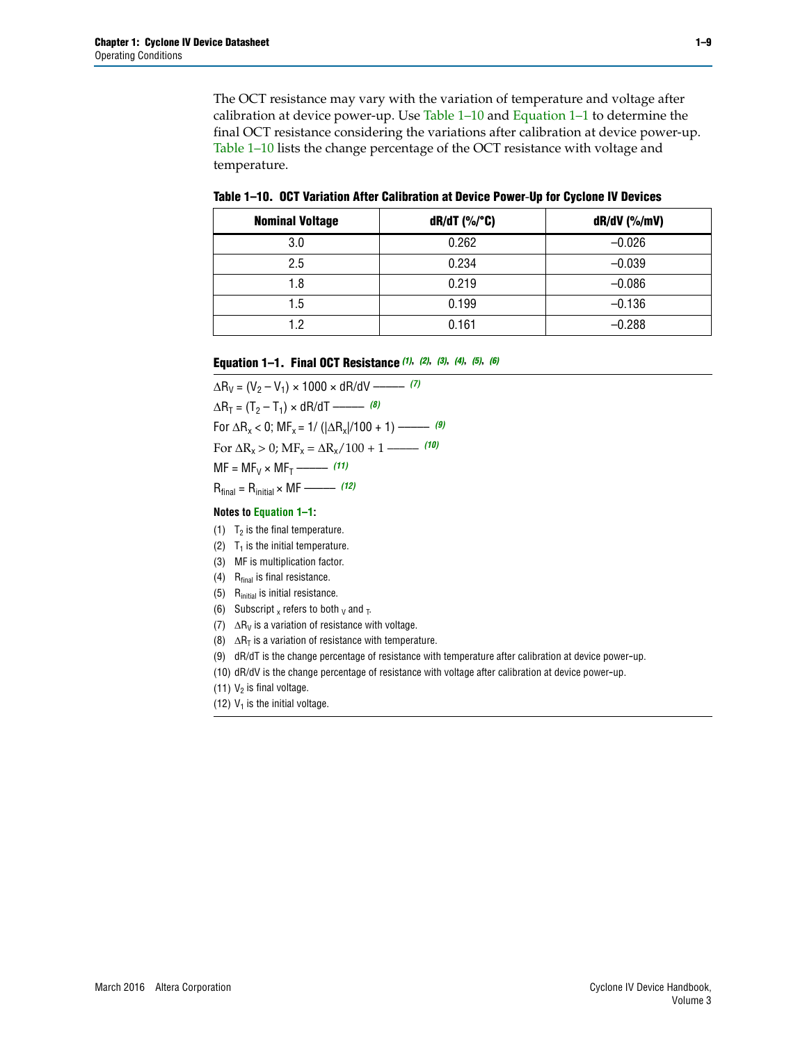The OCT resistance may vary with the variation of temperature and voltage after calibration at device power-up. Use Table 1–10 and Equation 1–1 to determine the final OCT resistance considering the variations after calibration at device power-up. Table 1–10 lists the change percentage of the OCT resistance with voltage and temperature.

**Table 1–10. OCT Variation After Calibration at Device Power-Up for Cyclone IV Devices**

| Nominal Voltage | dR/dT (%/°C) | dR/dV (%/mV) |
|---|---|---|
| 3.0 | 0.262 | –0.026 |
| 2.5 | 0.234 | –0.039 |
| 1.8 | 0.219 | –0.086 |
| 1.5 | 0.199 | –0.136 |
| 1.2 | 0.161 | –0.288 |

**Equation 1–1. Final OCT Resistance** *(1), (2), (3), (4), (5), (6)*

$\Delta R_V = (V_2 - V_1) \times 1000 \times dR/dV$ ——— *(7)*

$\Delta R_T = (T_2 - T_1) \times dR/dT$ ——— *(8)*

For $\Delta R_x < 0$; $MF_x = 1/(|\Delta R_x|/100 + 1)$ ——— *(9)*

For $\Delta R_x > 0$; $MF_x = \Delta R_x/100 + 1$ ——— *(10)*

$MF = MF_V \times MF_T$ ——— *(11)*

$R_{final} = R_{initial} \times MF$ ——— *(12)*

**Notes to Equation 1–1:**

(1) $T_2$ is the final temperature.

(2) $T_1$ is the initial temperature.

(3) MF is multiplication factor.

(4) $R_{final}$ is final resistance.

(5) $R_{initial}$ is initial resistance.

(6) Subscript $_x$ refers to both $_V$ and $_T$.

(7) $\Delta R_V$ is a variation of resistance with voltage.

(8) $\Delta R_T$ is a variation of resistance with temperature.

(9) dR/dT is the change percentage of resistance with temperature after calibration at device power-up.

(10) dR/dV is the change percentage of resistance with voltage after calibration at device power-up.

(11) $V_2$ is final voltage.

(12) $V_1$ is the initial voltage.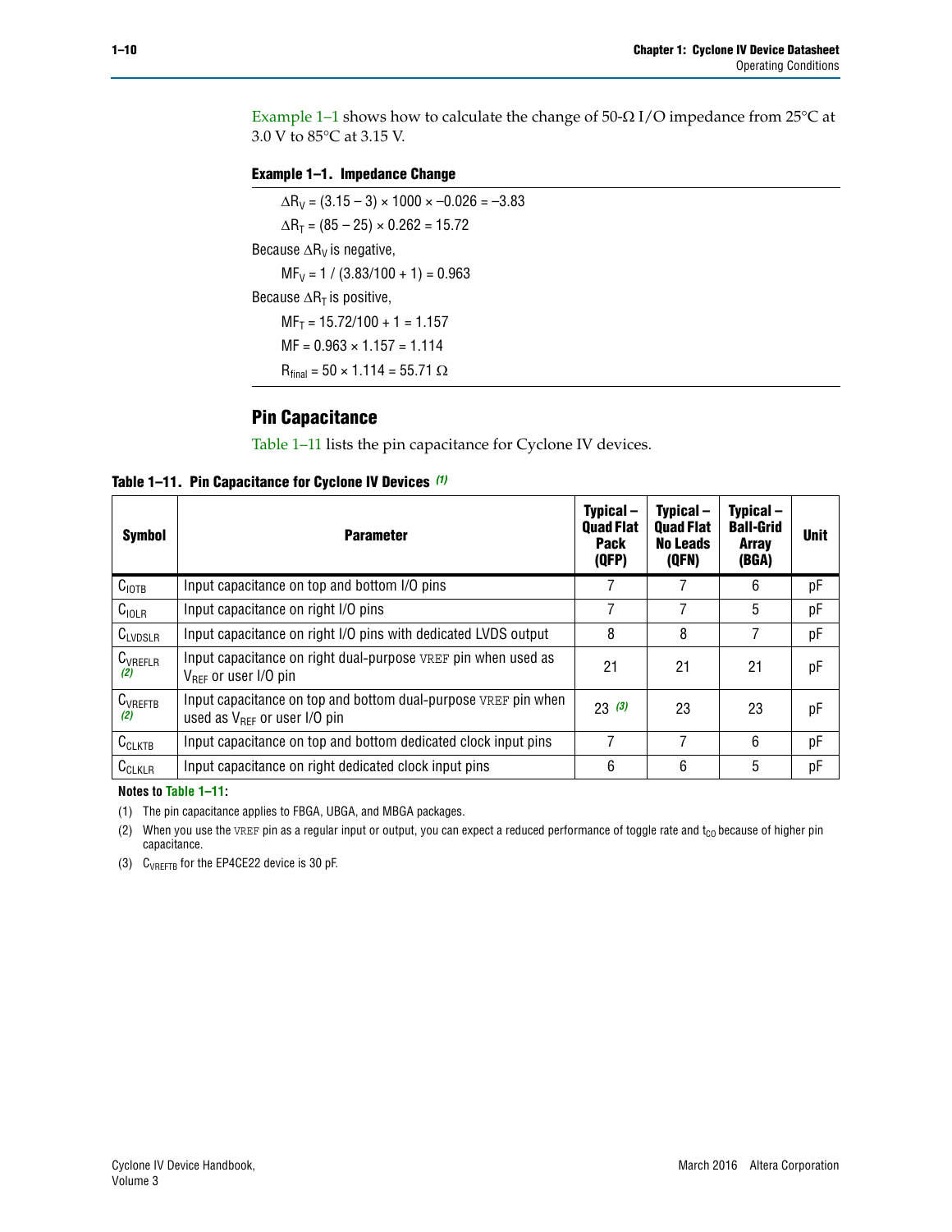Example 1–1 shows how to calculate the change of 50-Ω I/O impedance from 25°C at 3.0 V to 85°C at 3.15 V.

**Example 1–1. Impedance Change**

$\Delta R_V = (3.15 - 3) \times 1000 \times -0.026 = -3.83$

$\Delta R_T = (85 - 25) \times 0.262 = 15.72$

Because $\Delta R_V$ is negative,

$MF_V = 1 / (3.83/100 + 1) = 0.963$

Because $\Delta R_T$ is positive,

$MF_T = 15.72/100 + 1 = 1.157$

$MF = 0.963 \times 1.157 = 1.114$

$R_{final} = 50 \times 1.114 = 55.71\ \Omega$

## Pin Capacitance

Table 1–11 lists the pin capacitance for Cyclone IV devices.

**Table 1–11. Pin Capacitance for Cyclone IV Devices** *(1)*

| Symbol | Parameter | Typical – Quad Flat Pack (QFP) | Typical – Quad Flat No Leads (QFN) | Typical – Ball-Grid Array (BGA) | Unit |
|---|---|---|---|---|---|
| $C_{IOTB}$ | Input capacitance on top and bottom I/O pins | 7 | 7 | 6 | pF |
| $C_{IOLR}$ | Input capacitance on right I/O pins | 7 | 7 | 5 | pF |
| $C_{LVDSLR}$ | Input capacitance on right I/O pins with dedicated LVDS output | 8 | 8 | 7 | pF |
| $C_{VREFLR}$ *(2)* | Input capacitance on right dual-purpose VREF pin when used as $V_{REF}$ or user I/O pin | 21 | 21 | 21 | pF |
| $C_{VREFTB}$ *(2)* | Input capacitance on top and bottom dual-purpose VREF pin when used as $V_{REF}$ or user I/O pin | 23 *(3)* | 23 | 23 | pF |
| $C_{CLKTB}$ | Input capacitance on top and bottom dedicated clock input pins | 7 | 7 | 6 | pF |
| $C_{CLKLR}$ | Input capacitance on right dedicated clock input pins | 6 | 6 | 5 | pF |

**Notes to Table 1–11:**

(1) The pin capacitance applies to FBGA, UBGA, and MBGA packages.

(2) When you use the VREF pin as a regular input or output, you can expect a reduced performance of toggle rate and $t_{CO}$ because of higher pin capacitance.

(3) $C_{VREFTB}$ for the EP4CE22 device is 30 pF.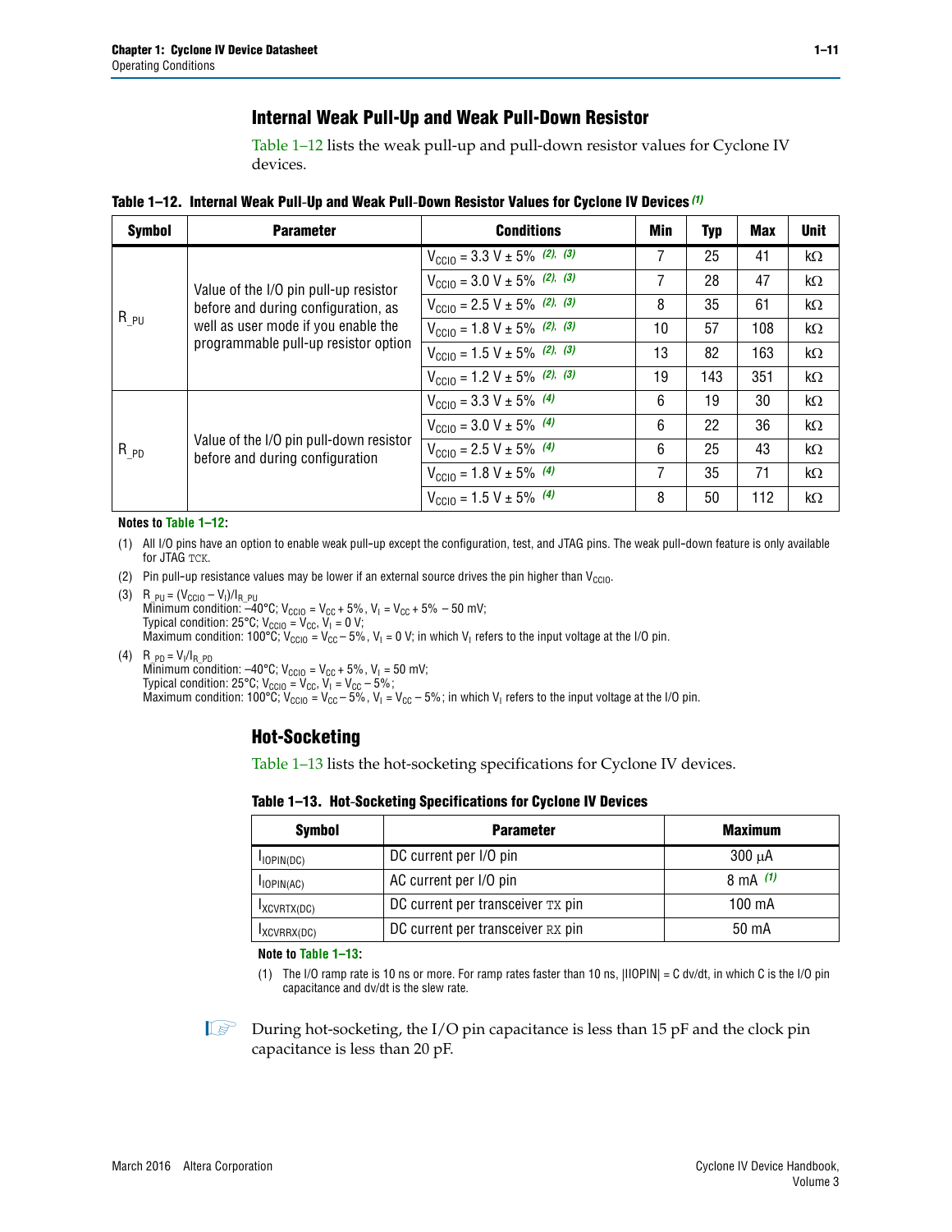## Internal Weak Pull-Up and Weak Pull-Down Resistor

Table 1–12 lists the weak pull-up and pull-down resistor values for Cyclone IV devices.

**Table 1–12. Internal Weak Pull-Up and Weak Pull-Down Resistor Values for Cyclone IV Devices** *(1)*

| Symbol | Parameter | Conditions | Min | Typ | Max | Unit |
|---|---|---|---|---|---|---|
| $R_{\_PU}$ | Value of the I/O pin pull-up resistor before and during configuration, as well as user mode if you enable the programmable pull-up resistor option | $V_{CCIO}$ = 3.3 V ± 5% *(2)*, *(3)* | 7 | 25 | 41 | kΩ |
| | | $V_{CCIO}$ = 3.0 V ± 5% *(2)*, *(3)* | 7 | 28 | 47 | kΩ |
| | | $V_{CCIO}$ = 2.5 V ± 5% *(2)*, *(3)* | 8 | 35 | 61 | kΩ |
| | | $V_{CCIO}$ = 1.8 V ± 5% *(2)*, *(3)* | 10 | 57 | 108 | kΩ |
| | | $V_{CCIO}$ = 1.5 V ± 5% *(2)*, *(3)* | 13 | 82 | 163 | kΩ |
| | | $V_{CCIO}$ = 1.2 V ± 5% *(2)*, *(3)* | 19 | 143 | 351 | kΩ |
| $R_{\_PD}$ | Value of the I/O pin pull-down resistor before and during configuration | $V_{CCIO}$ = 3.3 V ± 5% *(4)* | 6 | 19 | 30 | kΩ |
| | | $V_{CCIO}$ = 3.0 V ± 5% *(4)* | 6 | 22 | 36 | kΩ |
| | | $V_{CCIO}$ = 2.5 V ± 5% *(4)* | 6 | 25 | 43 | kΩ |
| | | $V_{CCIO}$ = 1.8 V ± 5% *(4)* | 7 | 35 | 71 | kΩ |
| | | $V_{CCIO}$ = 1.5 V ± 5% *(4)* | 8 | 50 | 112 | kΩ |

**Notes to Table 1–12:**

(1) All I/O pins have an option to enable weak pull-up except the configuration, test, and JTAG pins. The weak pull-down feature is only available for JTAG `TCK`.

(2) Pin pull-up resistance values may be lower if an external source drives the pin higher than $V_{CCIO}$.

(3) $R_{\_PU} = (V_{CCIO} - V_I)/I_{R\_PU}$
Minimum condition: –40°C; $V_{CCIO} = V_{CC} + 5\%$, $V_I = V_{CC} + 5\% - 50$ mV;
Typical condition: 25°C; $V_{CCIO} = V_{CC}$, $V_I = 0$ V;
Maximum condition: 100°C; $V_{CCIO} = V_{CC} - 5\%$, $V_I = 0$ V; in which $V_I$ refers to the input voltage at the I/O pin.

(4) $R_{\_PD} = V_I/I_{R\_PD}$
Minimum condition: –40°C; $V_{CCIO} = V_{CC} + 5\%$, $V_I = 50$ mV;
Typical condition: 25°C; $V_{CCIO} = V_{CC}$, $V_I = V_{CC} - 5\%$;
Maximum condition: 100°C; $V_{CCIO} = V_{CC} - 5\%$, $V_I = V_{CC} - 5\%$; in which $V_I$ refers to the input voltage at the I/O pin.

## Hot-Socketing

Table 1–13 lists the hot-socketing specifications for Cyclone IV devices.

**Table 1–13. Hot-Socketing Specifications for Cyclone IV Devices**

| Symbol | Parameter | Maximum |
|---|---|---|
| $I_{IOPIN(DC)}$ | DC current per I/O pin | 300 μA |
| $I_{IOPIN(AC)}$ | AC current per I/O pin | 8 mA *(1)* |
| $I_{XCVRTX(DC)}$ | DC current per transceiver `TX` pin | 100 mA |
| $I_{XCVRRX(DC)}$ | DC current per transceiver `RX` pin | 50 mA |

**Note to Table 1–13:**

(1) The I/O ramp rate is 10 ns or more. For ramp rates faster than 10 ns, $|IIOPIN| = C\ dv/dt$, in which C is the I/O pin capacitance and dv/dt is the slew rate.

During hot-socketing, the I/O pin capacitance is less than 15 pF and the clock pin capacitance is less than 20 pF.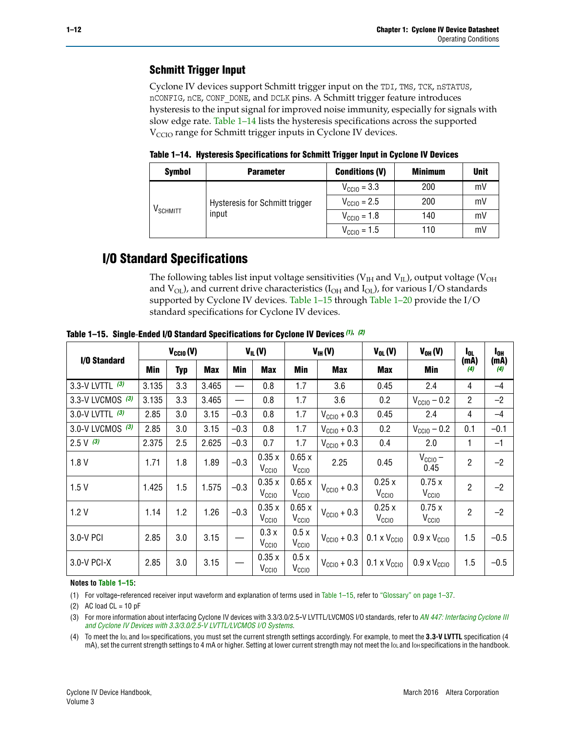## Schmitt Trigger Input

Cyclone IV devices support Schmitt trigger input on the TDI, TMS, TCK, nSTATUS, nCONFIG, nCE, CONF_DONE, and DCLK pins. A Schmitt trigger feature introduces hysteresis to the input signal for improved noise immunity, especially for signals with slow edge rate. Table 1–14 lists the hysteresis specifications across the supported $V_{CCIO}$ range for Schmitt trigger inputs in Cyclone IV devices.

**Table 1–14. Hysteresis Specifications for Schmitt Trigger Input in Cyclone IV Devices**

| Symbol | Parameter | Conditions (V) | Minimum | Unit |
|---|---|---|---|---|
| $V_{SCHMITT}$ | Hysteresis for Schmitt trigger input | $V_{CCIO}$ = 3.3 | 200 | mV |
| | | $V_{CCIO}$ = 2.5 | 200 | mV |
| | | $V_{CCIO}$ = 1.8 | 140 | mV |
| | | $V_{CCIO}$ = 1.5 | 110 | mV |

# I/O Standard Specifications

The following tables list input voltage sensitivities ($V_{IH}$ and $V_{IL}$), output voltage ($V_{OH}$ and $V_{OL}$), and current drive characteristics ($I_{OH}$ and $I_{OL}$), for various I/O standards supported by Cyclone IV devices. Table 1–15 through Table 1–20 provide the I/O standard specifications for Cyclone IV devices.

**Table 1–15. Single-Ended I/O Standard Specifications for Cyclone IV Devices** *(1), (2)*

| I/O Standard | $V_{CCIO}$ (V) | | | $V_{IL}$ (V) | | $V_{IH}$ (V) | | $V_{OL}$ (V) | $V_{OH}$ (V) | $I_{OL}$ (mA) *(4)* | $I_{OH}$ (mA) *(4)* |
|---|---|---|---|---|---|---|---|---|---|---|---|
| | Min | Typ | Max | Min | Max | Min | Max | Max | Min | | |
| 3.3-V LVTTL *(3)* | 3.135 | 3.3 | 3.465 | — | 0.8 | 1.7 | 3.6 | 0.45 | 2.4 | 4 | –4 |
| 3.3-V LVCMOS *(3)* | 3.135 | 3.3 | 3.465 | — | 0.8 | 1.7 | 3.6 | 0.2 | $V_{CCIO}$ – 0.2 | 2 | –2 |
| 3.0-V LVTTL *(3)* | 2.85 | 3.0 | 3.15 | –0.3 | 0.8 | 1.7 | $V_{CCIO}$ + 0.3 | 0.45 | 2.4 | 4 | –4 |
| 3.0-V LVCMOS *(3)* | 2.85 | 3.0 | 3.15 | –0.3 | 0.8 | 1.7 | $V_{CCIO}$ + 0.3 | 0.2 | $V_{CCIO}$ – 0.2 | 0.1 | –0.1 |
| 2.5 V *(3)* | 2.375 | 2.5 | 2.625 | –0.3 | 0.7 | 1.7 | $V_{CCIO}$ + 0.3 | 0.4 | 2.0 | 1 | –1 |
| 1.8 V | 1.71 | 1.8 | 1.89 | –0.3 | 0.35 x $V_{CCIO}$ | 0.65 x $V_{CCIO}$ | 2.25 | 0.45 | $V_{CCIO}$ – 0.45 | 2 | –2 |
| 1.5 V | 1.425 | 1.5 | 1.575 | –0.3 | 0.35 x $V_{CCIO}$ | 0.65 x $V_{CCIO}$ | $V_{CCIO}$ + 0.3 | 0.25 x $V_{CCIO}$ | 0.75 x $V_{CCIO}$ | 2 | –2 |
| 1.2 V | 1.14 | 1.2 | 1.26 | –0.3 | 0.35 x $V_{CCIO}$ | 0.65 x $V_{CCIO}$ | $V_{CCIO}$ + 0.3 | 0.25 x $V_{CCIO}$ | 0.75 x $V_{CCIO}$ | 2 | –2 |
| 3.0-V PCI | 2.85 | 3.0 | 3.15 | — | 0.3 x $V_{CCIO}$ | 0.5 x $V_{CCIO}$ | $V_{CCIO}$ + 0.3 | 0.1 x $V_{CCIO}$ | 0.9 x $V_{CCIO}$ | 1.5 | –0.5 |
| 3.0-V PCI-X | 2.85 | 3.0 | 3.15 | — | 0.35 x $V_{CCIO}$ | 0.5 x $V_{CCIO}$ | $V_{CCIO}$ + 0.3 | 0.1 x $V_{CCIO}$ | 0.9 x $V_{CCIO}$ | 1.5 | –0.5 |

**Notes to Table 1–15:**

(1) For voltage-referenced receiver input waveform and explanation of terms used in Table 1–15, refer to "Glossary" on page 1–37.

(2) AC load CL = 10 pF

(3) For more information about interfacing Cyclone IV devices with 3.3/3.0/2.5-V LVTTL/LVCMOS I/O standards, refer to *AN 447: Interfacing Cyclone III and Cyclone IV Devices with 3.3/3.0/2.5-V LVTTL/LVCMOS I/O Systems*.

(4) To meet the IOL and IOH specifications, you must set the current strength settings accordingly. For example, to meet the **3.3-V LVTTL** specification (4 mA), set the current strength settings to 4 mA or higher. Setting at lower current strength may not meet the IOL and IOH specifications in the handbook.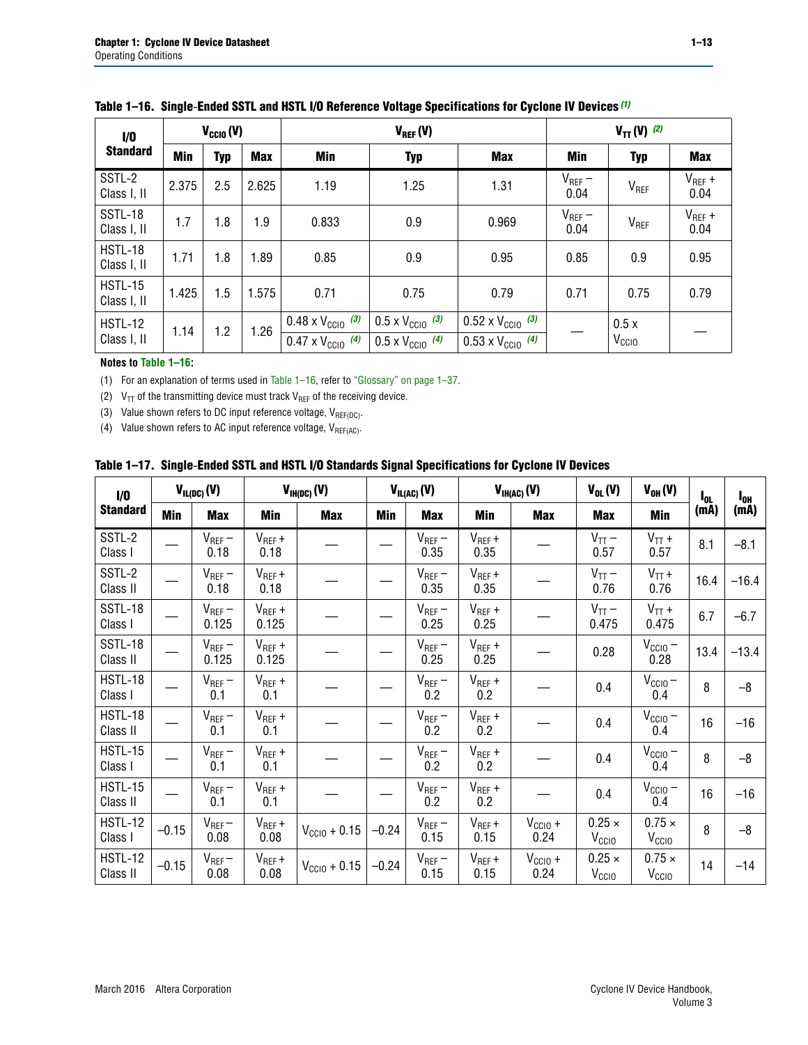**Table 1–16. Single-Ended SSTL and HSTL I/O Reference Voltage Specifications for Cyclone IV Devices (1)**

| I/O Standard | $V_{CCIO}$ (V) | | | $V_{REF}$ (V) | | | $V_{TT}$ (V) (2) | | |
|---|---|---|---|---|---|---|---|---|---|
| | Min | Typ | Max | Min | Typ | Max | Min | Typ | Max |
| SSTL-2 Class I, II | 2.375 | 2.5 | 2.625 | 1.19 | 1.25 | 1.31 | $V_{REF}$ – 0.04 | $V_{REF}$ | $V_{REF}$ + 0.04 |
| SSTL-18 Class I, II | 1.7 | 1.8 | 1.9 | 0.833 | 0.9 | 0.969 | $V_{REF}$ – 0.04 | $V_{REF}$ | $V_{REF}$ + 0.04 |
| HSTL-18 Class I, II | 1.71 | 1.8 | 1.89 | 0.85 | 0.9 | 0.95 | 0.85 | 0.9 | 0.95 |
| HSTL-15 Class I, II | 1.425 | 1.5 | 1.575 | 0.71 | 0.75 | 0.79 | 0.71 | 0.75 | 0.79 |
| HSTL-12 Class I, II | 1.14 | 1.2 | 1.26 | 0.48 x $V_{CCIO}$ (3) / 0.47 x $V_{CCIO}$ (4) | 0.5 x $V_{CCIO}$ (3) / 0.5 x $V_{CCIO}$ (4) | 0.52 x $V_{CCIO}$ (3) / 0.53 x $V_{CCIO}$ (4) | — | 0.5 x $V_{CCIO}$ | — |

**Notes to Table 1–16:**

(1) For an explanation of terms used in Table 1–16, refer to "Glossary" on page 1–37.

(2) $V_{TT}$ of the transmitting device must track $V_{REF}$ of the receiving device.

(3) Value shown refers to DC input reference voltage, $V_{REF(DC)}$.

(4) Value shown refers to AC input reference voltage, $V_{REF(AC)}$.

**Table 1–17. Single-Ended SSTL and HSTL I/O Standards Signal Specifications for Cyclone IV Devices**

| I/O Standard | $V_{IL(DC)}$ (V) | | $V_{IH(DC)}$ (V) | | $V_{IL(AC)}$ (V) | | $V_{IH(AC)}$ (V) | | $V_{OL}$ (V) | $V_{OH}$ (V) | $I_{OL}$ (mA) | $I_{OH}$ (mA) |
|---|---|---|---|---|---|---|---|---|---|---|---|---|
| | Min | Max | Min | Max | Min | Max | Min | Max | Max | Min | | |
| SSTL-2 Class I | — | $V_{REF}$ – 0.18 | $V_{REF}$ + 0.18 | — | — | $V_{REF}$ – 0.35 | $V_{REF}$ + 0.35 | — | $V_{TT}$ – 0.57 | $V_{TT}$ + 0.57 | 8.1 | –8.1 |
| SSTL-2 Class II | — | $V_{REF}$ – 0.18 | $V_{REF}$ + 0.18 | — | — | $V_{REF}$ – 0.35 | $V_{REF}$ + 0.35 | — | $V_{TT}$ – 0.76 | $V_{TT}$ + 0.76 | 16.4 | –16.4 |
| SSTL-18 Class I | — | $V_{REF}$ – 0.125 | $V_{REF}$ + 0.125 | — | — | $V_{REF}$ – 0.25 | $V_{REF}$ + 0.25 | — | $V_{TT}$ – 0.475 | $V_{TT}$ + 0.475 | 6.7 | –6.7 |
| SSTL-18 Class II | — | $V_{REF}$ – 0.125 | $V_{REF}$ + 0.125 | — | — | $V_{REF}$ – 0.25 | $V_{REF}$ + 0.25 | — | 0.28 | $V_{CCIO}$ – 0.28 | 13.4 | –13.4 |
| HSTL-18 Class I | — | $V_{REF}$ – 0.1 | $V_{REF}$ + 0.1 | — | — | $V_{REF}$ – 0.2 | $V_{REF}$ + 0.2 | — | 0.4 | $V_{CCIO}$ – 0.4 | 8 | –8 |
| HSTL-18 Class II | — | $V_{REF}$ – 0.1 | $V_{REF}$ + 0.1 | — | — | $V_{REF}$ – 0.2 | $V_{REF}$ + 0.2 | — | 0.4 | $V_{CCIO}$ – 0.4 | 16 | –16 |
| HSTL-15 Class I | — | $V_{REF}$ – 0.1 | $V_{REF}$ + 0.1 | — | — | $V_{REF}$ – 0.2 | $V_{REF}$ + 0.2 | — | 0.4 | $V_{CCIO}$ – 0.4 | 8 | –8 |
| HSTL-15 Class II | — | $V_{REF}$ – 0.1 | $V_{REF}$ + 0.1 | — | — | $V_{REF}$ – 0.2 | $V_{REF}$ + 0.2 | — | 0.4 | $V_{CCIO}$ – 0.4 | 16 | –16 |
| HSTL-12 Class I | –0.15 | $V_{REF}$ – 0.08 | $V_{REF}$ + 0.08 | $V_{CCIO}$ + 0.15 | –0.24 | $V_{REF}$ – 0.15 | $V_{REF}$ + 0.15 | $V_{CCIO}$ + 0.24 | 0.25 × $V_{CCIO}$ | 0.75 × $V_{CCIO}$ | 8 | –8 |
| HSTL-12 Class II | –0.15 | $V_{REF}$ – 0.08 | $V_{REF}$ + 0.08 | $V_{CCIO}$ + 0.15 | –0.24 | $V_{REF}$ – 0.15 | $V_{REF}$ + 0.15 | $V_{CCIO}$ + 0.24 | 0.25 × $V_{CCIO}$ | 0.75 × $V_{CCIO}$ | 14 | –14 |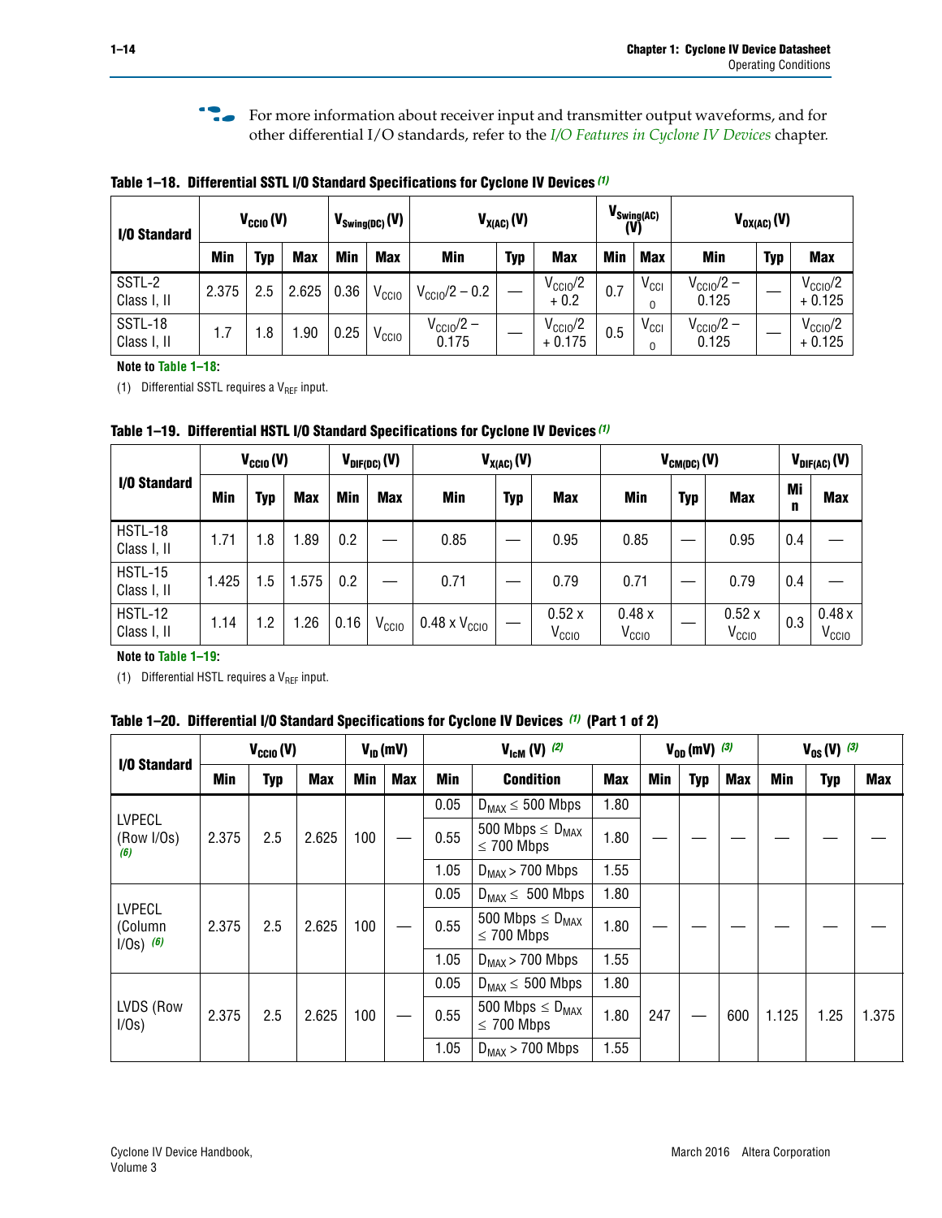For more information about receiver input and transmitter output waveforms, and for other differential I/O standards, refer to the *I/O Features in Cyclone IV Devices* chapter.

**Table 1–18. Differential SSTL I/O Standard Specifications for Cyclone IV Devices (1)**

| I/O Standard | $V_{CCIO}$ (V) | | | $V_{Swing(DC)}$ (V) | | $V_{X(AC)}$ (V) | | | $V_{Swing(AC)}$ (V) | | $V_{OX(AC)}$ (V) | | |
|---|---|---|---|---|---|---|---|---|---|---|---|---|---|
| | Min | Typ | Max | Min | Max | Min | Typ | Max | Min | Max | Min | Typ | Max |
| SSTL-2 Class I, II | 2.375 | 2.5 | 2.625 | 0.36 | $V_{CCIO}$ | $V_{CCIO}/2 - 0.2$ | — | $V_{CCIO}/2 + 0.2$ | 0.7 | $V_{CCIO}$ | $V_{CCIO}/2 - 0.125$ | — | $V_{CCIO}/2 + 0.125$ |
| SSTL-18 Class I, II | 1.7 | 1.8 | 1.90 | 0.25 | $V_{CCIO}$ | $V_{CCIO}/2 - 0.175$ | — | $V_{CCIO}/2 + 0.175$ | 0.5 | $V_{CCIO}$ | $V_{CCIO}/2 - 0.125$ | — | $V_{CCIO}/2 + 0.125$ |

**Note to Table 1–18:**

(1) Differential SSTL requires a $V_{REF}$ input.

**Table 1–19. Differential HSTL I/O Standard Specifications for Cyclone IV Devices (1)**

| I/O Standard | $V_{CCIO}$ (V) | | | $V_{DIF(DC)}$ (V) | | $V_{X(AC)}$ (V) | | | $V_{CM(DC)}$ (V) | | | $V_{DIF(AC)}$ (V) | |
|---|---|---|---|---|---|---|---|---|---|---|---|---|---|
| | Min | Typ | Max | Min | Max | Min | Typ | Max | Min | Typ | Max | Min | Max |
| HSTL-18 Class I, II | 1.71 | 1.8 | 1.89 | 0.2 | — | 0.85 | — | 0.95 | 0.85 | — | 0.95 | 0.4 | — |
| HSTL-15 Class I, II | 1.425 | 1.5 | 1.575 | 0.2 | — | 0.71 | — | 0.79 | 0.71 | — | 0.79 | 0.4 | — |
| HSTL-12 Class I, II | 1.14 | 1.2 | 1.26 | 0.16 | $V_{CCIO}$ | 0.48 x $V_{CCIO}$ | — | 0.52 x $V_{CCIO}$ | 0.48 x $V_{CCIO}$ | — | 0.52 x $V_{CCIO}$ | 0.3 | 0.48 x $V_{CCIO}$ |

**Note to Table 1–19:**

(1) Differential HSTL requires a $V_{REF}$ input.

**Table 1–20. Differential I/O Standard Specifications for Cyclone IV Devices (1) (Part 1 of 2)**

| I/O Standard | $V_{CCIO}$ (V) | | | $V_{ID}$ (mV) | | $V_{IcM}$ (V) (2) | | | $V_{OD}$ (mV) (3) | | | $V_{OS}$ (V) (3) | | |
|---|---|---|---|---|---|---|---|---|---|---|---|---|---|---|
| | Min | Typ | Max | Min | Max | Min | Condition | Max | Min | Typ | Max | Min | Typ | Max |
| LVPECL (Row I/Os) (6) | 2.375 | 2.5 | 2.625 | 100 | — | 0.05 | $D_{MAX} \leq 500$ Mbps | 1.80 | — | — | — | — | — | — |
| | | | | | | 0.55 | 500 Mbps $\leq D_{MAX} \leq 700$ Mbps | 1.80 | | | | | | |
| | | | | | | 1.05 | $D_{MAX} > 700$ Mbps | 1.55 | | | | | | |
| LVPECL (Column I/Os) (6) | 2.375 | 2.5 | 2.625 | 100 | — | 0.05 | $D_{MAX} \leq 500$ Mbps | 1.80 | — | — | — | — | — | — |
| | | | | | | 0.55 | 500 Mbps $\leq D_{MAX} \leq 700$ Mbps | 1.80 | | | | | | |
| | | | | | | 1.05 | $D_{MAX} > 700$ Mbps | 1.55 | | | | | | |
| LVDS (Row I/Os) | 2.375 | 2.5 | 2.625 | 100 | — | 0.05 | $D_{MAX} \leq 500$ Mbps | 1.80 | 247 | — | 600 | 1.125 | 1.25 | 1.375 |
| | | | | | | 0.55 | 500 Mbps $\leq D_{MAX} \leq 700$ Mbps | 1.80 | | | | | | |
| | | | | | | 1.05 | $D_{MAX} > 700$ Mbps | 1.55 | | | | | | |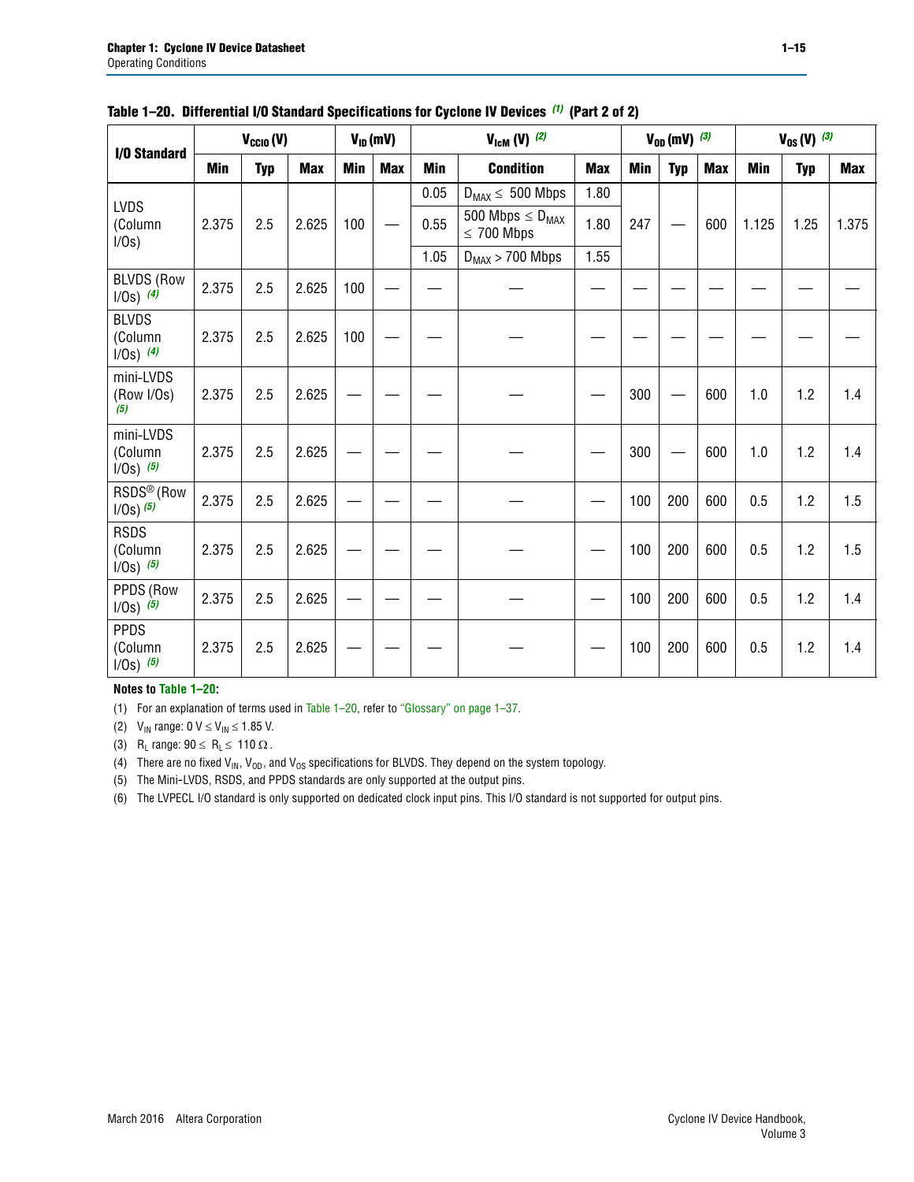**Table 1–20. Differential I/O Standard Specifications for Cyclone IV Devices (1) (Part 2 of 2)**

| I/O Standard | $V_{CCIO}$ (V) | | | $V_{ID}$ (mV) | | $V_{IcM}$ (V) (2) | | | $V_{OD}$ (mV) (3) | | | $V_{OS}$ (V) (3) | | |
|---|---|---|---|---|---|---|---|---|---|---|---|---|---|---|
| | Min | Typ | Max | Min | Max | Min | Condition | Max | Min | Typ | Max | Min | Typ | Max |
| LVDS (Column I/Os) | 2.375 | 2.5 | 2.625 | 100 | — | 0.05 | $D_{MAX} \leq$ 500 Mbps | 1.80 | 247 | — | 600 | 1.125 | 1.25 | 1.375 |
| | | | | | | 0.55 | 500 Mbps $\leq D_{MAX} \leq$ 700 Mbps | 1.80 | | | | | | |
| | | | | | | 1.05 | $D_{MAX}$ > 700 Mbps | 1.55 | | | | | | |
| BLVDS (Row I/Os) (4) | 2.375 | 2.5 | 2.625 | 100 | — | — | — | — | — | — | — | — | — | — |
| BLVDS (Column I/Os) (4) | 2.375 | 2.5 | 2.625 | 100 | — | — | — | — | — | — | — | — | — | — |
| mini-LVDS (Row I/Os) (5) | 2.375 | 2.5 | 2.625 | — | — | — | — | — | 300 | — | 600 | 1.0 | 1.2 | 1.4 |
| mini-LVDS (Column I/Os) (5) | 2.375 | 2.5 | 2.625 | — | — | — | — | — | 300 | — | 600 | 1.0 | 1.2 | 1.4 |
| RSDS® (Row I/Os) (5) | 2.375 | 2.5 | 2.625 | — | — | — | — | — | 100 | 200 | 600 | 0.5 | 1.2 | 1.5 |
| RSDS (Column I/Os) (5) | 2.375 | 2.5 | 2.625 | — | — | — | — | — | 100 | 200 | 600 | 0.5 | 1.2 | 1.5 |
| PPDS (Row I/Os) (5) | 2.375 | 2.5 | 2.625 | — | — | — | — | — | 100 | 200 | 600 | 0.5 | 1.2 | 1.4 |
| PPDS (Column I/Os) (5) | 2.375 | 2.5 | 2.625 | — | — | — | — | — | 100 | 200 | 600 | 0.5 | 1.2 | 1.4 |

**Notes to Table 1–20:**

(1) For an explanation of terms used in Table 1–20, refer to "Glossary" on page 1–37.

(2) $V_{IN}$ range: 0 V $\leq V_{IN} \leq$ 1.85 V.

(3) $R_L$ range: 90 $\leq R_L \leq$ 110 Ω.

(4) There are no fixed $V_{IN}$, $V_{OD}$, and $V_{OS}$ specifications for BLVDS. They depend on the system topology.

(5) The Mini-LVDS, RSDS, and PPDS standards are only supported at the output pins.

(6) The LVPECL I/O standard is only supported on dedicated clock input pins. This I/O standard is not supported for output pins.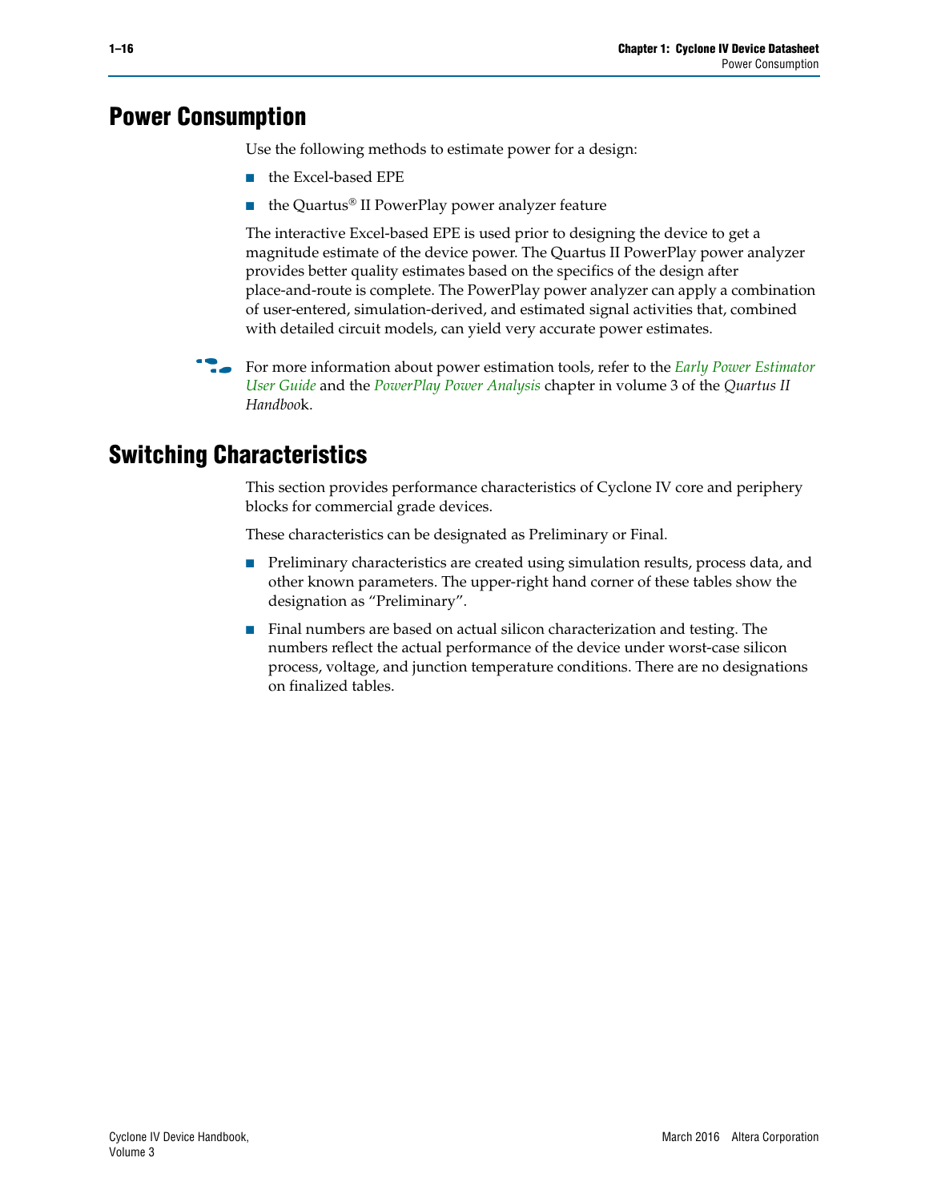## Power Consumption

Use the following methods to estimate power for a design:

- the Excel-based EPE
- the Quartus® II PowerPlay power analyzer feature

The interactive Excel-based EPE is used prior to designing the device to get a magnitude estimate of the device power. The Quartus II PowerPlay power analyzer provides better quality estimates based on the specifics of the design after place-and-route is complete. The PowerPlay power analyzer can apply a combination of user-entered, simulation-derived, and estimated signal activities that, combined with detailed circuit models, can yield very accurate power estimates.

For more information about power estimation tools, refer to the *Early Power Estimator User Guide* and the *PowerPlay Power Analysis* chapter in volume 3 of the *Quartus II Handbook*.

## Switching Characteristics

This section provides performance characteristics of Cyclone IV core and periphery blocks for commercial grade devices.

These characteristics can be designated as Preliminary or Final.

- Preliminary characteristics are created using simulation results, process data, and other known parameters. The upper-right hand corner of these tables show the designation as "Preliminary".
- Final numbers are based on actual silicon characterization and testing. The numbers reflect the actual performance of the device under worst-case silicon process, voltage, and junction temperature conditions. There are no designations on finalized tables.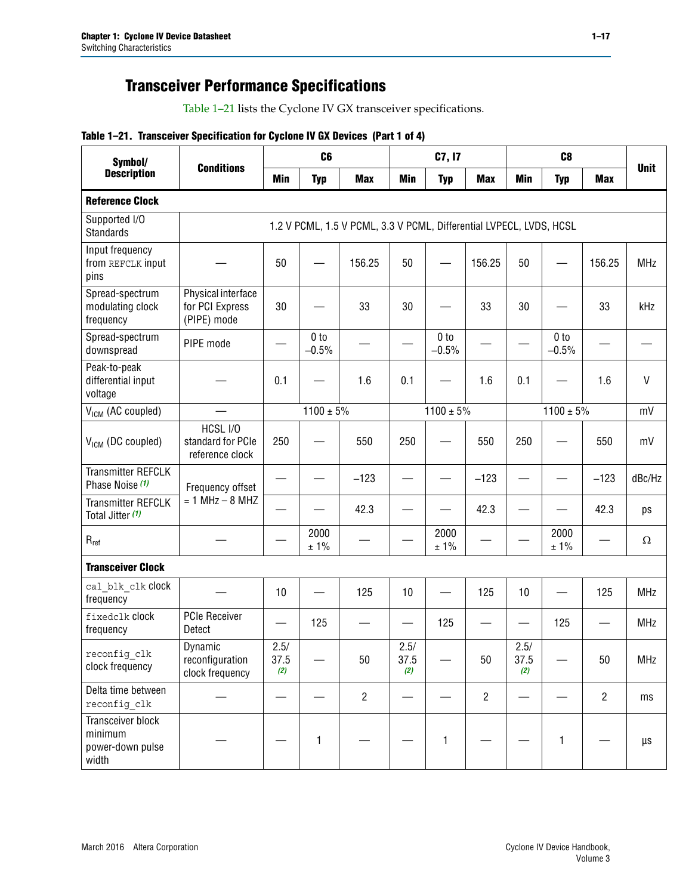## Transceiver Performance Specifications

Table 1–21 lists the Cyclone IV GX transceiver specifications.

**Table 1–21. Transceiver Specification for Cyclone IV GX Devices (Part 1 of 4)**

| Symbol/ Description | Conditions | C6 | | | C7, I7 | | | C8 | | | Unit |
|---|---|---|---|---|---|---|---|---|---|---|---|
| | | Min | Typ | Max | Min | Typ | Max | Min | Typ | Max | |
| **Reference Clock** | | | | | | | | | | | |
| Supported I/O Standards | 1.2 V PCML, 1.5 V PCML, 3.3 V PCML, Differential LVPECL, LVDS, HCSL | | | | | | | | | | |
| Input frequency from REFCLK input pins | — | 50 | — | 156.25 | 50 | — | 156.25 | 50 | — | 156.25 | MHz |
| Spread-spectrum modulating clock frequency | Physical interface for PCI Express (PIPE) mode | 30 | — | 33 | 30 | — | 33 | 30 | — | 33 | kHz |
| Spread-spectrum downspread | PIPE mode | — | 0 to −0.5% | — | — | 0 to −0.5% | — | — | 0 to −0.5% | — | — |
| Peak-to-peak differential input voltage | — | 0.1 | — | 1.6 | 0.1 | — | 1.6 | 0.1 | — | 1.6 | V |
| $V_{ICM}$ (AC coupled) | — | 1100 ± 5% | | | 1100 ± 5% | | | 1100 ± 5% | | | mV |
| $V_{ICM}$ (DC coupled) | HCSL I/O standard for PCIe reference clock | 250 | — | 550 | 250 | — | 550 | 250 | — | 550 | mV |
| Transmitter REFCLK Phase Noise (1) | Frequency offset = 1 MHz – 8 MHZ | — | — | −123 | — | — | −123 | — | — | −123 | dBc/Hz |
| Transmitter REFCLK Total Jitter (1) | | — | — | 42.3 | — | — | 42.3 | — | — | 42.3 | ps |
| $R_{ref}$ | — | — | 2000 ± 1% | — | — | 2000 ± 1% | — | — | 2000 ± 1% | — | Ω |
| **Transceiver Clock** | | | | | | | | | | | |
| cal_blk_clk clock frequency | — | 10 | — | 125 | 10 | — | 125 | 10 | — | 125 | MHz |
| fixedclk clock frequency | PCIe Receiver Detect | — | 125 | — | — | 125 | — | — | 125 | — | MHz |
| reconfig_clk clock frequency | Dynamic reconfiguration clock frequency | 2.5/ 37.5 (2) | — | 50 | 2.5/ 37.5 (2) | — | 50 | 2.5/ 37.5 (2) | — | 50 | MHz |
| Delta time between reconfig_clk | — | — | — | 2 | — | — | 2 | — | — | 2 | ms |
| Transceiver block minimum power-down pulse width | — | — | 1 | — | — | 1 | — | — | 1 | — | µs |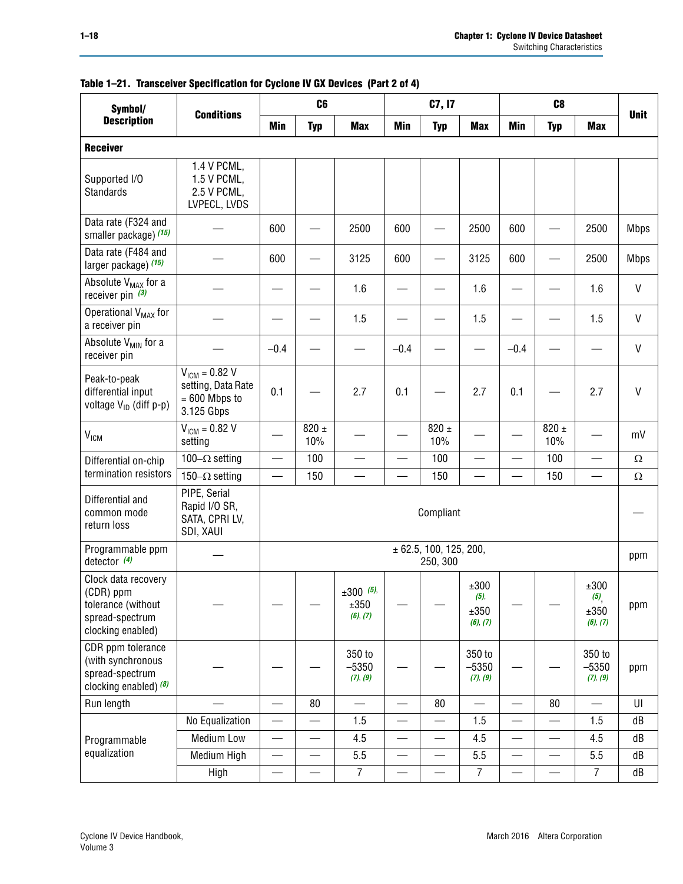**Table 1–21. Transceiver Specification for Cyclone IV GX Devices (Part 2 of 4)**

| Symbol/ Description | Conditions | C6 | | | C7, I7 | | | C8 | | | Unit |
|---|---|---|---|---|---|---|---|---|---|---|---|
| | | Min | Typ | Max | Min | Typ | Max | Min | Typ | Max | |
| **Receiver** | | | | | | | | | | | |
| Supported I/O Standards | 1.4 V PCML, 1.5 V PCML, 2.5 V PCML, LVPECL, LVDS | | | | | | | | | | |
| Data rate (F324 and smaller package) *(15)* | — | 600 | — | 2500 | 600 | — | 2500 | 600 | — | 2500 | Mbps |
| Data rate (F484 and larger package) *(15)* | — | 600 | — | 3125 | 600 | — | 3125 | 600 | — | 2500 | Mbps |
| Absolute $V_{MAX}$ for a receiver pin *(3)* | — | — | — | 1.6 | — | — | 1.6 | — | — | 1.6 | V |
| Operational $V_{MAX}$ for a receiver pin | — | — | — | 1.5 | — | — | 1.5 | — | — | 1.5 | V |
| Absolute $V_{MIN}$ for a receiver pin | — | –0.4 | — | — | –0.4 | — | — | –0.4 | — | — | V |
| Peak-to-peak differential input voltage $V_{ID}$ (diff p-p) | $V_{ICM}$ = 0.82 V setting, Data Rate = 600 Mbps to 3.125 Gbps | 0.1 | — | 2.7 | 0.1 | — | 2.7 | 0.1 | — | 2.7 | V |
| $V_{ICM}$ | $V_{ICM}$ = 0.82 V setting | — | 820 ± 10% | — | — | 820 ± 10% | — | — | 820 ± 10% | — | mV |
| Differential on-chip termination resistors | 100–Ω setting | — | 100 | — | — | 100 | — | — | 100 | — | Ω |
| | 150–Ω setting | — | 150 | — | — | 150 | — | — | 150 | — | Ω |
| Differential and common mode return loss | PIPE, Serial Rapid I/O SR, SATA, CPRI LV, SDI, XAUI | Compliant | | | | | | | | | — |
| Programmable ppm detector *(4)* | — | ± 62.5, 100, 125, 200, 250, 300 | | | | | | | | | ppm |
| Clock data recovery (CDR) ppm tolerance (without spread-spectrum clocking enabled) | — | — | — | ±300 *(5)*, ±350 *(6)*, *(7)* | — | — | ±300 *(5)*, ±350 *(6)*, *(7)* | — | — | ±300 *(5)*, ±350 *(6)*, *(7)* | ppm |
| CDR ppm tolerance (with synchronous spread-spectrum clocking enabled) *(8)* | — | — | — | 350 to –5350 *(7)*, *(9)* | — | — | 350 to –5350 *(7)*, *(9)* | — | — | 350 to –5350 *(7)*, *(9)* | ppm |
| Run length | — | — | 80 | — | — | 80 | — | — | 80 | — | UI |
| Programmable equalization | No Equalization | — | — | 1.5 | — | — | 1.5 | — | — | 1.5 | dB |
| | Medium Low | — | — | 4.5 | — | — | 4.5 | — | — | 4.5 | dB |
| | Medium High | — | — | 5.5 | — | — | 5.5 | — | — | 5.5 | dB |
| | High | — | — | 7 | — | — | 7 | — | — | 7 | dB |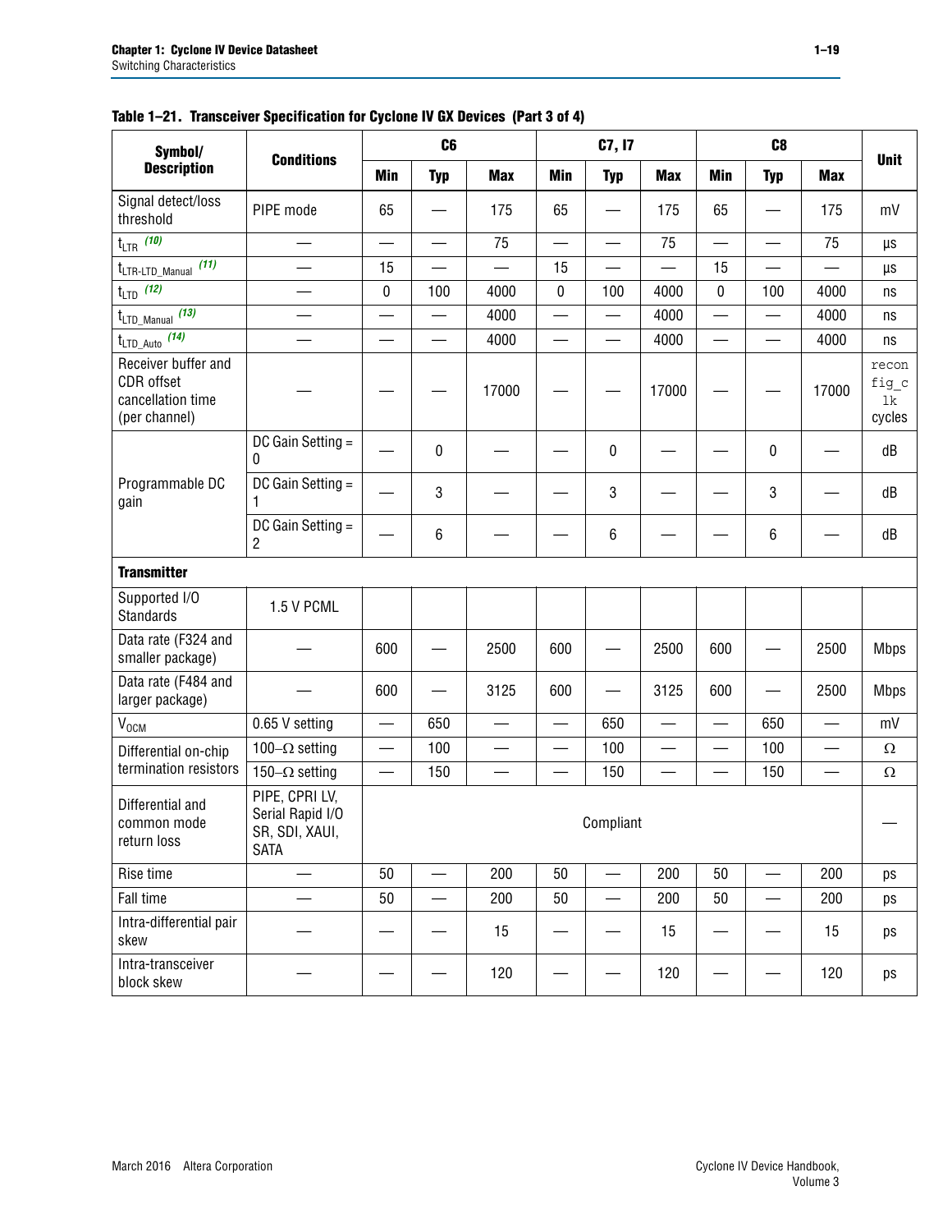**Table 1–21. Transceiver Specification for Cyclone IV GX Devices (Part 3 of 4)**

| Symbol/ Description | Conditions | C6 | | | C7, I7 | | | C8 | | | Unit |
|---|---|---|---|---|---|---|---|---|---|---|---|
| | | Min | Typ | Max | Min | Typ | Max | Min | Typ | Max | |
| Signal detect/loss threshold | PIPE mode | 65 | — | 175 | 65 | — | 175 | 65 | — | 175 | mV |
| $t_{LTR}$ (10) | — | — | — | 75 | — | — | 75 | — | — | 75 | µs |
| $t_{LTR\text{-}LTD\_Manual}$ (11) | — | 15 | — | — | 15 | — | — | 15 | — | — | µs |
| $t_{LTD}$ (12) | — | 0 | 100 | 4000 | 0 | 100 | 4000 | 0 | 100 | 4000 | ns |
| $t_{LTD\_Manual}$ (13) | — | — | — | 4000 | — | — | 4000 | — | — | 4000 | ns |
| $t_{LTD\_Auto}$ (14) | — | — | — | 4000 | — | — | 4000 | — | — | 4000 | ns |
| Receiver buffer and CDR offset cancellation time (per channel) | — | — | — | 17000 | — | — | 17000 | — | — | 17000 | reconfig_clk cycles |
| Programmable DC gain | DC Gain Setting = 0 | — | 0 | — | — | 0 | — | — | 0 | — | dB |
| | DC Gain Setting = 1 | — | 3 | — | — | 3 | — | — | 3 | — | dB |
| | DC Gain Setting = 2 | — | 6 | — | — | 6 | — | — | 6 | — | dB |
| **Transmitter** | | | | | | | | | | | |
| Supported I/O Standards | 1.5 V PCML | | | | | | | | | | |
| Data rate (F324 and smaller package) | — | 600 | — | 2500 | 600 | — | 2500 | 600 | — | 2500 | Mbps |
| Data rate (F484 and larger package) | — | 600 | — | 3125 | 600 | — | 3125 | 600 | — | 2500 | Mbps |
| $V_{OCM}$ | 0.65 V setting | — | 650 | — | — | 650 | — | — | 650 | — | mV |
| Differential on-chip termination resistors | 100–Ω setting | — | 100 | — | — | 100 | — | — | 100 | — | Ω |
| | 150–Ω setting | — | 150 | — | — | 150 | — | — | 150 | — | Ω |
| Differential and common mode return loss | PIPE, CPRI LV, Serial Rapid I/O SR, SDI, XAUI, SATA | Compliant | | | | | | | | | — |
| Rise time | — | 50 | — | 200 | 50 | — | 200 | 50 | — | 200 | ps |
| Fall time | — | 50 | — | 200 | 50 | — | 200 | 50 | — | 200 | ps |
| Intra-differential pair skew | — | — | — | 15 | — | — | 15 | — | — | 15 | ps |
| Intra-transceiver block skew | — | — | — | 120 | — | — | 120 | — | — | 120 | ps |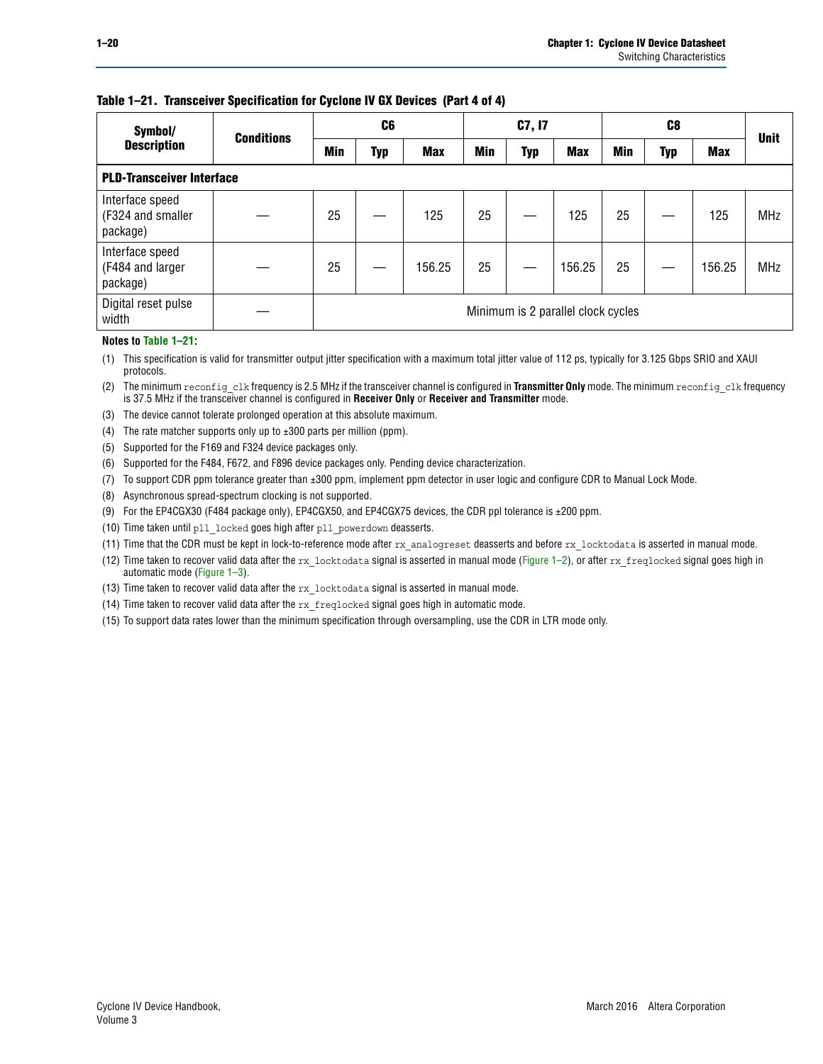**Table 1–21. Transceiver Specification for Cyclone IV GX Devices (Part 4 of 4)**

| Symbol/ Description | Conditions | C6 | | | C7, I7 | | | C8 | | | Unit |
|---|---|---|---|---|---|---|---|---|---|---|---|
| | | Min | Typ | Max | Min | Typ | Max | Min | Typ | Max | |
| **PLD-Transceiver Interface** | | | | | | | | | | | |
| Interface speed (F324 and smaller package) | — | 25 | — | 125 | 25 | — | 125 | 25 | — | 125 | MHz |
| Interface speed (F484 and larger package) | — | 25 | — | 156.25 | 25 | — | 156.25 | 25 | — | 156.25 | MHz |
| Digital reset pulse width | — | Minimum is 2 parallel clock cycles | | | | | | | | | |

**Notes to Table 1–21:**

(1) This specification is valid for transmitter output jitter specification with a maximum total jitter value of 112 ps, typically for 3.125 Gbps SRIO and XAUI protocols.

(2) The minimum `reconfig_clk` frequency is 2.5 MHz if the transceiver channel is configured in **Transmitter Only** mode. The minimum `reconfig_clk` frequency is 37.5 MHz if the transceiver channel is configured in **Receiver Only** or **Receiver and Transmitter** mode.

(3) The device cannot tolerate prolonged operation at this absolute maximum.

(4) The rate matcher supports only up to ±300 parts per million (ppm).

(5) Supported for the F169 and F324 device packages only.

(6) Supported for the F484, F672, and F896 device packages only. Pending device characterization.

(7) To support CDR ppm tolerance greater than ±300 ppm, implement ppm detector in user logic and configure CDR to Manual Lock Mode.

(8) Asynchronous spread-spectrum clocking is not supported.

(9) For the EP4CGX30 (F484 package only), EP4CGX50, and EP4CGX75 devices, the CDR ppl tolerance is ±200 ppm.

(10) Time taken until `pll_locked` goes high after `pll_powerdown` deasserts.

(11) Time that the CDR must be kept in lock-to-reference mode after `rx_analogreset` deasserts and before `rx_locktodata` is asserted in manual mode.

(12) Time taken to recover valid data after the `rx_locktodata` signal is asserted in manual mode (Figure 1–2), or after `rx_freqlocked` signal goes high in automatic mode (Figure 1–3).

(13) Time taken to recover valid data after the `rx_locktodata` signal is asserted in manual mode.

(14) Time taken to recover valid data after the `rx_freqlocked` signal goes high in automatic mode.

(15) To support data rates lower than the minimum specification through oversampling, use the CDR in LTR mode only.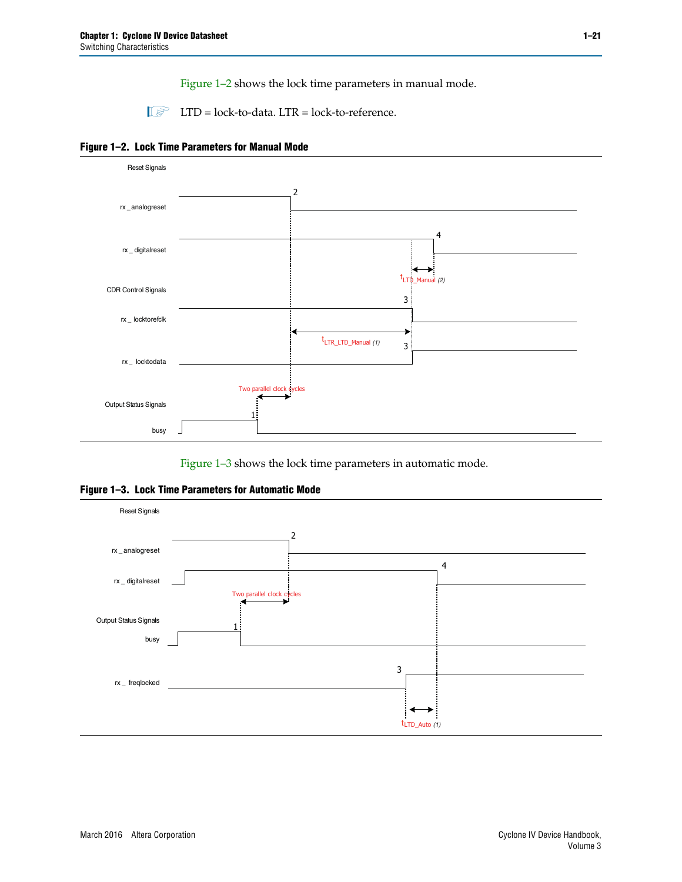Figure 1–2 shows the lock time parameters in manual mode.

LTD = lock-to-data. LTR = lock-to-reference.

**Figure 1–2. Lock Time Parameters for Manual Mode**

Figure 1–3 shows the lock time parameters in automatic mode.

**Figure 1–3. Lock Time Parameters for Automatic Mode**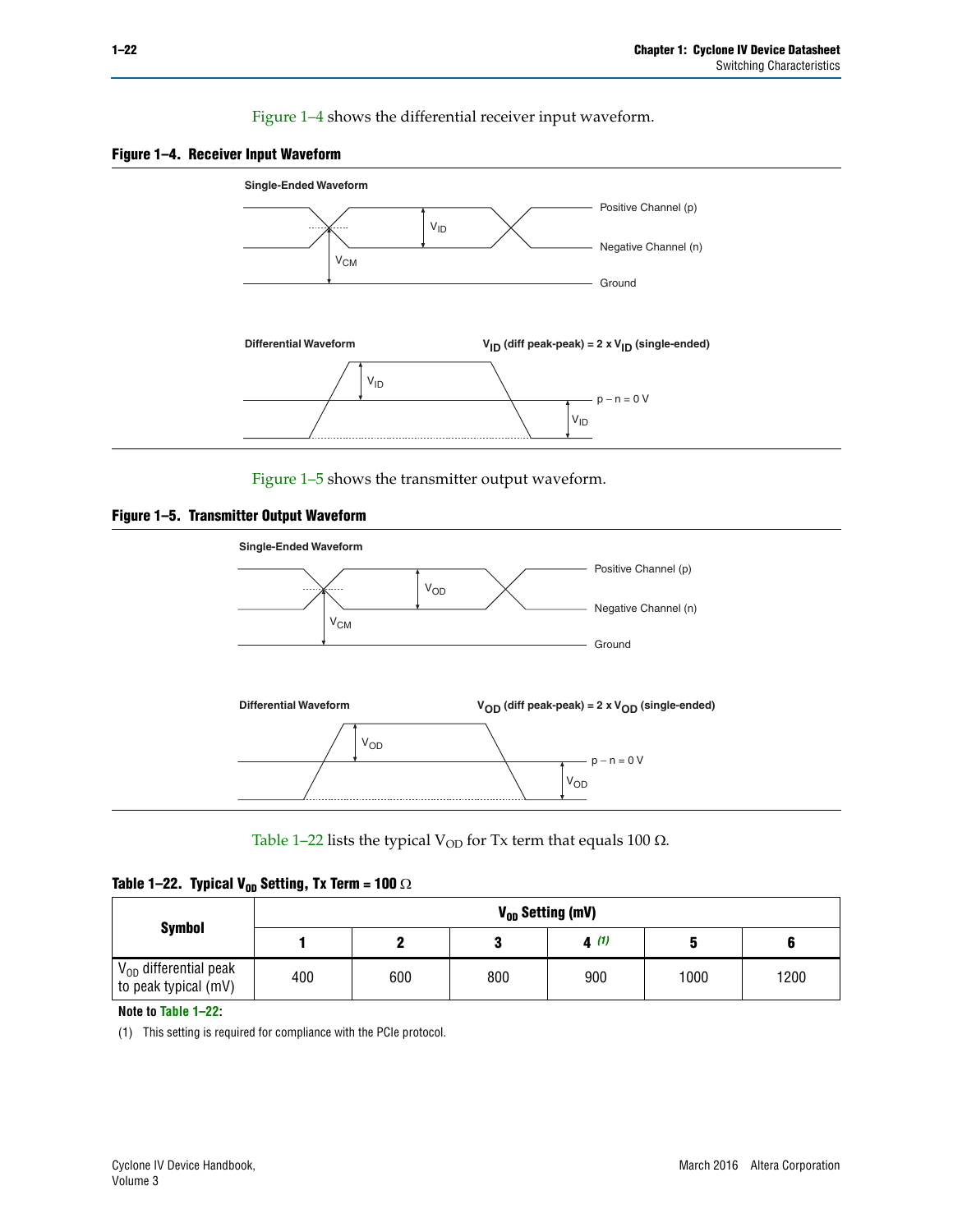Figure 1–4 shows the differential receiver input waveform.

**Figure 1–4. Receiver Input Waveform**

Single-Ended Waveform

Positive Channel (p)

Negative Channel (n)

Ground

$V_{ID}$

$V_{CM}$

Differential Waveform

$V_{ID}$ (diff peak-peak) = 2 x $V_{ID}$ (single-ended)

$V_{ID}$

p − n = 0 V

$V_{ID}$

Figure 1–5 shows the transmitter output waveform.

**Figure 1–5. Transmitter Output Waveform**

Single-Ended Waveform

Positive Channel (p)

Negative Channel (n)

Ground

$V_{OD}$

$V_{CM}$

Differential Waveform

$V_{OD}$ (diff peak-peak) = 2 x $V_{OD}$ (single-ended)

$V_{OD}$

p − n = 0 V

$V_{OD}$

Table 1–22 lists the typical $V_{OD}$ for Tx term that equals 100 Ω.

**Table 1–22. Typical $V_{OD}$ Setting, Tx Term = 100 Ω**

| Symbol | $V_{OD}$ Setting (mV) | | | | | |
|---|---|---|---|---|---|---|
| | 1 | 2 | 3 | 4 (1) | 5 | 6 |
| $V_{OD}$ differential peak to peak typical (mV) | 400 | 600 | 800 | 900 | 1000 | 1200 |

**Note to Table 1–22:**

(1) This setting is required for compliance with the PCIe protocol.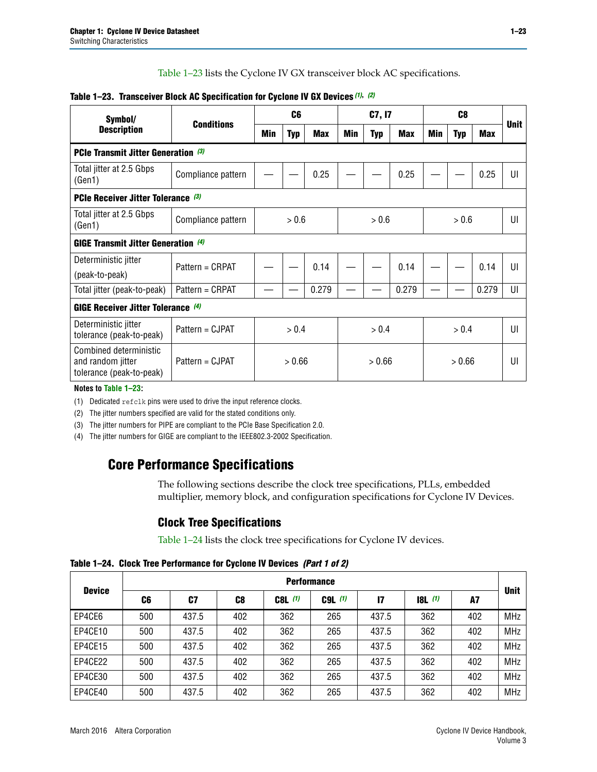Table 1–23 lists the Cyclone IV GX transceiver block AC specifications.

**Table 1–23. Transceiver Block AC Specification for Cyclone IV GX Devices (1), (2)**

| Symbol/ Description | Conditions | C6 | | | C7, I7 | | | C8 | | | Unit |
|---|---|---|---|---|---|---|---|---|---|---|---|
| | | Min | Typ | Max | Min | Typ | Max | Min | Typ | Max | |
| **PCIe Transmit Jitter Generation (3)** | | | | | | | | | | | |
| Total jitter at 2.5 Gbps (Gen1) | Compliance pattern | — | — | 0.25 | — | — | 0.25 | — | — | 0.25 | UI |
| **PCIe Receiver Jitter Tolerance (3)** | | | | | | | | | | | |
| Total jitter at 2.5 Gbps (Gen1) | Compliance pattern | > 0.6 | | | > 0.6 | | | > 0.6 | | | UI |
| **GIGE Transmit Jitter Generation (4)** | | | | | | | | | | | |
| Deterministic jitter (peak-to-peak) | Pattern = CRPAT | — | — | 0.14 | — | — | 0.14 | — | — | 0.14 | UI |
| Total jitter (peak-to-peak) | Pattern = CRPAT | — | — | 0.279 | — | — | 0.279 | — | — | 0.279 | UI |
| **GIGE Receiver Jitter Tolerance (4)** | | | | | | | | | | | |
| Deterministic jitter tolerance (peak-to-peak) | Pattern = CJPAT | > 0.4 | | | > 0.4 | | | > 0.4 | | | UI |
| Combined deterministic and random jitter tolerance (peak-to-peak) | Pattern = CJPAT | > 0.66 | | | > 0.66 | | | > 0.66 | | | UI |

**Notes to Table 1–23:**

(1) Dedicated `refclk` pins were used to drive the input reference clocks.

(2) The jitter numbers specified are valid for the stated conditions only.

(3) The jitter numbers for PIPE are compliant to the PCIe Base Specification 2.0.

(4) The jitter numbers for GIGE are compliant to the IEEE802.3-2002 Specification.

## Core Performance Specifications

The following sections describe the clock tree specifications, PLLs, embedded multiplier, memory block, and configuration specifications for Cyclone IV Devices.

### Clock Tree Specifications

Table 1–24 lists the clock tree specifications for Cyclone IV devices.

**Table 1–24. Clock Tree Performance for Cyclone IV Devices *(Part 1 of 2)***

| Device | Performance | | | | | | | | Unit |
|---|---|---|---|---|---|---|---|---|---|
| | C6 | C7 | C8 | C8L (1) | C9L (1) | I7 | I8L (1) | A7 | |
| EP4CE6 | 500 | 437.5 | 402 | 362 | 265 | 437.5 | 362 | 402 | MHz |
| EP4CE10 | 500 | 437.5 | 402 | 362 | 265 | 437.5 | 362 | 402 | MHz |
| EP4CE15 | 500 | 437.5 | 402 | 362 | 265 | 437.5 | 362 | 402 | MHz |
| EP4CE22 | 500 | 437.5 | 402 | 362 | 265 | 437.5 | 362 | 402 | MHz |
| EP4CE30 | 500 | 437.5 | 402 | 362 | 265 | 437.5 | 362 | 402 | MHz |
| EP4CE40 | 500 | 437.5 | 402 | 362 | 265 | 437.5 | 362 | 402 | MHz |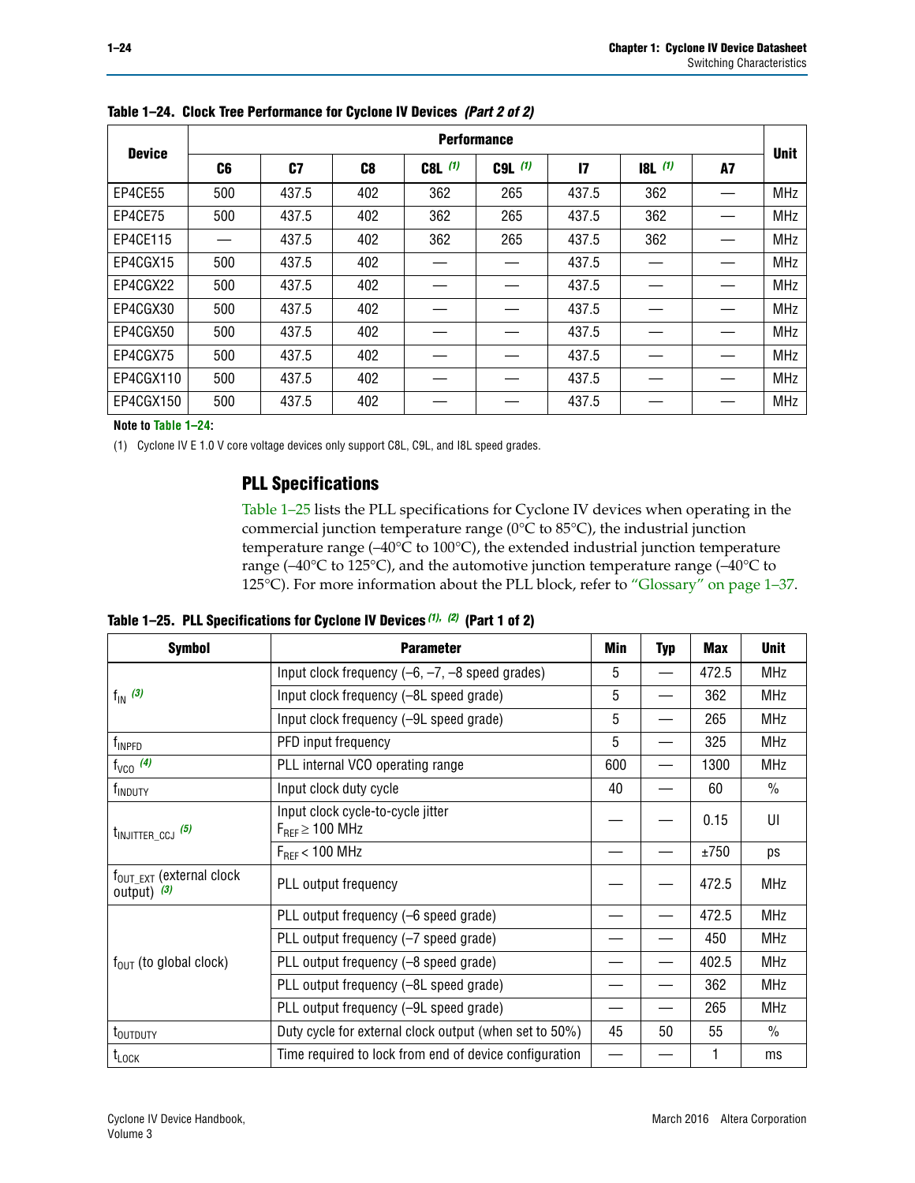**Table 1–24. Clock Tree Performance for Cyclone IV Devices *(Part 2 of 2)***

| Device | Performance | | | | | | | | Unit |
|---|---|---|---|---|---|---|---|---|---|
| | C6 | C7 | C8 | C8L (1) | C9L (1) | I7 | I8L (1) | A7 | |
| EP4CE55 | 500 | 437.5 | 402 | 362 | 265 | 437.5 | 362 | — | MHz |
| EP4CE75 | 500 | 437.5 | 402 | 362 | 265 | 437.5 | 362 | — | MHz |
| EP4CE115 | — | 437.5 | 402 | 362 | 265 | 437.5 | 362 | — | MHz |
| EP4CGX15 | 500 | 437.5 | 402 | — | — | 437.5 | — | — | MHz |
| EP4CGX22 | 500 | 437.5 | 402 | — | — | 437.5 | — | — | MHz |
| EP4CGX30 | 500 | 437.5 | 402 | — | — | 437.5 | — | — | MHz |
| EP4CGX50 | 500 | 437.5 | 402 | — | — | 437.5 | — | — | MHz |
| EP4CGX75 | 500 | 437.5 | 402 | — | — | 437.5 | — | — | MHz |
| EP4CGX110 | 500 | 437.5 | 402 | — | — | 437.5 | — | — | MHz |
| EP4CGX150 | 500 | 437.5 | 402 | — | — | 437.5 | — | — | MHz |

**Note to Table 1–24:**

(1) Cyclone IV E 1.0 V core voltage devices only support C8L, C9L, and I8L speed grades.

## PLL Specifications

Table 1–25 lists the PLL specifications for Cyclone IV devices when operating in the commercial junction temperature range (0°C to 85°C), the industrial junction temperature range (–40°C to 100°C), the extended industrial junction temperature range (–40°C to 125°C), and the automotive junction temperature range (–40°C to 125°C). For more information about the PLL block, refer to "Glossary" on page 1–37.

**Table 1–25. PLL Specifications for Cyclone IV Devices *(1), (2)* (Part 1 of 2)**

| Symbol | Parameter | Min | Typ | Max | Unit |
|---|---|---|---|---|---|
| $f_{IN}$ (3) | Input clock frequency (–6, –7, –8 speed grades) | 5 | — | 472.5 | MHz |
| | Input clock frequency (–8L speed grade) | 5 | — | 362 | MHz |
| | Input clock frequency (–9L speed grade) | 5 | — | 265 | MHz |
| $f_{INPFD}$ | PFD input frequency | 5 | — | 325 | MHz |
| $f_{VCO}$ (4) | PLL internal VCO operating range | 600 | — | 1300 | MHz |
| $f_{INDUTY}$ | Input clock duty cycle | 40 | — | 60 | % |
| $t_{INJITTER\_CCJ}$ (5) | Input clock cycle-to-cycle jitter $F_{REF} \geq 100$ MHz | — | — | 0.15 | UI |
| | $F_{REF} < 100$ MHz | — | — | ±750 | ps |
| $f_{OUT\_EXT}$ (external clock output) (3) | PLL output frequency | — | — | 472.5 | MHz |
| $f_{OUT}$ (to global clock) | PLL output frequency (–6 speed grade) | — | — | 472.5 | MHz |
| | PLL output frequency (–7 speed grade) | — | — | 450 | MHz |
| | PLL output frequency (–8 speed grade) | — | — | 402.5 | MHz |
| | PLL output frequency (–8L speed grade) | — | — | 362 | MHz |
| | PLL output frequency (–9L speed grade) | — | — | 265 | MHz |
| $t_{OUTDUTY}$ | Duty cycle for external clock output (when set to 50%) | 45 | 50 | 55 | % |
| $t_{LOCK}$ | Time required to lock from end of device configuration | — | — | 1 | ms |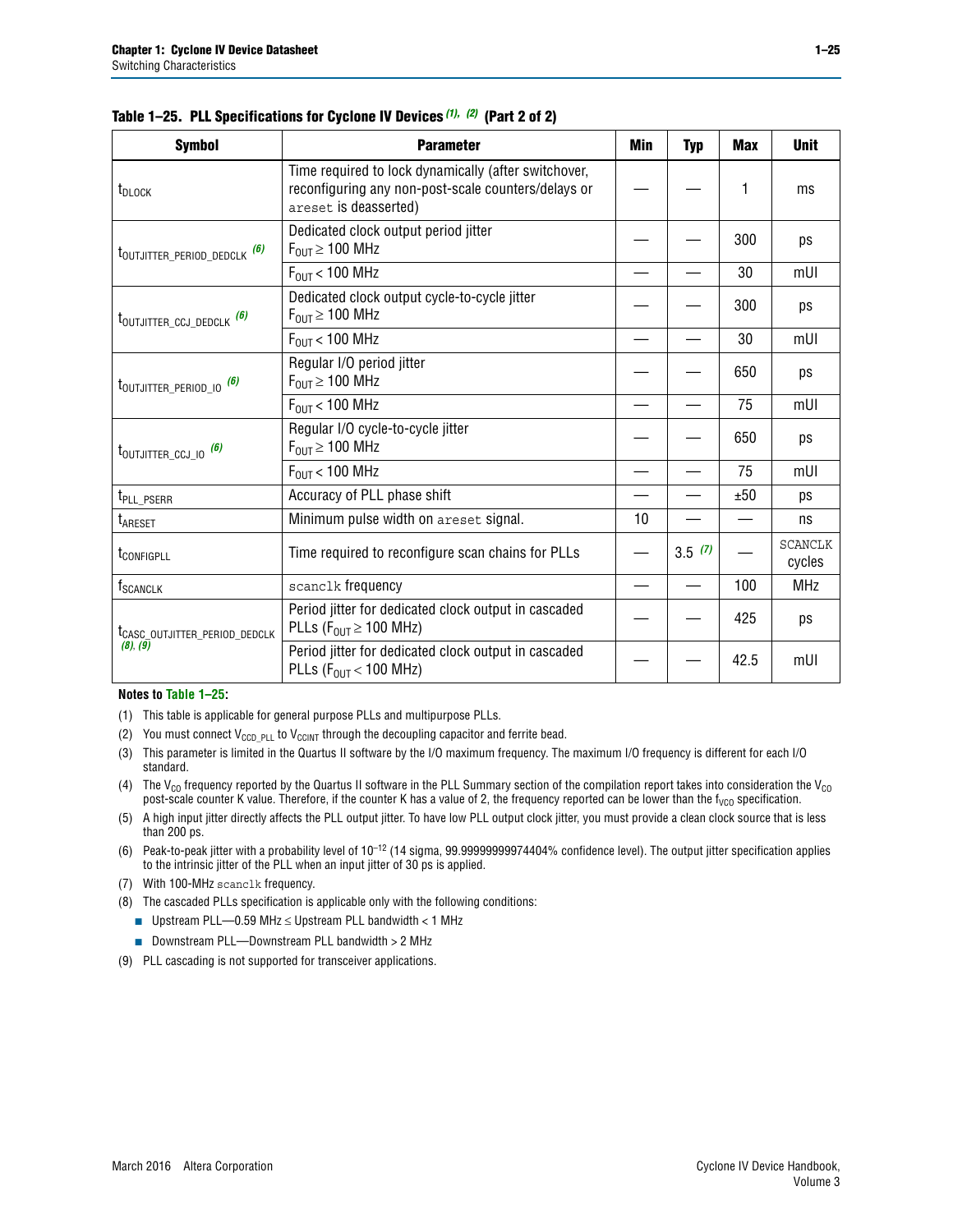**Table 1–25. PLL Specifications for Cyclone IV Devices (1), (2) (Part 2 of 2)**

| Symbol | Parameter | Min | Typ | Max | Unit |
|---|---|---|---|---|---|
| $t_{DLOCK}$ | Time required to lock dynamically (after switchover, reconfiguring any non-post-scale counters/delays or `areset` is deasserted) | — | — | 1 | ms |
| $t_{OUTJITTER\_PERIOD\_DEDCLK}$ (6) | Dedicated clock output period jitter $F_{OUT} \geq 100$ MHz | — | — | 300 | ps |
| | $F_{OUT} < 100$ MHz | — | — | 30 | mUI |
| $t_{OUTJITTER\_CCJ\_DEDCLK}$ (6) | Dedicated clock output cycle-to-cycle jitter $F_{OUT} \geq 100$ MHz | — | — | 300 | ps |
| | $F_{OUT} < 100$ MHz | — | — | 30 | mUI |
| $t_{OUTJITTER\_PERIOD\_IO}$ (6) | Regular I/O period jitter $F_{OUT} \geq 100$ MHz | — | — | 650 | ps |
| | $F_{OUT} < 100$ MHz | — | — | 75 | mUI |
| $t_{OUTJITTER\_CCJ\_IO}$ (6) | Regular I/O cycle-to-cycle jitter $F_{OUT} \geq 100$ MHz | — | — | 650 | ps |
| | $F_{OUT} < 100$ MHz | — | — | 75 | mUI |
| $t_{PLL\_PSERR}$ | Accuracy of PLL phase shift | — | — | ±50 | ps |
| $t_{ARESET}$ | Minimum pulse width on `areset` signal. | 10 | — | — | ns |
| $t_{CONFIGPLL}$ | Time required to reconfigure scan chains for PLLs | — | 3.5 (7) | — | SCANCLK cycles |
| $f_{SCANCLK}$ | `scanclk` frequency | — | — | 100 | MHz |
| $t_{CASC\_OUTJITTER\_PERIOD\_DEDCLK}$ (8), (9) | Period jitter for dedicated clock output in cascaded PLLs ($F_{OUT} \geq 100$ MHz) | — | — | 425 | ps |
| | Period jitter for dedicated clock output in cascaded PLLs ($F_{OUT} < 100$ MHz) | — | — | 42.5 | mUI |

**Notes to Table 1–25:**

(1) This table is applicable for general purpose PLLs and multipurpose PLLs.

(2) You must connect $V_{CCD\_PLL}$ to $V_{CCINT}$ through the decoupling capacitor and ferrite bead.

(3) This parameter is limited in the Quartus II software by the I/O maximum frequency. The maximum I/O frequency is different for each I/O standard.

(4) The $V_{CO}$ frequency reported by the Quartus II software in the PLL Summary section of the compilation report takes into consideration the $V_{CO}$ post-scale counter K value. Therefore, if the counter K has a value of 2, the frequency reported can be lower than the $f_{VCO}$ specification.

(5) A high input jitter directly affects the PLL output jitter. To have low PLL output clock jitter, you must provide a clean clock source that is less than 200 ps.

(6) Peak-to-peak jitter with a probability level of $10^{-12}$ (14 sigma, 99.99999999974404% confidence level). The output jitter specification applies to the intrinsic jitter of the PLL when an input jitter of 30 ps is applied.

(7) With 100-MHz `scanclk` frequency.

(8) The cascaded PLLs specification is applicable only with the following conditions:
- Upstream PLL—0.59 MHz ≤ Upstream PLL bandwidth < 1 MHz
- Downstream PLL—Downstream PLL bandwidth > 2 MHz

(9) PLL cascading is not supported for transceiver applications.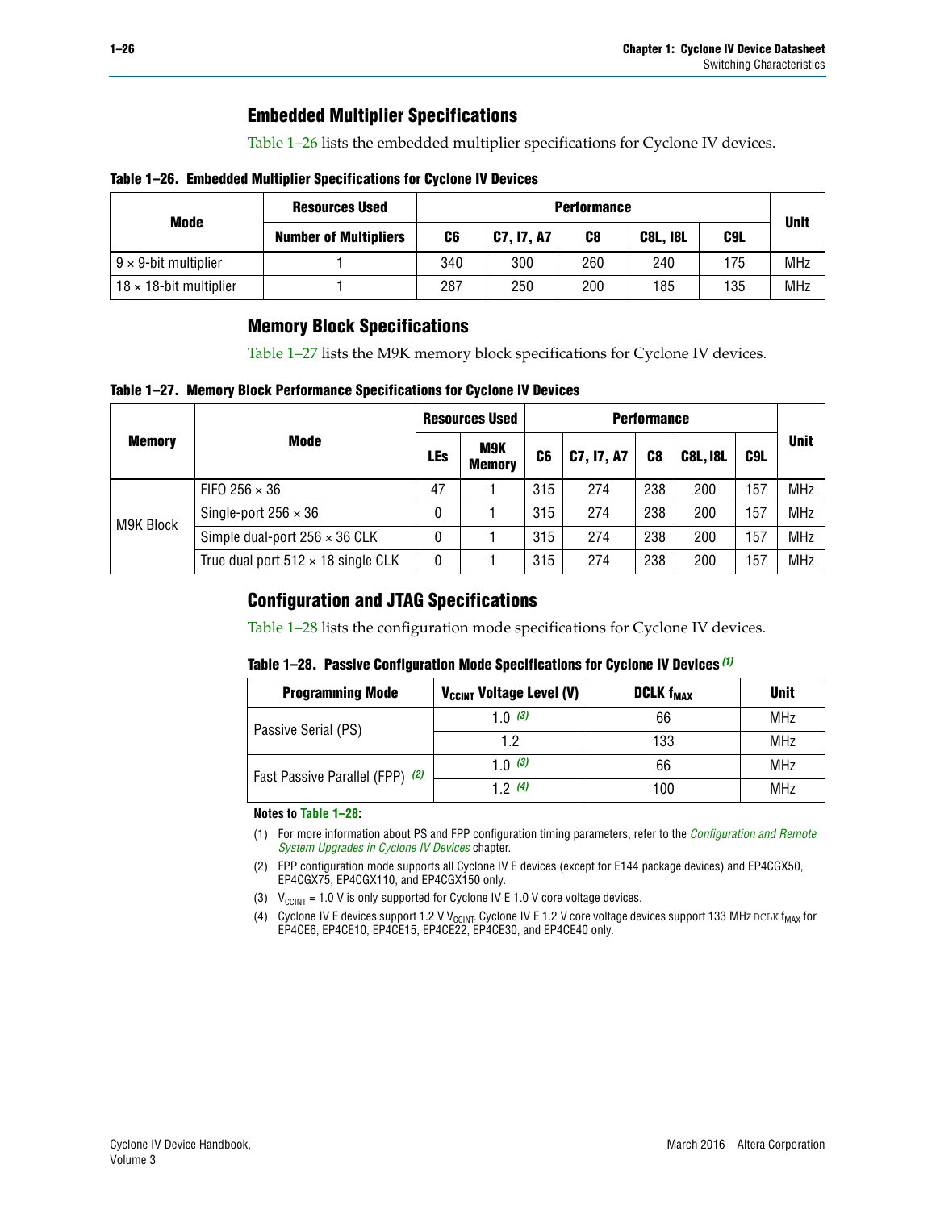## Embedded Multiplier Specifications

Table 1–26 lists the embedded multiplier specifications for Cyclone IV devices.

**Table 1–26. Embedded Multiplier Specifications for Cyclone IV Devices**

| Mode | Resources Used | Performance | | | | | Unit |
|---|---|---|---|---|---|---|---|
| | Number of Multipliers | C6 | C7, I7, A7 | C8 | C8L, I8L | C9L | |
| 9 × 9-bit multiplier | 1 | 340 | 300 | 260 | 240 | 175 | MHz |
| 18 × 18-bit multiplier | 1 | 287 | 250 | 200 | 185 | 135 | MHz |

## Memory Block Specifications

Table 1–27 lists the M9K memory block specifications for Cyclone IV devices.

**Table 1–27. Memory Block Performance Specifications for Cyclone IV Devices**

| Memory | Mode | Resources Used | | Performance | | | | | Unit |
|---|---|---|---|---|---|---|---|---|---|
| | | LEs | M9K Memory | C6 | C7, I7, A7 | C8 | C8L, I8L | C9L | |
| M9K Block | FIFO 256 × 36 | 47 | 1 | 315 | 274 | 238 | 200 | 157 | MHz |
| | Single-port 256 × 36 | 0 | 1 | 315 | 274 | 238 | 200 | 157 | MHz |
| | Simple dual-port 256 × 36 CLK | 0 | 1 | 315 | 274 | 238 | 200 | 157 | MHz |
| | True dual port 512 × 18 single CLK | 0 | 1 | 315 | 274 | 238 | 200 | 157 | MHz |

## Configuration and JTAG Specifications

Table 1–28 lists the configuration mode specifications for Cyclone IV devices.

**Table 1–28. Passive Configuration Mode Specifications for Cyclone IV Devices** *(1)*

| Programming Mode | $V_{CCINT}$ Voltage Level (V) | DCLK $f_{MAX}$ | Unit |
|---|---|---|---|
| Passive Serial (PS) | 1.0 *(3)* | 66 | MHz |
| | 1.2 | 133 | MHz |
| Fast Passive Parallel (FPP) *(2)* | 1.0 *(3)* | 66 | MHz |
| | 1.2 *(4)* | 100 | MHz |

**Notes to Table 1–28:**

(1) For more information about PS and FPP configuration timing parameters, refer to the *Configuration and Remote System Upgrades in Cyclone IV Devices* chapter.

(2) FPP configuration mode supports all Cyclone IV E devices (except for E144 package devices) and EP4CGX50, EP4CGX75, EP4CGX110, and EP4CGX150 only.

(3) $V_{CCINT}$ = 1.0 V is only supported for Cyclone IV E 1.0 V core voltage devices.

(4) Cyclone IV E devices support 1.2 V $V_{CCINT}$. Cyclone IV E 1.2 V core voltage devices support 133 MHz DCLK $f_{MAX}$ for EP4CE6, EP4CE10, EP4CE15, EP4CE22, EP4CE30, and EP4CE40 only.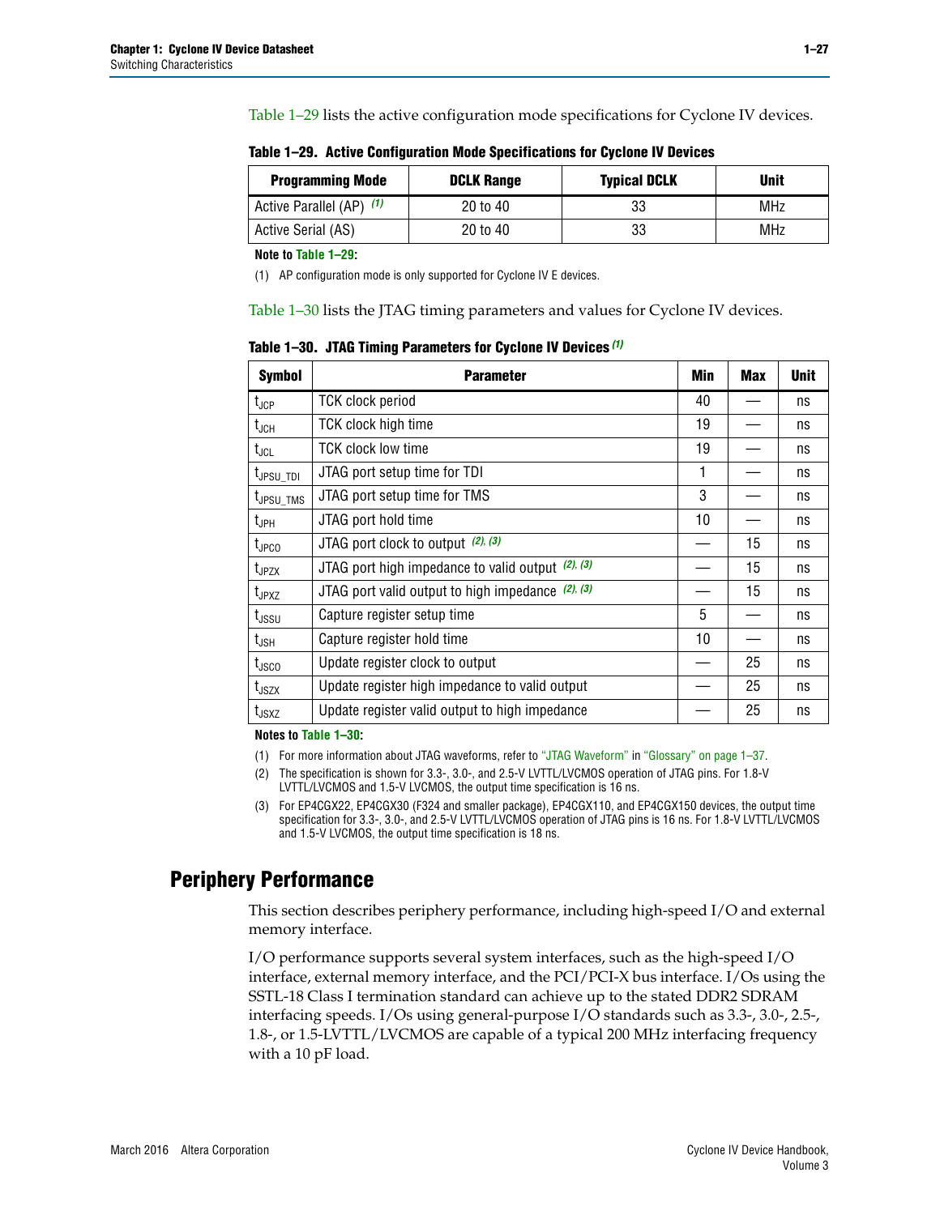Table 1–29 lists the active configuration mode specifications for Cyclone IV devices.

**Table 1–29. Active Configuration Mode Specifications for Cyclone IV Devices**

| Programming Mode | DCLK Range | Typical DCLK | Unit |
|---|---|---|---|
| Active Parallel (AP) *(1)* | 20 to 40 | 33 | MHz |
| Active Serial (AS) | 20 to 40 | 33 | MHz |

**Note to Table 1–29:**

(1) AP configuration mode is only supported for Cyclone IV E devices.

Table 1–30 lists the JTAG timing parameters and values for Cyclone IV devices.

**Table 1–30. JTAG Timing Parameters for Cyclone IV Devices *(1)***

| Symbol | Parameter | Min | Max | Unit |
|---|---|---|---|---|
| $t_{JCP}$ | TCK clock period | 40 | — | ns |
| $t_{JCH}$ | TCK clock high time | 19 | — | ns |
| $t_{JCL}$ | TCK clock low time | 19 | — | ns |
| $t_{JPSU\_TDI}$ | JTAG port setup time for TDI | 1 | — | ns |
| $t_{JPSU\_TMS}$ | JTAG port setup time for TMS | 3 | — | ns |
| $t_{JPH}$ | JTAG port hold time | 10 | — | ns |
| $t_{JPCO}$ | JTAG port clock to output *(2), (3)* | — | 15 | ns |
| $t_{JPZX}$ | JTAG port high impedance to valid output *(2), (3)* | — | 15 | ns |
| $t_{JPXZ}$ | JTAG port valid output to high impedance *(2), (3)* | — | 15 | ns |
| $t_{JSSU}$ | Capture register setup time | 5 | — | ns |
| $t_{JSH}$ | Capture register hold time | 10 | — | ns |
| $t_{JSCO}$ | Update register clock to output | — | 25 | ns |
| $t_{JSZX}$ | Update register high impedance to valid output | — | 25 | ns |
| $t_{JSXZ}$ | Update register valid output to high impedance | — | 25 | ns |

**Notes to Table 1–30:**

(1) For more information about JTAG waveforms, refer to "JTAG Waveform" in "Glossary" on page 1–37.

(2) The specification is shown for 3.3-, 3.0-, and 2.5-V LVTTL/LVCMOS operation of JTAG pins. For 1.8-V LVTTL/LVCMOS and 1.5-V LVCMOS, the output time specification is 16 ns.

(3) For EP4CGX22, EP4CGX30 (F324 and smaller package), EP4CGX110, and EP4CGX150 devices, the output time specification for 3.3-, 3.0-, and 2.5-V LVTTL/LVCMOS operation of JTAG pins is 16 ns. For 1.8-V LVTTL/LVCMOS and 1.5-V LVCMOS, the output time specification is 18 ns.

## Periphery Performance

This section describes periphery performance, including high-speed I/O and external memory interface.

I/O performance supports several system interfaces, such as the high-speed I/O interface, external memory interface, and the PCI/PCI-X bus interface. I/Os using the SSTL-18 Class I termination standard can achieve up to the stated DDR2 SDRAM interfacing speeds. I/Os using general-purpose I/O standards such as 3.3-, 3.0-, 2.5-, 1.8-, or 1.5-LVTTL/LVCMOS are capable of a typical 200 MHz interfacing frequency with a 10 pF load.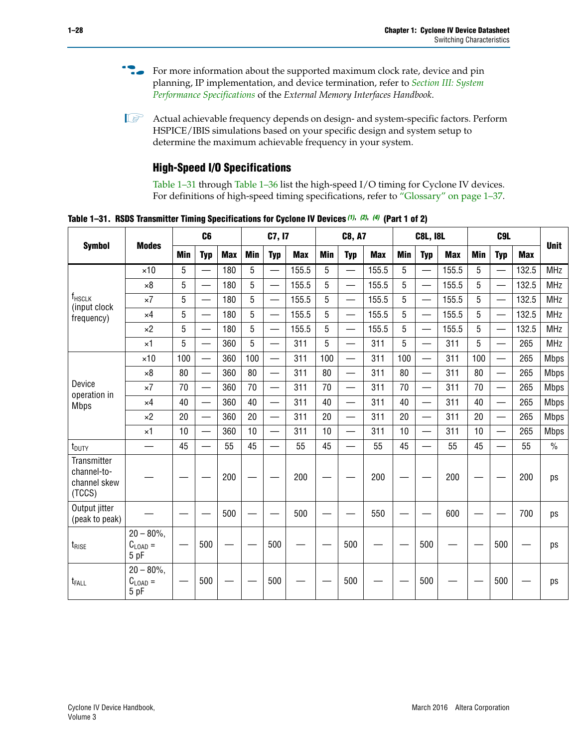For more information about the supported maximum clock rate, device and pin planning, IP implementation, and device termination, refer to *Section III: System Performance Specifications* of the *External Memory Interfaces Handbook*.

Actual achievable frequency depends on design- and system-specific factors. Perform HSPICE/IBIS simulations based on your specific design and system setup to determine the maximum achievable frequency in your system.

### High-Speed I/O Specifications

Table 1–31 through Table 1–36 list the high-speed I/O timing for Cyclone IV devices. For definitions of high-speed timing specifications, refer to "Glossary" on page 1–37.

**Table 1–31. RSDS Transmitter Timing Specifications for Cyclone IV Devices (1), (2), (4) (Part 1 of 2)**

| Symbol | Modes | C6 | | | C7, I7 | | | C8, A7 | | | C8L, I8L | | | C9L | | | Unit |
|---|---|---|---|---|---|---|---|---|---|---|---|---|---|---|---|---|---|
| | | Min | Typ | Max | Min | Typ | Max | Min | Typ | Max | Min | Typ | Max | Min | Typ | Max | |
| $f_{HSCLK}$ (input clock frequency) | ×10 | 5 | — | 180 | 5 | — | 155.5 | 5 | — | 155.5 | 5 | — | 155.5 | 5 | — | 132.5 | MHz |
| | ×8 | 5 | — | 180 | 5 | — | 155.5 | 5 | — | 155.5 | 5 | — | 155.5 | 5 | — | 132.5 | MHz |
| | ×7 | 5 | — | 180 | 5 | — | 155.5 | 5 | — | 155.5 | 5 | — | 155.5 | 5 | — | 132.5 | MHz |
| | ×4 | 5 | — | 180 | 5 | — | 155.5 | 5 | — | 155.5 | 5 | — | 155.5 | 5 | — | 132.5 | MHz |
| | ×2 | 5 | — | 180 | 5 | — | 155.5 | 5 | — | 155.5 | 5 | — | 155.5 | 5 | — | 132.5 | MHz |
| | ×1 | 5 | — | 360 | 5 | — | 311 | 5 | — | 311 | 5 | — | 311 | 5 | — | 265 | MHz |
| Device operation in Mbps | ×10 | 100 | — | 360 | 100 | — | 311 | 100 | — | 311 | 100 | — | 311 | 100 | — | 265 | Mbps |
| | ×8 | 80 | — | 360 | 80 | — | 311 | 80 | — | 311 | 80 | — | 311 | 80 | — | 265 | Mbps |
| | ×7 | 70 | — | 360 | 70 | — | 311 | 70 | — | 311 | 70 | — | 311 | 70 | — | 265 | Mbps |
| | ×4 | 40 | — | 360 | 40 | — | 311 | 40 | — | 311 | 40 | — | 311 | 40 | — | 265 | Mbps |
| | ×2 | 20 | — | 360 | 20 | — | 311 | 20 | — | 311 | 20 | — | 311 | 20 | — | 265 | Mbps |
| | ×1 | 10 | — | 360 | 10 | — | 311 | 10 | — | 311 | 10 | — | 311 | 10 | — | 265 | Mbps |
| $t_{DUTY}$ | — | 45 | — | 55 | 45 | — | 55 | 45 | — | 55 | 45 | — | 55 | 45 | — | 55 | % |
| Transmitter channel-to-channel skew (TCCS) | — | — | — | 200 | — | — | 200 | — | — | 200 | — | — | 200 | — | — | 200 | ps |
| Output jitter (peak to peak) | — | — | — | 500 | — | — | 500 | — | — | 550 | — | — | 600 | — | — | 700 | ps |
| $t_{RISE}$ | 20 – 80%, $C_{LOAD}$ = 5 pF | — | 500 | — | — | 500 | — | — | 500 | — | — | 500 | — | — | 500 | — | ps |
| $t_{FALL}$ | 20 – 80%, $C_{LOAD}$ = 5 pF | — | 500 | — | — | 500 | — | — | 500 | — | — | 500 | — | — | 500 | — | ps |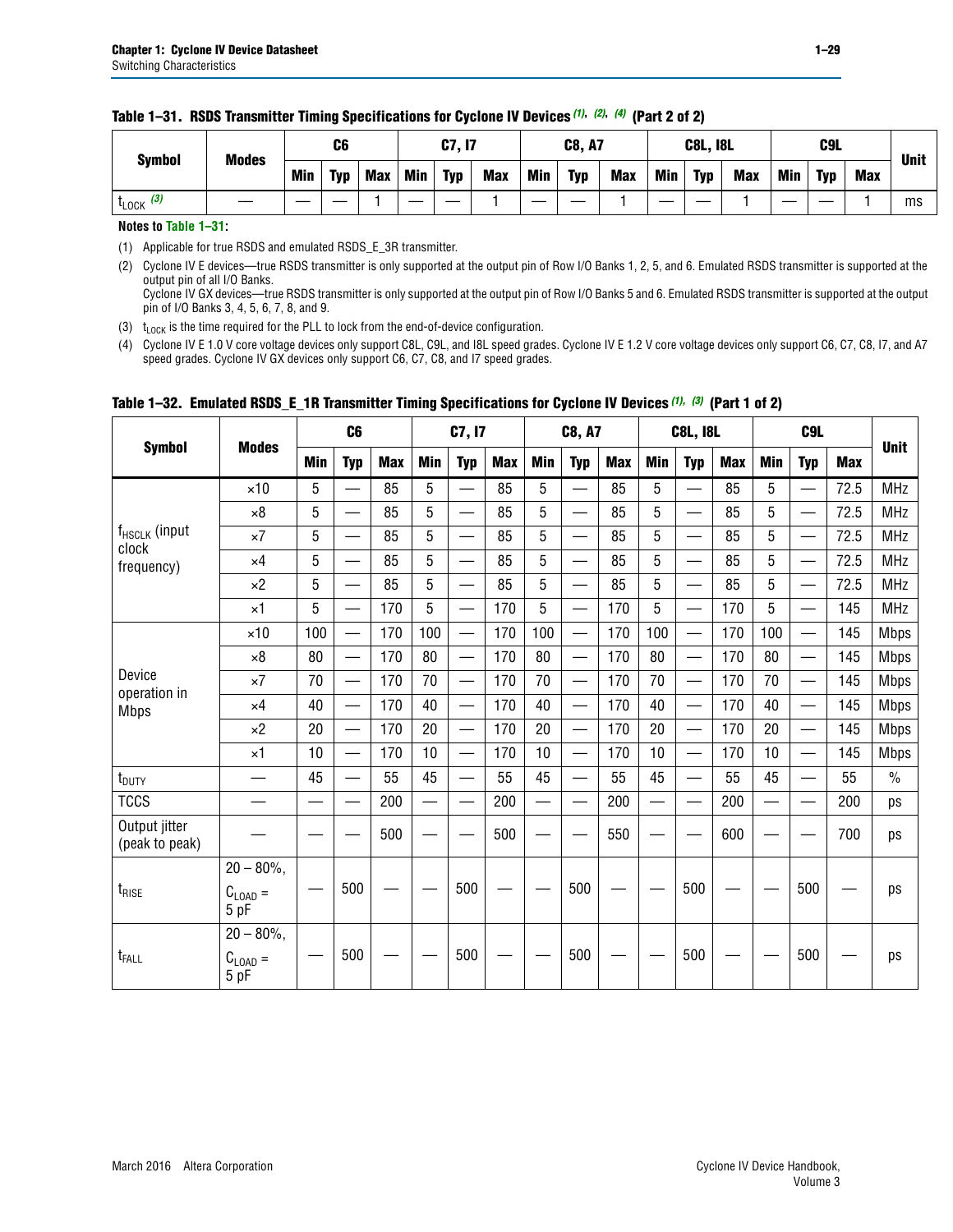**Table 1–31. RSDS Transmitter Timing Specifications for Cyclone IV Devices (1), (2), (4) (Part 2 of 2)**

| Symbol | Modes | C6 | | | C7, I7 | | | C8, A7 | | | C8L, I8L | | | C9L | | | Unit |
|---|---|---|---|---|---|---|---|---|---|---|---|---|---|---|---|---|---|
| | | Min | Typ | Max | Min | Typ | Max | Min | Typ | Max | Min | Typ | Max | Min | Typ | Max | |
| $t_{LOCK}$ (3) | — | — | — | 1 | — | — | 1 | — | — | 1 | — | — | 1 | — | — | 1 | ms |

**Notes to Table 1–31:**

(1) Applicable for true RSDS and emulated RSDS_E_3R transmitter.

(2) Cyclone IV E devices—true RSDS transmitter is only supported at the output pin of Row I/O Banks 1, 2, 5, and 6. Emulated RSDS transmitter is supported at the output pin of all I/O Banks.
Cyclone IV GX devices—true RSDS transmitter is only supported at the output pin of Row I/O Banks 5 and 6. Emulated RSDS transmitter is supported at the output pin of I/O Banks 3, 4, 5, 6, 7, 8, and 9.

(3) $t_{LOCK}$ is the time required for the PLL to lock from the end-of-device configuration.

(4) Cyclone IV E 1.0 V core voltage devices only support C8L, C9L, and I8L speed grades. Cyclone IV E 1.2 V core voltage devices only support C6, C7, C8, I7, and A7 speed grades. Cyclone IV GX devices only support C6, C7, C8, and I7 speed grades.

**Table 1–32. Emulated RSDS_E_1R Transmitter Timing Specifications for Cyclone IV Devices (1), (3) (Part 1 of 2)**

| Symbol | Modes | C6 | | | C7, I7 | | | C8, A7 | | | C8L, I8L | | | C9L | | | Unit |
|---|---|---|---|---|---|---|---|---|---|---|---|---|---|---|---|---|---|
| | | Min | Typ | Max | Min | Typ | Max | Min | Typ | Max | Min | Typ | Max | Min | Typ | Max | |
| $f_{HSCLK}$ (input clock frequency) | ×10 | 5 | — | 85 | 5 | — | 85 | 5 | — | 85 | 5 | — | 85 | 5 | — | 72.5 | MHz |
| | ×8 | 5 | — | 85 | 5 | — | 85 | 5 | — | 85 | 5 | — | 85 | 5 | — | 72.5 | MHz |
| | ×7 | 5 | — | 85 | 5 | — | 85 | 5 | — | 85 | 5 | — | 85 | 5 | — | 72.5 | MHz |
| | ×4 | 5 | — | 85 | 5 | — | 85 | 5 | — | 85 | 5 | — | 85 | 5 | — | 72.5 | MHz |
| | ×2 | 5 | — | 85 | 5 | — | 85 | 5 | — | 85 | 5 | — | 85 | 5 | — | 72.5 | MHz |
| | ×1 | 5 | — | 170 | 5 | — | 170 | 5 | — | 170 | 5 | — | 170 | 5 | — | 145 | MHz |
| Device operation in Mbps | ×10 | 100 | — | 170 | 100 | — | 170 | 100 | — | 170 | 100 | — | 170 | 100 | — | 145 | Mbps |
| | ×8 | 80 | — | 170 | 80 | — | 170 | 80 | — | 170 | 80 | — | 170 | 80 | — | 145 | Mbps |
| | ×7 | 70 | — | 170 | 70 | — | 170 | 70 | — | 170 | 70 | — | 170 | 70 | — | 145 | Mbps |
| | ×4 | 40 | — | 170 | 40 | — | 170 | 40 | — | 170 | 40 | — | 170 | 40 | — | 145 | Mbps |
| | ×2 | 20 | — | 170 | 20 | — | 170 | 20 | — | 170 | 20 | — | 170 | 20 | — | 145 | Mbps |
| | ×1 | 10 | — | 170 | 10 | — | 170 | 10 | — | 170 | 10 | — | 170 | 10 | — | 145 | Mbps |
| $t_{DUTY}$ | — | 45 | — | 55 | 45 | — | 55 | 45 | — | 55 | 45 | — | 55 | 45 | — | 55 | % |
| TCCS | — | — | — | 200 | — | — | 200 | — | — | 200 | — | — | 200 | — | — | 200 | ps |
| Output jitter (peak to peak) | — | — | — | 500 | — | — | 500 | — | — | 550 | — | — | 600 | — | — | 700 | ps |
| $t_{RISE}$ | 20 – 80%, $C_{LOAD}$ = 5 pF | — | 500 | — | — | 500 | — | — | 500 | — | — | 500 | — | — | 500 | — | ps |
| $t_{FALL}$ | 20 – 80%, $C_{LOAD}$ = 5 pF | — | 500 | — | — | 500 | — | — | 500 | — | — | 500 | — | — | 500 | — | ps |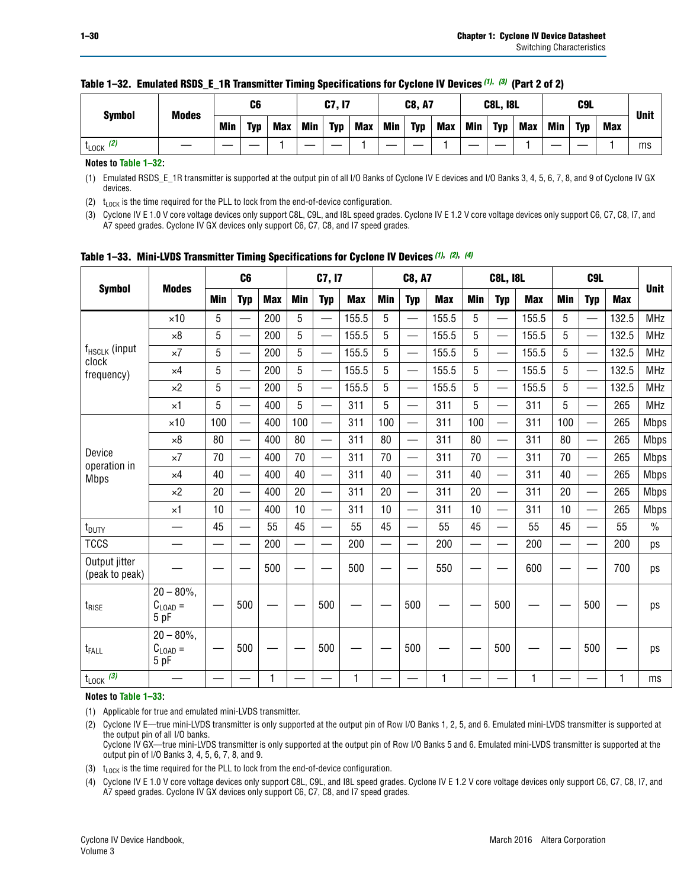**Table 1–32. Emulated RSDS_E_1R Transmitter Timing Specifications for Cycline IV Devices (1), (3) (Part 2 of 2)**

| Symbol | Modes | C6 | | | C7, I7 | | | C8, A7 | | | C8L, I8L | | | C9L | | | Unit |
|---|---|---|---|---|---|---|---|---|---|---|---|---|---|---|---|---|---|
| | | Min | Typ | Max | Min | Typ | Max | Min | Typ | Max | Min | Typ | Max | Min | Typ | Max | |
| $t_{LOCK}$ (2) | — | — | — | 1 | — | — | 1 | — | — | 1 | — | — | 1 | — | — | 1 | ms |

**Notes to Table 1–32:**

(1) Emulated RSDS_E_1R transmitter is supported at the output pin of all I/O Banks of Cyclone IV E devices and I/O Banks 3, 4, 5, 6, 7, 8, and 9 of Cyclone IV GX devices.

(2) $t_{LOCK}$ is the time required for the PLL to lock from the end-of-device configuration.

(3) Cyclone IV E 1.0 V core voltage devices only support C8L, C9L, and I8L speed grades. Cyclone IV E 1.2 V core voltage devices only support C6, C7, C8, I7, and A7 speed grades. Cyclone IV GX devices only support C6, C7, C8, and I7 speed grades.

**Table 1–33. Mini-LVDS Transmitter Timing Specifications for Cyclone IV Devices (1), (2), (4)**

| Symbol | Modes | C6 | | | C7, I7 | | | C8, A7 | | | C8L, I8L | | | C9L | | | Unit |
|---|---|---|---|---|---|---|---|---|---|---|---|---|---|---|---|---|---|
| | | Min | Typ | Max | Min | Typ | Max | Min | Typ | Max | Min | Typ | Max | Min | Typ | Max | |
| $f_{HSCLK}$ (input clock frequency) | ×10 | 5 | — | 200 | 5 | — | 155.5 | 5 | — | 155.5 | 5 | — | 155.5 | 5 | — | 132.5 | MHz |
| | ×8 | 5 | — | 200 | 5 | — | 155.5 | 5 | — | 155.5 | 5 | — | 155.5 | 5 | — | 132.5 | MHz |
| | ×7 | 5 | — | 200 | 5 | — | 155.5 | 5 | — | 155.5 | 5 | — | 155.5 | 5 | — | 132.5 | MHz |
| | ×4 | 5 | — | 200 | 5 | — | 155.5 | 5 | — | 155.5 | 5 | — | 155.5 | 5 | — | 132.5 | MHz |
| | ×2 | 5 | — | 200 | 5 | — | 155.5 | 5 | — | 155.5 | 5 | — | 155.5 | 5 | — | 132.5 | MHz |
| | ×1 | 5 | — | 400 | 5 | — | 311 | 5 | — | 311 | 5 | — | 311 | 5 | — | 265 | MHz |
| Device operation in Mbps | ×10 | 100 | — | 400 | 100 | — | 311 | 100 | — | 311 | 100 | — | 311 | 100 | — | 265 | Mbps |
| | ×8 | 80 | — | 400 | 80 | — | 311 | 80 | — | 311 | 80 | — | 311 | 80 | — | 265 | Mbps |
| | ×7 | 70 | — | 400 | 70 | — | 311 | 70 | — | 311 | 70 | — | 311 | 70 | — | 265 | Mbps |
| | ×4 | 40 | — | 400 | 40 | — | 311 | 40 | — | 311 | 40 | — | 311 | 40 | — | 265 | Mbps |
| | ×2 | 20 | — | 400 | 20 | — | 311 | 20 | — | 311 | 20 | — | 311 | 20 | — | 265 | Mbps |
| | ×1 | 10 | — | 400 | 10 | — | 311 | 10 | — | 311 | 10 | — | 311 | 10 | — | 265 | Mbps |
| $t_{DUTY}$ | — | 45 | — | 55 | 45 | — | 55 | 45 | — | 55 | 45 | — | 55 | 45 | — | 55 | % |
| TCCS | — | — | — | 200 | — | — | 200 | — | — | 200 | — | — | 200 | — | — | 200 | ps |
| Output jitter (peak to peak) | — | — | — | 500 | — | — | 500 | — | — | 550 | — | — | 600 | — | — | 700 | ps |
| $t_{RISE}$ | 20 – 80%, $C_{LOAD}$ = 5 pF | — | 500 | — | — | 500 | — | — | 500 | — | — | 500 | — | — | 500 | — | ps |
| $t_{FALL}$ | 20 – 80%, $C_{LOAD}$ = 5 pF | — | 500 | — | — | 500 | — | — | 500 | — | — | 500 | — | — | 500 | — | ps |
| $t_{LOCK}$ (3) | — | — | — | 1 | — | — | 1 | — | — | 1 | — | — | 1 | — | — | 1 | ms |

**Notes to Table 1–33:**

(1) Applicable for true and emulated mini-LVDS transmitter.

(2) Cyclone IV E—true mini-LVDS transmitter is only supported at the output pin of Row I/O Banks 1, 2, 5, and 6. Emulated mini-LVDS transmitter is supported at the output pin of all I/O banks.
Cyclone IV GX—true mini-LVDS transmitter is only supported at the output pin of Row I/O Banks 5 and 6. Emulated mini-LVDS transmitter is supported at the output pin of I/O Banks 3, 4, 5, 6, 7, 8, and 9.

(3) $t_{LOCK}$ is the time required for the PLL to lock from the end-of-device configuration.

(4) Cyclone IV E 1.0 V core voltage devices only support C8L, C9L, and I8L speed grades. Cyclone IV E 1.2 V core voltage devices only support C6, C7, C8, I7, and A7 speed grades. Cyclone IV GX devices only support C6, C7, C8, and I7 speed grades.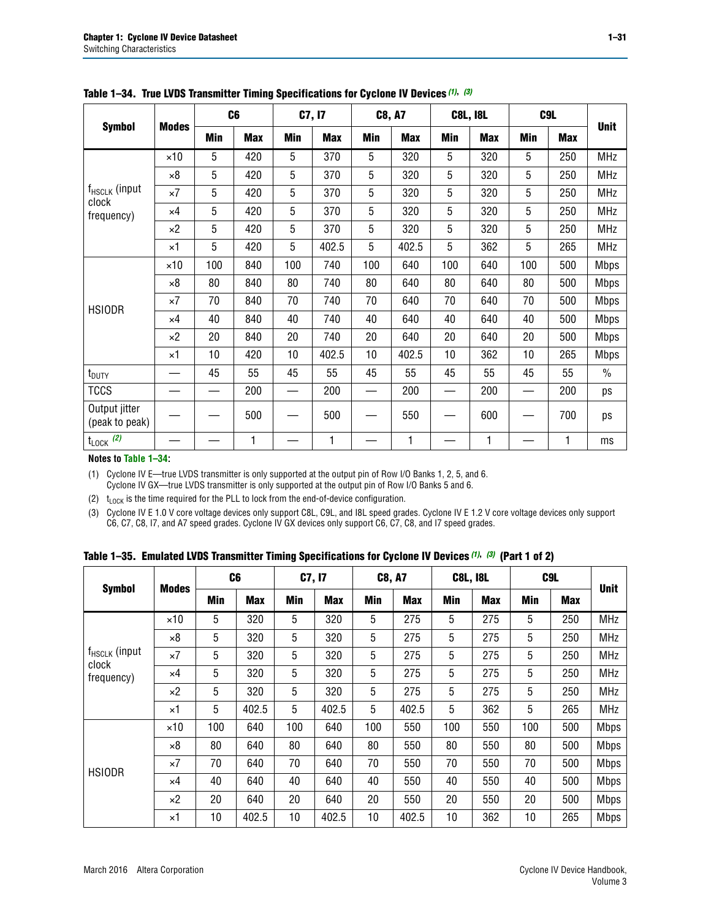**Table 1–34. True LVDS Transmitter Timing Specifications for Cyclone IV Devices (1), (3)**

| Symbol | Modes | C6 | | C7, I7 | | C8, A7 | | C8L, I8L | | C9L | | Unit |
|---|---|---|---|---|---|---|---|---|---|---|---|---|
| | | Min | Max | Min | Max | Min | Max | Min | Max | Min | Max | |
| $f_{HSCLK}$ (input clock frequency) | ×10 | 5 | 420 | 5 | 370 | 5 | 320 | 5 | 320 | 5 | 250 | MHz |
| | ×8 | 5 | 420 | 5 | 370 | 5 | 320 | 5 | 320 | 5 | 250 | MHz |
| | ×7 | 5 | 420 | 5 | 370 | 5 | 320 | 5 | 320 | 5 | 250 | MHz |
| | ×4 | 5 | 420 | 5 | 370 | 5 | 320 | 5 | 320 | 5 | 250 | MHz |
| | ×2 | 5 | 420 | 5 | 370 | 5 | 320 | 5 | 320 | 5 | 250 | MHz |
| | ×1 | 5 | 420 | 5 | 402.5 | 5 | 402.5 | 5 | 362 | 5 | 265 | MHz |
| HSIODR | ×10 | 100 | 840 | 100 | 740 | 100 | 640 | 100 | 640 | 100 | 500 | Mbps |
| | ×8 | 80 | 840 | 80 | 740 | 80 | 640 | 80 | 640 | 80 | 500 | Mbps |
| | ×7 | 70 | 840 | 70 | 740 | 70 | 640 | 70 | 640 | 70 | 500 | Mbps |
| | ×4 | 40 | 840 | 40 | 740 | 40 | 640 | 40 | 640 | 40 | 500 | Mbps |
| | ×2 | 20 | 840 | 20 | 740 | 20 | 640 | 20 | 640 | 20 | 500 | Mbps |
| | ×1 | 10 | 420 | 10 | 402.5 | 10 | 402.5 | 10 | 362 | 10 | 265 | Mbps |
| $t_{DUTY}$ | — | 45 | 55 | 45 | 55 | 45 | 55 | 45 | 55 | 45 | 55 | % |
| TCCS | — | — | 200 | — | 200 | — | 200 | — | 200 | — | 200 | ps |
| Output jitter (peak to peak) | — | — | 500 | — | 500 | — | 550 | — | 600 | — | 700 | ps |
| $t_{LOCK}$ (2) | — | — | 1 | — | 1 | — | 1 | — | 1 | — | 1 | ms |

**Notes to Table 1–34:**

(1) Cyclone IV E—true LVDS transmitter is only supported at the output pin of Row I/O Banks 1, 2, 5, and 6. Cyclone IV GX—true LVDS transmitter is only supported at the output pin of Row I/O Banks 5 and 6.

(2) $t_{LOCK}$ is the time required for the PLL to lock from the end-of-device configuration.

(3) Cyclone IV E 1.0 V core voltage devices only support C8L, C9L, and I8L speed grades. Cyclone IV E 1.2 V core voltage devices only support C6, C7, C8, I7, and A7 speed grades. Cyclone IV GX devices only support C6, C7, C8, and I7 speed grades.

**Table 1–35. Emulated LVDS Transmitter Timing Specifications for Cyclone IV Devices (1), (3) (Part 1 of 2)**

| Symbol | Modes | C6 | | C7, I7 | | C8, A7 | | C8L, I8L | | C9L | | Unit |
|---|---|---|---|---|---|---|---|---|---|---|---|---|
| | | Min | Max | Min | Max | Min | Max | Min | Max | Min | Max | |
| $f_{HSCLK}$ (input clock frequency) | ×10 | 5 | 320 | 5 | 320 | 5 | 275 | 5 | 275 | 5 | 250 | MHz |
| | ×8 | 5 | 320 | 5 | 320 | 5 | 275 | 5 | 275 | 5 | 250 | MHz |
| | ×7 | 5 | 320 | 5 | 320 | 5 | 275 | 5 | 275 | 5 | 250 | MHz |
| | ×4 | 5 | 320 | 5 | 320 | 5 | 275 | 5 | 275 | 5 | 250 | MHz |
| | ×2 | 5 | 320 | 5 | 320 | 5 | 275 | 5 | 275 | 5 | 250 | MHz |
| | ×1 | 5 | 402.5 | 5 | 402.5 | 5 | 402.5 | 5 | 362 | 5 | 265 | MHz |
| HSIODR | ×10 | 100 | 640 | 100 | 640 | 100 | 550 | 100 | 550 | 100 | 500 | Mbps |
| | ×8 | 80 | 640 | 80 | 640 | 80 | 550 | 80 | 550 | 80 | 500 | Mbps |
| | ×7 | 70 | 640 | 70 | 640 | 70 | 550 | 70 | 550 | 70 | 500 | Mbps |
| | ×4 | 40 | 640 | 40 | 640 | 40 | 550 | 40 | 550 | 40 | 500 | Mbps |
| | ×2 | 20 | 640 | 20 | 640 | 20 | 550 | 20 | 550 | 20 | 500 | Mbps |
| | ×1 | 10 | 402.5 | 10 | 402.5 | 10 | 402.5 | 10 | 362 | 10 | 265 | Mbps |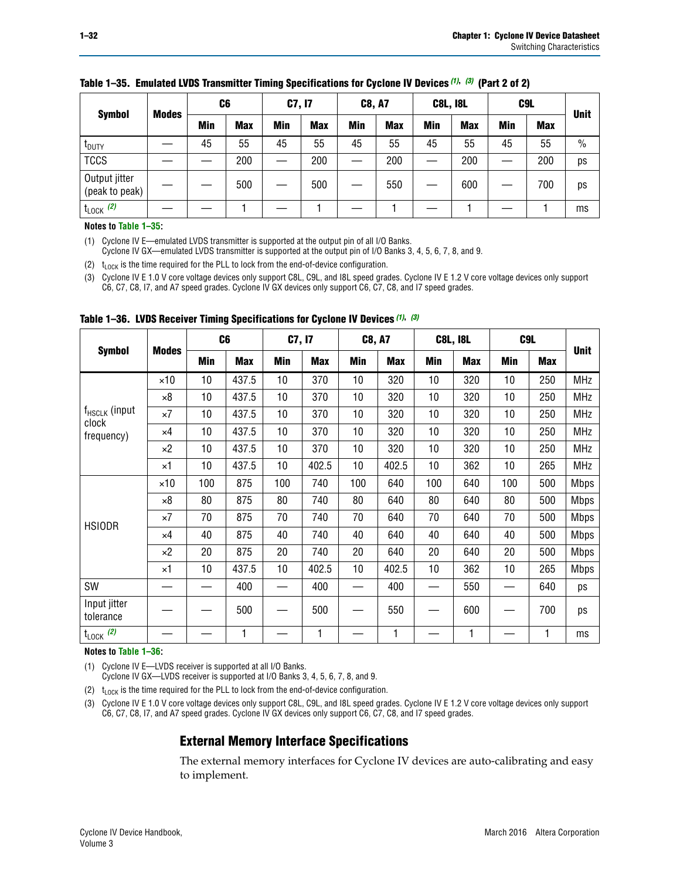**Table 1–35. Emulated LVDS Transmitter Timing Specifications for Cyclone IV Devices (1), (3) (Part 2 of 2)**

| Symbol | Modes | C6 | | C7, I7 | | C8, A7 | | C8L, I8L | | C9L | | Unit |
|---|---|---|---|---|---|---|---|---|---|---|---|---|
| | | Min | Max | Min | Max | Min | Max | Min | Max | Min | Max | |
| $t_{DUTY}$ | — | 45 | 55 | 45 | 55 | 45 | 55 | 45 | 55 | 45 | 55 | % |
| TCCS | — | — | 200 | — | 200 | — | 200 | — | 200 | — | 200 | ps |
| Output jitter (peak to peak) | — | — | 500 | — | 500 | — | 550 | — | 600 | — | 700 | ps |
| $t_{LOCK}$ (2) | — | — | 1 | — | 1 | — | 1 | — | 1 | — | 1 | ms |

**Notes to Table 1–35:**

(1) Cyclone IV E—emulated LVDS transmitter is supported at the output pin of all I/O Banks.
Cyclone IV GX—emulated LVDS transmitter is supported at the output pin of I/O Banks 3, 4, 5, 6, 7, 8, and 9.

(2) $t_{LOCK}$ is the time required for the PLL to lock from the end-of-device configuration.

(3) Cyclone IV E 1.0 V core voltage devices only support C8L, C9L, and I8L speed grades. Cyclone IV E 1.2 V core voltage devices only support C6, C7, C8, I7, and A7 speed grades. Cyclone IV GX devices only support C6, C7, C8, and I7 speed grades.

**Table 1–36. LVDS Receiver Timing Specifications for Cyclone IV Devices (1), (3)**

| Symbol | Modes | C6 | | C7, I7 | | C8, A7 | | C8L, I8L | | C9L | | Unit |
|---|---|---|---|---|---|---|---|---|---|---|---|---|
| | | Min | Max | Min | Max | Min | Max | Min | Max | Min | Max | |
| $f_{HSCLK}$ (input clock frequency) | ×10 | 10 | 437.5 | 10 | 370 | 10 | 320 | 10 | 320 | 10 | 250 | MHz |
| | ×8 | 10 | 437.5 | 10 | 370 | 10 | 320 | 10 | 320 | 10 | 250 | MHz |
| | ×7 | 10 | 437.5 | 10 | 370 | 10 | 320 | 10 | 320 | 10 | 250 | MHz |
| | ×4 | 10 | 437.5 | 10 | 370 | 10 | 320 | 10 | 320 | 10 | 250 | MHz |
| | ×2 | 10 | 437.5 | 10 | 370 | 10 | 320 | 10 | 320 | 10 | 250 | MHz |
| | ×1 | 10 | 437.5 | 10 | 402.5 | 10 | 402.5 | 10 | 362 | 10 | 265 | MHz |
| HSIODR | ×10 | 100 | 875 | 100 | 740 | 100 | 640 | 100 | 640 | 100 | 500 | Mbps |
| | ×8 | 80 | 875 | 80 | 740 | 80 | 640 | 80 | 640 | 80 | 500 | Mbps |
| | ×7 | 70 | 875 | 70 | 740 | 70 | 640 | 70 | 640 | 70 | 500 | Mbps |
| | ×4 | 40 | 875 | 40 | 740 | 40 | 640 | 40 | 640 | 40 | 500 | Mbps |
| | ×2 | 20 | 875 | 20 | 740 | 20 | 640 | 20 | 640 | 20 | 500 | Mbps |
| | ×1 | 10 | 437.5 | 10 | 402.5 | 10 | 402.5 | 10 | 362 | 10 | 265 | Mbps |
| SW | — | — | 400 | — | 400 | — | 400 | — | 550 | — | 640 | ps |
| Input jitter tolerance | — | — | 500 | — | 500 | — | 550 | — | 600 | — | 700 | ps |
| $t_{LOCK}$ (2) | — | — | 1 | — | 1 | — | 1 | — | 1 | — | 1 | ms |

**Notes to Table 1–36:**

(1) Cyclone IV E—LVDS receiver is supported at all I/O Banks.
Cyclone IV GX—LVDS receiver is supported at I/O Banks 3, 4, 5, 6, 7, 8, and 9.

(2) $t_{LOCK}$ is the time required for the PLL to lock from the end-of-device configuration.

(3) Cyclone IV E 1.0 V core voltage devices only support C8L, C9L, and I8L speed grades. Cyclone IV E 1.2 V core voltage devices only support C6, C7, C8, I7, and A7 speed grades. Cyclone IV GX devices only support C6, C7, C8, and I7 speed grades.

## External Memory Interface Specifications

The external memory interfaces for Cyclone IV devices are auto-calibrating and easy to implement.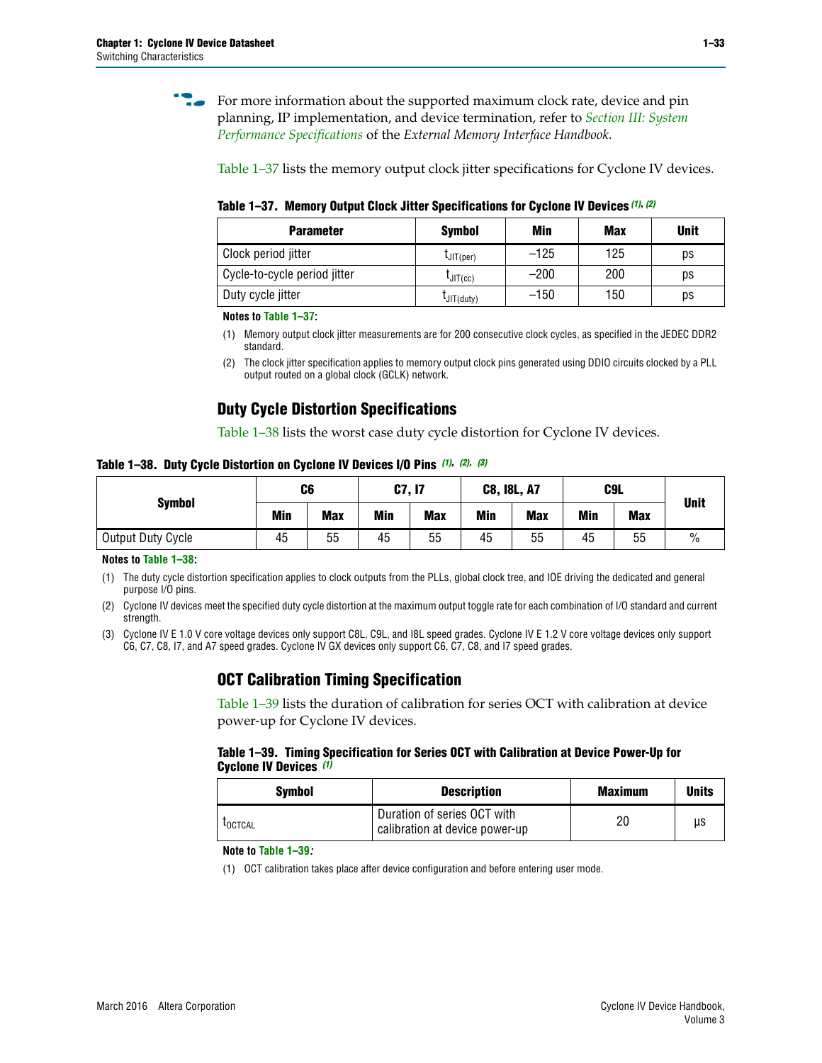For more information about the supported maximum clock rate, device and pin planning, IP implementation, and device termination, refer to *Section III: System Performance Specifications* of the *External Memory Interface Handbook*.

Table 1–37 lists the memory output clock jitter specifications for Cyclone IV devices.

**Table 1–37. Memory Output Clock Jitter Specifications for Cyclone IV Devices (1), (2)**

| Parameter | Symbol | Min | Max | Unit |
|---|---|---|---|---|
| Clock period jitter | $t_{JIT(per)}$ | –125 | 125 | ps |
| Cycle-to-cycle period jitter | $t_{JIT(cc)}$ | –200 | 200 | ps |
| Duty cycle jitter | $t_{JIT(duty)}$ | –150 | 150 | ps |

**Notes to Table 1–37:**

(1) Memory output clock jitter measurements are for 200 consecutive clock cycles, as specified in the JEDEC DDR2 standard.

(2) The clock jitter specification applies to memory output clock pins generated using DDIO circuits clocked by a PLL output routed on a global clock (GCLK) network.

## Duty Cycle Distortion Specifications

Table 1–38 lists the worst case duty cycle distortion for Cyclone IV devices.

**Table 1–38. Duty Cycle Distortion on Cyclone IV Devices I/O Pins (1), (2), (3)**

| Symbol | C6 | | C7, I7 | | C8, I8L, A7 | | C9L | | Unit |
|---|---|---|---|---|---|---|---|---|---|
| | Min | Max | Min | Max | Min | Max | Min | Max | |
| Output Duty Cycle | 45 | 55 | 45 | 55 | 45 | 55 | 45 | 55 | % |

**Notes to Table 1–38:**

(1) The duty cycle distortion specification applies to clock outputs from the PLLs, global clock tree, and IOE driving the dedicated and general purpose I/O pins.

(2) Cyclone IV devices meet the specified duty cycle distortion at the maximum output toggle rate for each combination of I/O standard and current strength.

(3) Cyclone IV E 1.0 V core voltage devices only support C8L, C9L, and I8L speed grades. Cyclone IV E 1.2 V core voltage devices only support C6, C7, C8, I7, and A7 speed grades. Cyclone IV GX devices only support C6, C7, C8, and I7 speed grades.

## OCT Calibration Timing Specification

Table 1–39 lists the duration of calibration for series OCT with calibration at device power-up for Cyclone IV devices.

**Table 1–39. Timing Specification for Series OCT with Calibration at Device Power-Up for Cyclone IV Devices (1)**

| Symbol | Description | Maximum | Units |
|---|---|---|---|
| $t_{OCTCAL}$ | Duration of series OCT with calibration at device power-up | 20 | µs |

**Note to Table 1–39:**

(1) OCT calibration takes place after device configuration and before entering user mode.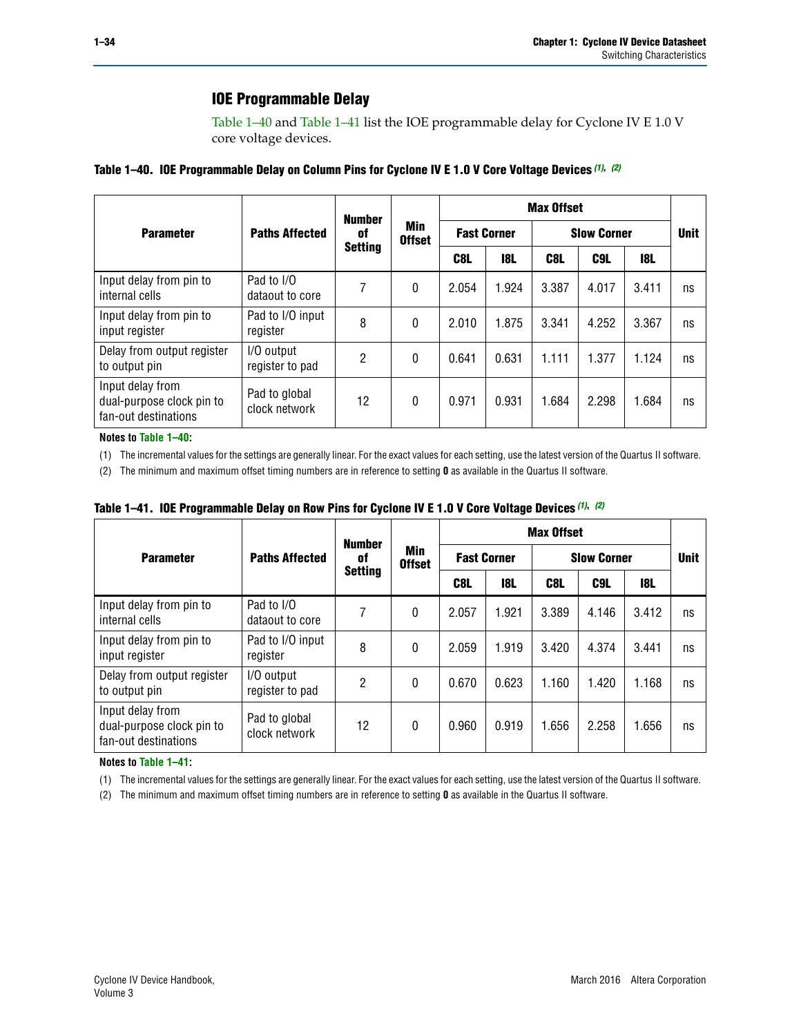## IOE Programmable Delay

Table 1–40 and Table 1–41 list the IOE programmable delay for Cyclone IV E 1.0 V core voltage devices.

**Table 1–40. IOE Programmable Delay on Column Pins for Cyclone IV E 1.0 V Core Voltage Devices (1), (2)**

| Parameter | Paths Affected | Number of Setting | Min Offset | Max Offset | | | | | Unit |
|---|---|---|---|---|---|---|---|---|---|
| | | | | Fast Corner | | Slow Corner | | | |
| | | | | C8L | I8L | C8L | C9L | I8L | |
| Input delay from pin to internal cells | Pad to I/O dataout to core | 7 | 0 | 2.054 | 1.924 | 3.387 | 4.017 | 3.411 | ns |
| Input delay from pin to input register | Pad to I/O input register | 8 | 0 | 2.010 | 1.875 | 3.341 | 4.252 | 3.367 | ns |
| Delay from output register to output pin | I/O output register to pad | 2 | 0 | 0.641 | 0.631 | 1.111 | 1.377 | 1.124 | ns |
| Input delay from dual-purpose clock pin to fan-out destinations | Pad to global clock network | 12 | 0 | 0.971 | 0.931 | 1.684 | 2.298 | 1.684 | ns |

**Notes to Table 1–40:**

(1) The incremental values for the settings are generally linear. For the exact values for each setting, use the latest version of the Quartus II software.

(2) The minimum and maximum offset timing numbers are in reference to setting **0** as available in the Quartus II software.

**Table 1–41. IOE Programmable Delay on Row Pins for Cyclone IV E 1.0 V Core Voltage Devices (1), (2)**

| Parameter | Paths Affected | Number of Setting | Min Offset | Max Offset | | | | | Unit |
|---|---|---|---|---|---|---|---|---|---|
| | | | | Fast Corner | | Slow Corner | | | |
| | | | | C8L | I8L | C8L | C9L | I8L | |
| Input delay from pin to internal cells | Pad to I/O dataout to core | 7 | 0 | 2.057 | 1.921 | 3.389 | 4.146 | 3.412 | ns |
| Input delay from pin to input register | Pad to I/O input register | 8 | 0 | 2.059 | 1.919 | 3.420 | 4.374 | 3.441 | ns |
| Delay from output register to output pin | I/O output register to pad | 2 | 0 | 0.670 | 0.623 | 1.160 | 1.420 | 1.168 | ns |
| Input delay from dual-purpose clock pin to fan-out destinations | Pad to global clock network | 12 | 0 | 0.960 | 0.919 | 1.656 | 2.258 | 1.656 | ns |

**Notes to Table 1–41:**

(1) The incremental values for the settings are generally linear. For the exact values for each setting, use the latest version of the Quartus II software.

(2) The minimum and maximum offset timing numbers are in reference to setting **0** as available in the Quartus II software.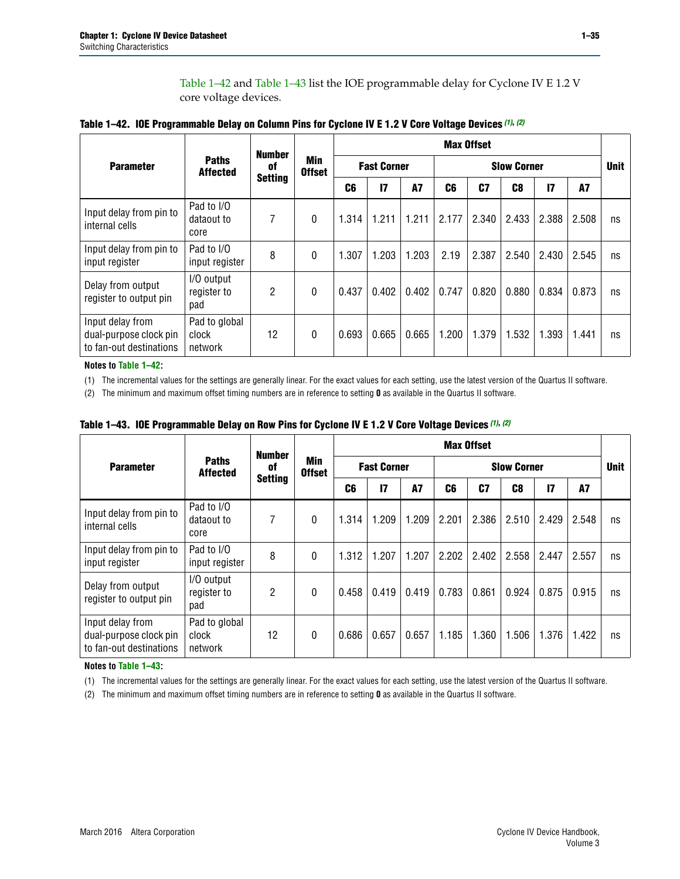Table 1–42 and Table 1–43 list the IOE programmable delay for Cyclone IV E 1.2 V core voltage devices.

**Table 1–42. IOE Programmable Delay on Column Pins for Cyclone IV E 1.2 V Core Voltage Devices (1), (2)**

| Parameter | Paths Affected | Number of Setting | Min Offset | Max Offset | | | | | | | | Unit |
|---|---|---|---|---|---|---|---|---|---|---|---|---|
| | | | | Fast Corner | | | Slow Corner | | | | | |
| | | | | C6 | I7 | A7 | C6 | C7 | C8 | I7 | A7 | |
| Input delay from pin to internal cells | Pad to I/O dataout to core | 7 | 0 | 1.314 | 1.211 | 1.211 | 2.177 | 2.340 | 2.433 | 2.388 | 2.508 | ns |
| Input delay from pin to input register | Pad to I/O input register | 8 | 0 | 1.307 | 1.203 | 1.203 | 2.19 | 2.387 | 2.540 | 2.430 | 2.545 | ns |
| Delay from output register to output pin | I/O output register to pad | 2 | 0 | 0.437 | 0.402 | 0.402 | 0.747 | 0.820 | 0.880 | 0.834 | 0.873 | ns |
| Input delay from dual-purpose clock pin to fan-out destinations | Pad to global clock network | 12 | 0 | 0.693 | 0.665 | 0.665 | 1.200 | 1.379 | 1.532 | 1.393 | 1.441 | ns |

**Notes to Table 1–42:**

(1) The incremental values for the settings are generally linear. For the exact values for each setting, use the latest version of the Quartus II software.

(2) The minimum and maximum offset timing numbers are in reference to setting **0** as available in the Quartus II software.

**Table 1–43. IOE Programmable Delay on Row Pins for Cyclone IV E 1.2 V Core Voltage Devices (1), (2)**

| Parameter | Paths Affected | Number of Setting | Min Offset | Max Offset | | | | | | | | Unit |
|---|---|---|---|---|---|---|---|---|---|---|---|---|
| | | | | Fast Corner | | | Slow Corner | | | | | |
| | | | | C6 | I7 | A7 | C6 | C7 | C8 | I7 | A7 | |
| Input delay from pin to internal cells | Pad to I/O dataout to core | 7 | 0 | 1.314 | 1.209 | 1.209 | 2.201 | 2.386 | 2.510 | 2.429 | 2.548 | ns |
| Input delay from pin to input register | Pad to I/O input register | 8 | 0 | 1.312 | 1.207 | 1.207 | 2.202 | 2.402 | 2.558 | 2.447 | 2.557 | ns |
| Delay from output register to output pin | I/O output register to pad | 2 | 0 | 0.458 | 0.419 | 0.419 | 0.783 | 0.861 | 0.924 | 0.875 | 0.915 | ns |
| Input delay from dual-purpose clock pin to fan-out destinations | Pad to global clock network | 12 | 0 | 0.686 | 0.657 | 0.657 | 1.185 | 1.360 | 1.506 | 1.376 | 1.422 | ns |

**Notes to Table 1–43:**

(1) The incremental values for the settings are generally linear. For the exact values for each setting, use the latest version of the Quartus II software.

(2) The minimum and maximum offset timing numbers are in reference to setting **0** as available in the Quartus II software.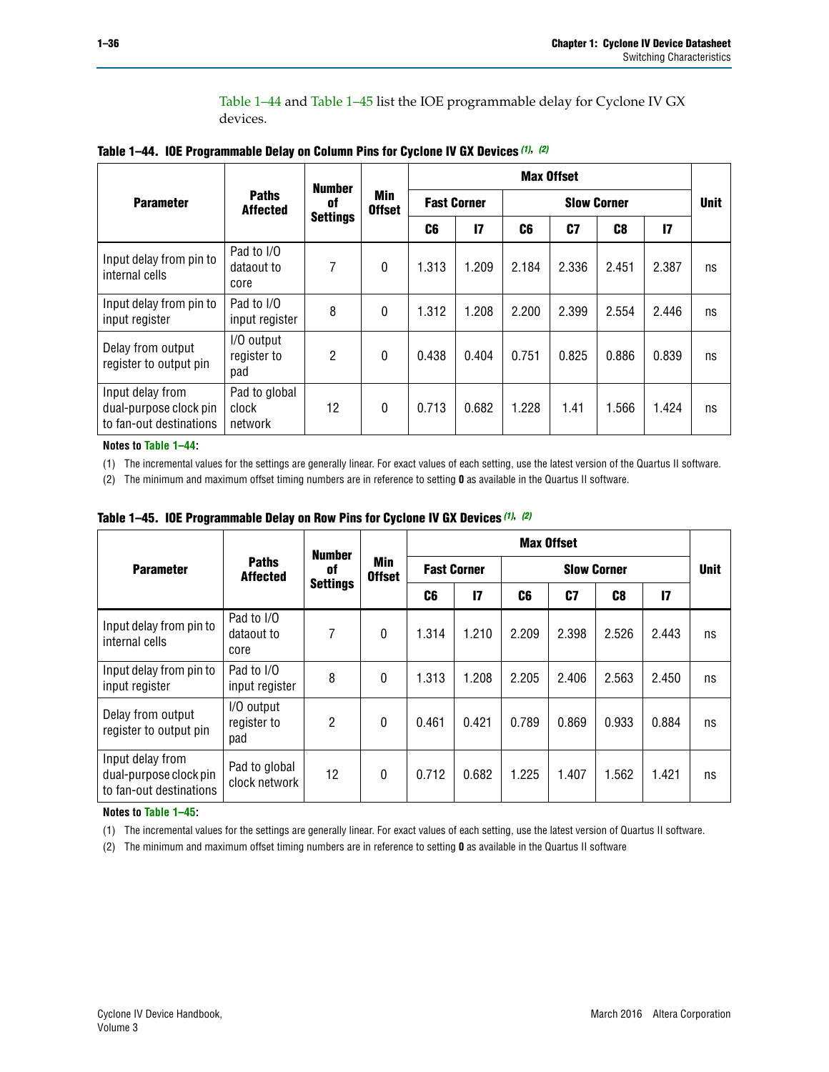Table 1–44 and Table 1–45 list the IOE programmable delay for Cyclone IV GX devices.

**Table 1–44. IOE Programmable Delay on Column Pins for Cyclone IV GX Devices (1), (2)**

| Parameter | Paths Affected | Number of Settings | Min Offset | Max Offset | | | | | | Unit |
|---|---|---|---|---|---|---|---|---|---|---|
| | | | | Fast Corner | | Slow Corner | | | | |
| | | | | C6 | I7 | C6 | C7 | C8 | I7 | |
| Input delay from pin to internal cells | Pad to I/O dataout to core | 7 | 0 | 1.313 | 1.209 | 2.184 | 2.336 | 2.451 | 2.387 | ns |
| Input delay from pin to input register | Pad to I/O input register | 8 | 0 | 1.312 | 1.208 | 2.200 | 2.399 | 2.554 | 2.446 | ns |
| Delay from output register to output pin | I/O output register to pad | 2 | 0 | 0.438 | 0.404 | 0.751 | 0.825 | 0.886 | 0.839 | ns |
| Input delay from dual-purpose clock pin to fan-out destinations | Pad to global clock network | 12 | 0 | 0.713 | 0.682 | 1.228 | 1.41 | 1.566 | 1.424 | ns |

**Notes to Table 1–44:**

(1) The incremental values for the settings are generally linear. For exact values of each setting, use the latest version of the Quartus II software.

(2) The minimum and maximum offset timing numbers are in reference to setting **0** as available in the Quartus II software.

**Table 1–45. IOE Programmable Delay on Row Pins for Cyclone IV GX Devices (1), (2)**

| Parameter | Paths Affected | Number of Settings | Min Offset | Max Offset | | | | | | Unit |
|---|---|---|---|---|---|---|---|---|---|---|
| | | | | Fast Corner | | Slow Corner | | | | |
| | | | | C6 | I7 | C6 | C7 | C8 | I7 | |
| Input delay from pin to internal cells | Pad to I/O dataout to core | 7 | 0 | 1.314 | 1.210 | 2.209 | 2.398 | 2.526 | 2.443 | ns |
| Input delay from pin to input register | Pad to I/O input register | 8 | 0 | 1.313 | 1.208 | 2.205 | 2.406 | 2.563 | 2.450 | ns |
| Delay from output register to output pin | I/O output register to pad | 2 | 0 | 0.461 | 0.421 | 0.789 | 0.869 | 0.933 | 0.884 | ns |
| Input delay from dual-purpose clock pin to fan-out destinations | Pad to global clock network | 12 | 0 | 0.712 | 0.682 | 1.225 | 1.407 | 1.562 | 1.421 | ns |

**Notes to Table 1–45:**

(1) The incremental values for the settings are generally linear. For exact values of each setting, use the latest version of Quartus II software.

(2) The minimum and maximum offset timing numbers are in reference to setting **0** as available in the Quartus II software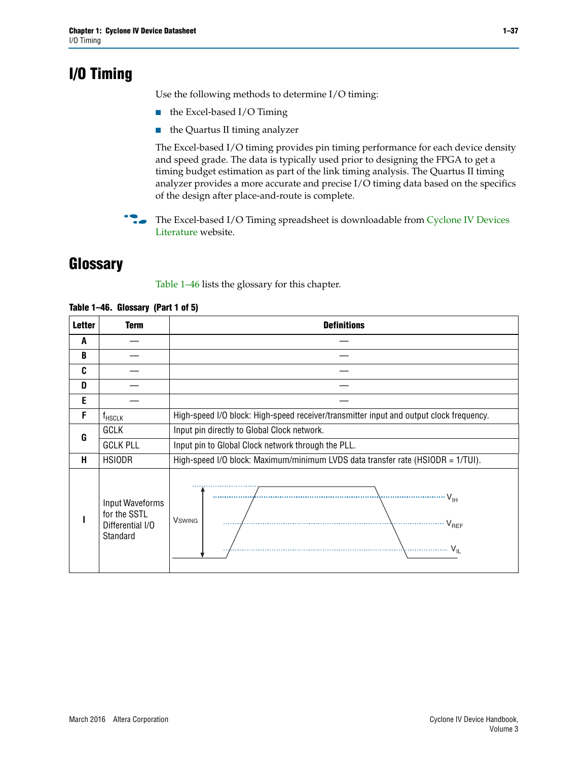# I/O Timing

Use the following methods to determine I/O timing:

- the Excel-based I/O Timing
- the Quartus II timing analyzer

The Excel-based I/O timing provides pin timing performance for each device density and speed grade. The data is typically used prior to designing the FPGA to get a timing budget estimation as part of the link timing analysis. The Quartus II timing analyzer provides a more accurate and precise I/O timing data based on the specifics of the design after place-and-route is complete.

The Excel-based I/O Timing spreadsheet is downloadable from Cyclone IV Devices Literature website.

# Glossary

Table 1–46 lists the glossary for this chapter.

**Table 1–46. Glossary (Part 1 of 5)**

| Letter | Term | Definitions |
|---|---|---|
| A | — | — |
| B | — | — |
| C | — | — |
| D | — | — |
| E | — | — |
| F | $f_{HSCLK}$ | High-speed I/O block: High-speed receiver/transmitter input and output clock frequency. |
| G | GCLK | Input pin directly to Global Clock network. |
| | GCLK PLL | Input pin to Global Clock network through the PLL. |
| H | HSIODR | High-speed I/O block: Maximum/minimum LVDS data transfer rate (HSIODR = 1/TUI). |
| I | Input Waveforms for the SSTL Differential I/O Standard | $V_{SWING}$, $V_{IH}$, $V_{REF}$, $V_{IL}$ |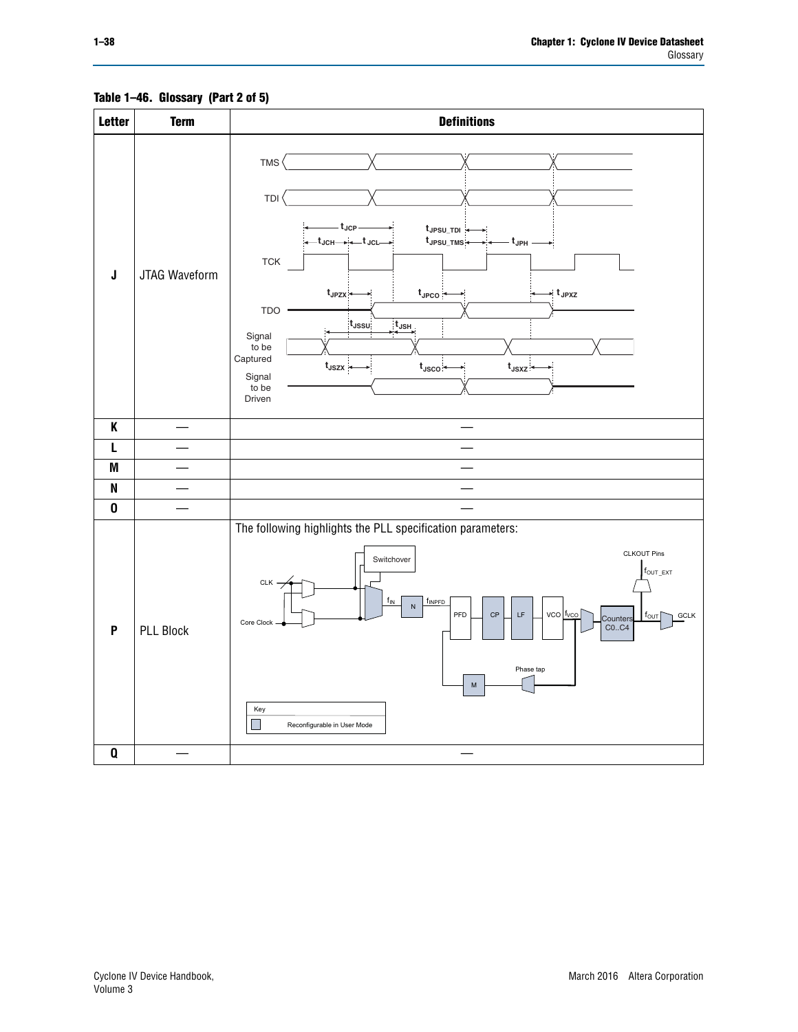**Table 1–46. Glossary (Part 2 of 5)**

| Letter | Term | Definitions |
|---|---|---|
| J | JTAG Waveform | |
| K | — | — |
| L | — | — |
| M | — | — |
| N | — | — |
| O | — | — |
| P | PLL Block | The following highlights the PLL specification parameters: |
| Q | — | — |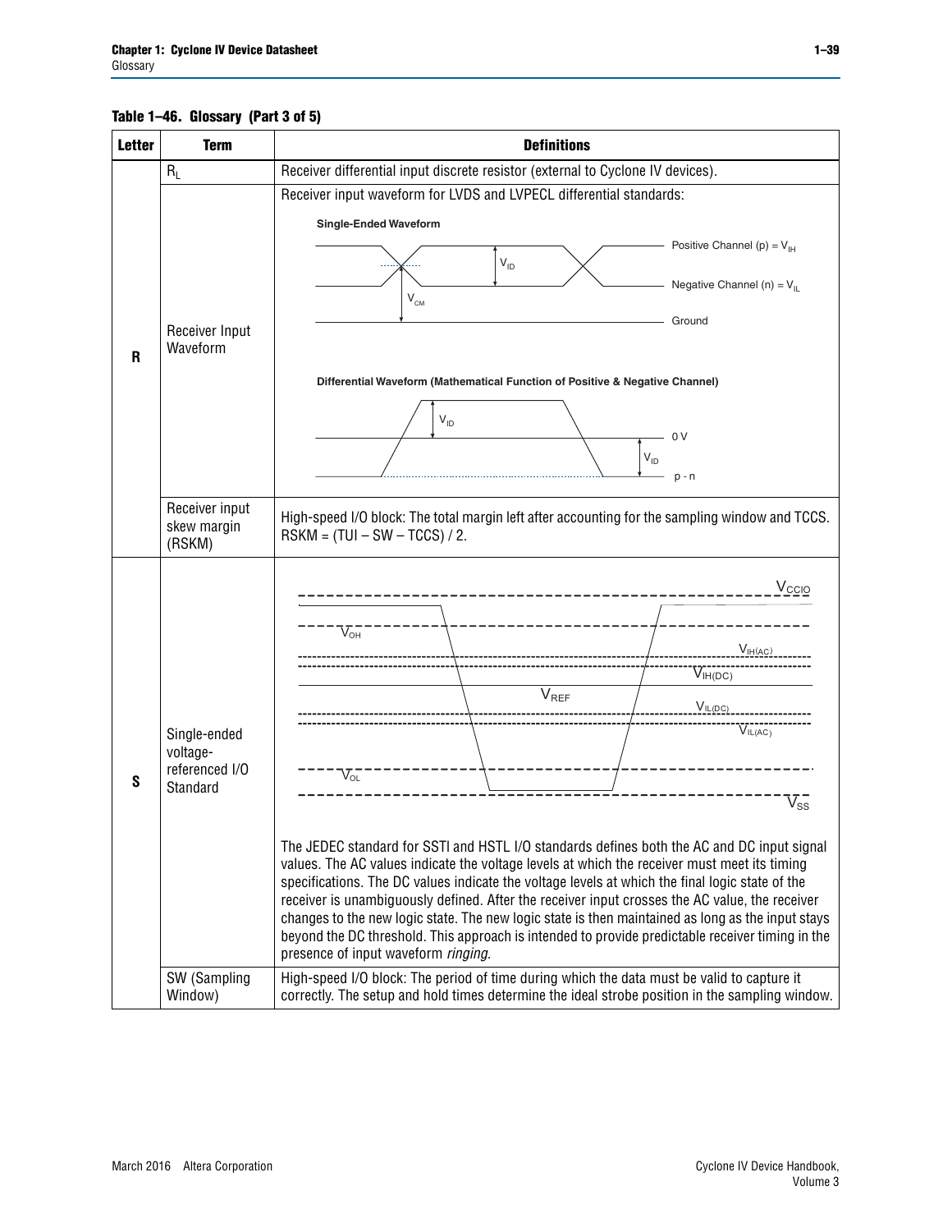**Table 1–46. Glossary (Part 3 of 5)**

| Letter | Term | Definitions |
|---|---|---|
| R | $R_L$ | Receiver differential input discrete resistor (external to Cyclone IV devices). |
| | Receiver Input Waveform | Receiver input waveform for LVDS and LVPECL differential standards:<br><br>**Single-Ended Waveform**<br>Positive Channel (p) = $V_{IH}$<br>$V_{ID}$<br>Negative Channel (n) = $V_{IL}$<br>$V_{CM}$<br>Ground<br><br>**Differential Waveform (Mathematical Function of Positive & Negative Channel)**<br>$V_{ID}$<br>0 V<br>$V_{ID}$<br>p - n |
| | Receiver input skew margin (RSKM) | High-speed I/O block: The total margin left after accounting for the sampling window and TCCS. RSKM = (TUI – SW – TCCS) / 2. |
| S | Single-ended voltage-referenced I/O Standard | $V_{CCIO}$<br>$V_{OH}$<br>$V_{IH(AC)}$<br>$V_{IH(DC)}$<br>$V_{REF}$<br>$V_{IL(DC)}$<br>$V_{IL(AC)}$<br>$V_{OL}$<br>$V_{SS}$<br><br>The JEDEC standard for SSTl and HSTL I/O standards defines both the AC and DC input signal values. The AC values indicate the voltage levels at which the receiver must meet its timing specifications. The DC values indicate the voltage levels at which the final logic state of the receiver is unambiguously defined. After the receiver input crosses the AC value, the receiver changes to the new logic state. The new logic state is then maintained as long as the input stays beyond the DC threshold. This approach is intended to provide predictable receiver timing in the presence of input waveform *ringing*. |
| | SW (Sampling Window) | High-speed I/O block: The period of time during which the data must be valid to capture it correctly. The setup and hold times determine the ideal strobe position in the sampling window. |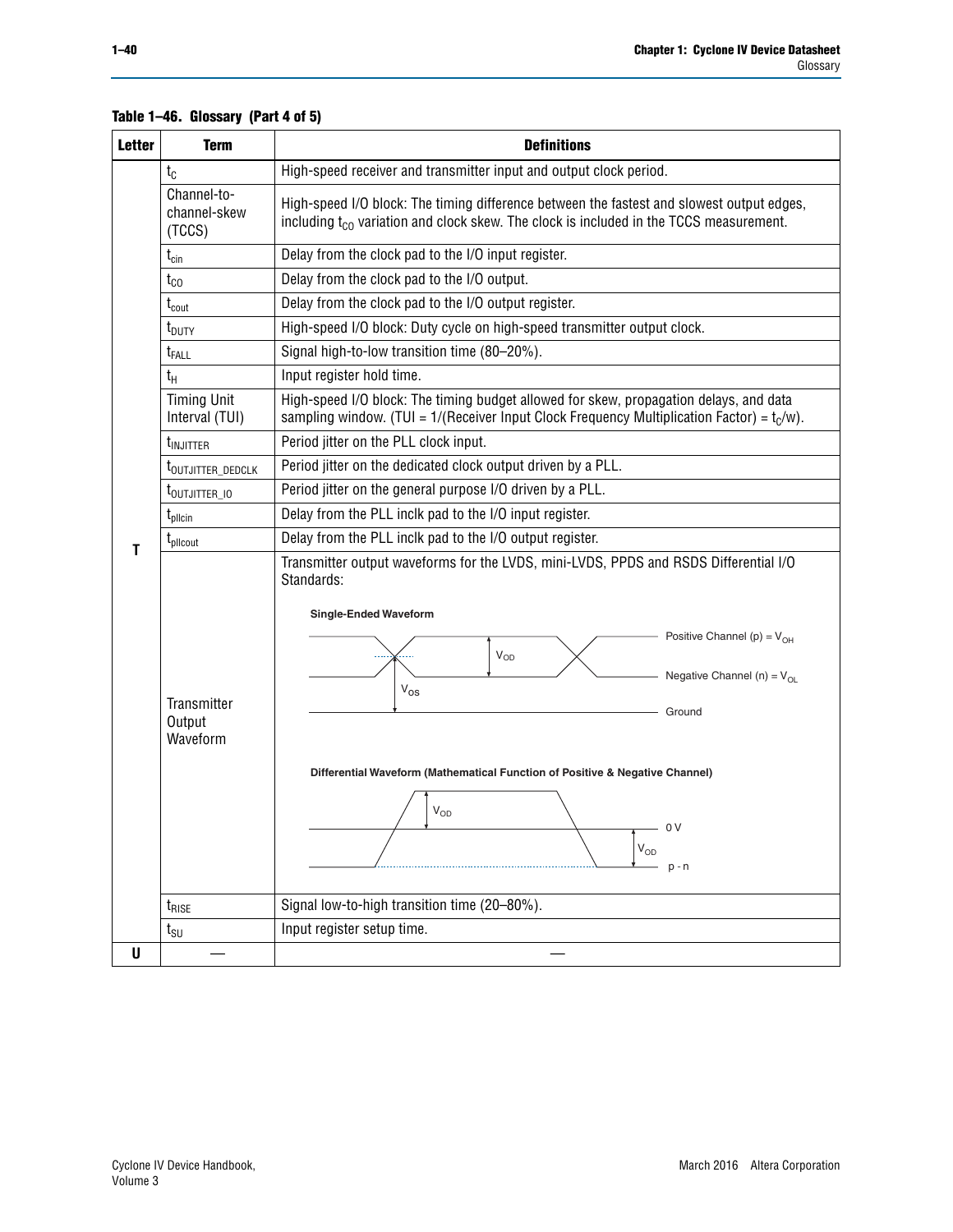**Table 1–46. Glossary (Part 4 of 5)**

| Letter | Term | Definitions |
|---|---|---|
| T | $t_C$ | High-speed receiver and transmitter input and output clock period. |
| | Channel-to-channel-skew (TCCS) | High-speed I/O block: The timing difference between the fastest and slowest output edges, including $t_{CO}$ variation and clock skew. The clock is included in the TCCS measurement. |
| | $t_{cin}$ | Delay from the clock pad to the I/O input register. |
| | $t_{CO}$ | Delay from the clock pad to the I/O output. |
| | $t_{cout}$ | Delay from the clock pad to the I/O output register. |
| | $t_{DUTY}$ | High-speed I/O block: Duty cycle on high-speed transmitter output clock. |
| | $t_{FALL}$ | Signal high-to-low transition time (80–20%). |
| | $t_H$ | Input register hold time. |
| | Timing Unit Interval (TUI) | High-speed I/O block: The timing budget allowed for skew, propagation delays, and data sampling window. (TUI = 1/(Receiver Input Clock Frequency Multiplication Factor) = $t_C/w$). |
| | $t_{INJITTER}$ | Period jitter on the PLL clock input. |
| | $t_{OUTJITTER\_DEDCLK}$ | Period jitter on the dedicated clock output driven by a PLL. |
| | $t_{OUTJITTER\_IO}$ | Period jitter on the general purpose I/O driven by a PLL. |
| | $t_{pllcin}$ | Delay from the PLL inclk pad to the I/O input register. |
| | $t_{pllcout}$ | Delay from the PLL inclk pad to the I/O output register. |
| | Transmitter Output Waveform | Transmitter output waveforms for the LVDS, mini-LVDS, PPDS and RSDS Differential I/O Standards: **Single-Ended Waveform** (Positive Channel (p) = $V_{OH}$; Negative Channel (n) = $V_{OL}$; $V_{OD}$; $V_{OS}$; Ground) **Differential Waveform (Mathematical Function of Positive & Negative Channel)** ($V_{OD}$; 0 V; p - n) |
| | $t_{RISE}$ | Signal low-to-high transition time (20–80%). |
| | $t_{SU}$ | Input register setup time. |
| U | — | — |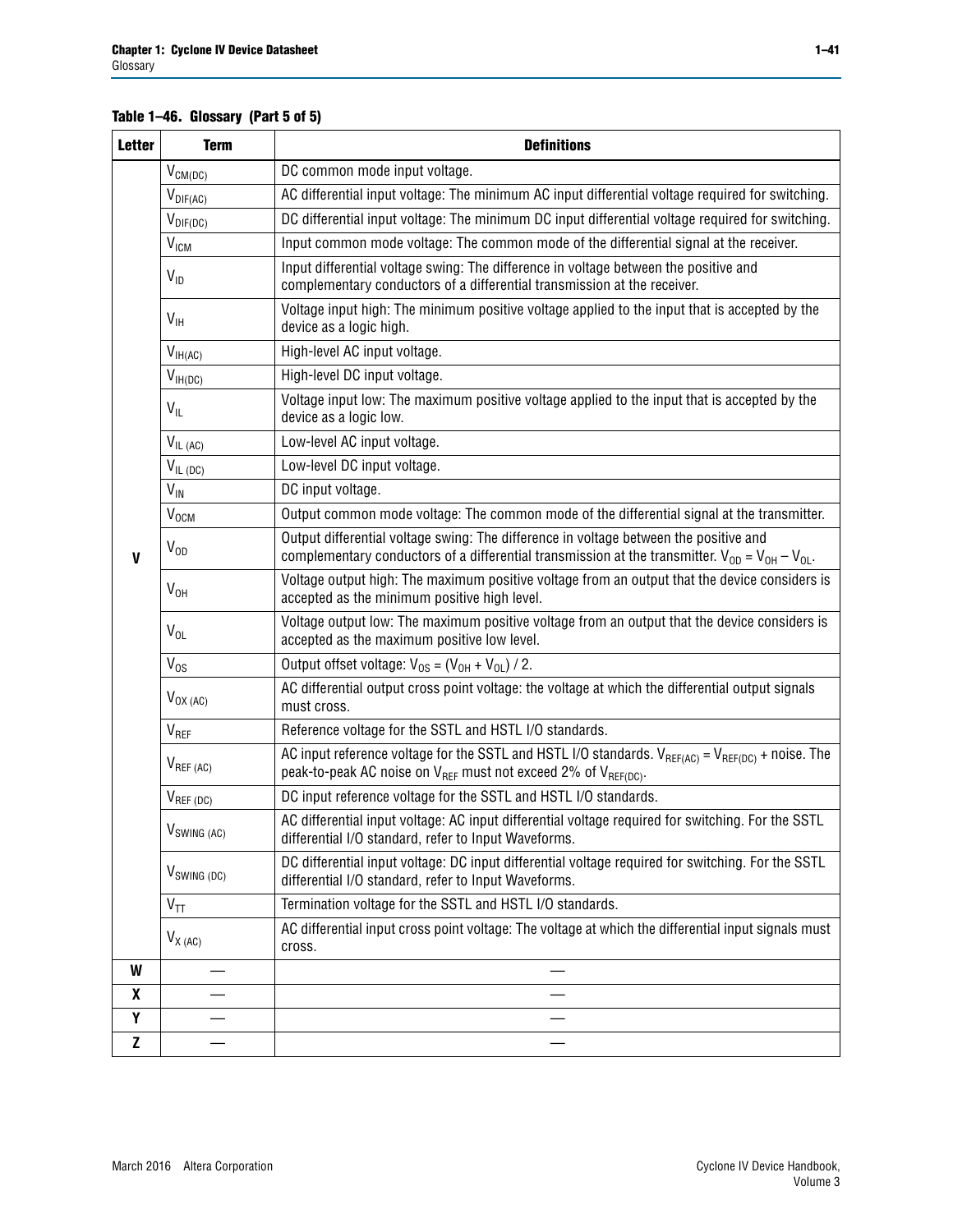**Table 1–46. Glossary (Part 5 of 5)**

| Letter | Term | Definitions |
|---|---|---|
| V | $V_{CM(DC)}$ | DC common mode input voltage. |
| | $V_{DIF(AC)}$ | AC differential input voltage: The minimum AC input differential voltage required for switching. |
| | $V_{DIF(DC)}$ | DC differential input voltage: The minimum DC input differential voltage required for switching. |
| | $V_{ICM}$ | Input common mode voltage: The common mode of the differential signal at the receiver. |
| | $V_{ID}$ | Input differential voltage swing: The difference in voltage between the positive and complementary conductors of a differential transmission at the receiver. |
| | $V_{IH}$ | Voltage input high: The minimum positive voltage applied to the input that is accepted by the device as a logic high. |
| | $V_{IH(AC)}$ | High-level AC input voltage. |
| | $V_{IH(DC)}$ | High-level DC input voltage. |
| | $V_{IL}$ | Voltage input low: The maximum positive voltage applied to the input that is accepted by the device as a logic low. |
| | $V_{IL\ (AC)}$ | Low-level AC input voltage. |
| | $V_{IL\ (DC)}$ | Low-level DC input voltage. |
| | $V_{IN}$ | DC input voltage. |
| | $V_{OCM}$ | Output common mode voltage: The common mode of the differential signal at the transmitter. |
| | $V_{OD}$ | Output differential voltage swing: The difference in voltage between the positive and complementary conductors of a differential transmission at the transmitter. $V_{OD} = V_{OH} – V_{OL}$. |
| | $V_{OH}$ | Voltage output high: The maximum positive voltage from an output that the device considers is accepted as the minimum positive high level. |
| | $V_{OL}$ | Voltage output low: The maximum positive voltage from an output that the device considers is accepted as the maximum positive low level. |
| | $V_{OS}$ | Output offset voltage: $V_{OS} = (V_{OH} + V_{OL}) / 2$. |
| | $V_{OX\ (AC)}$ | AC differential output cross point voltage: the voltage at which the differential output signals must cross. |
| | $V_{REF}$ | Reference voltage for the SSTL and HSTL I/O standards. |
| | $V_{REF\ (AC)}$ | AC input reference voltage for the SSTL and HSTL I/O standards. $V_{REF(AC)} = V_{REF(DC)}$ + noise. The peak-to-peak AC noise on $V_{REF}$ must not exceed 2% of $V_{REF(DC)}$. |
| | $V_{REF\ (DC)}$ | DC input reference voltage for the SSTL and HSTL I/O standards. |
| | $V_{SWING\ (AC)}$ | AC differential input voltage: AC input differential voltage required for switching. For the SSTL differential I/O standard, refer to Input Waveforms. |
| | $V_{SWING\ (DC)}$ | DC differential input voltage: DC input differential voltage required for switching. For the SSTL differential I/O standard, refer to Input Waveforms. |
| | $V_{TT}$ | Termination voltage for the SSTL and HSTL I/O standards. |
| | $V_{X\ (AC)}$ | AC differential input cross point voltage: The voltage at which the differential input signals must cross. |
| W | — | — |
| X | — | — |
| Y | — | — |
| Z | — | — |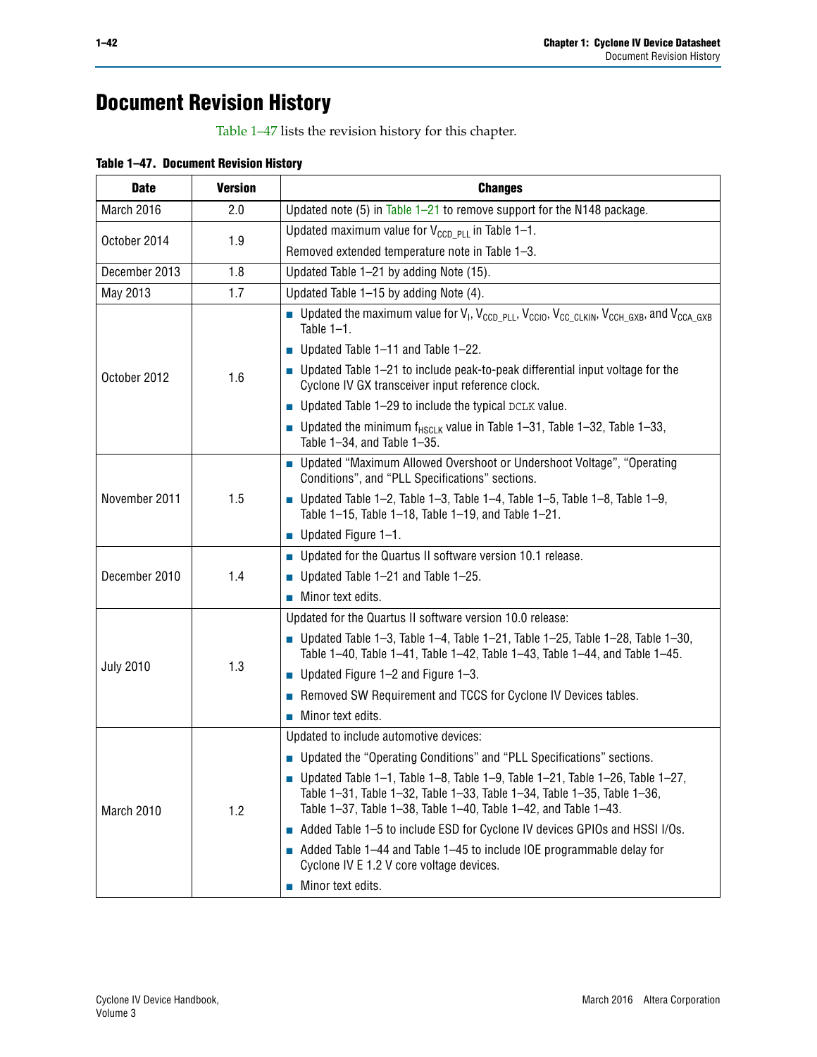# Document Revision History

Table 1–47 lists the revision history for this chapter.

**Table 1–47. Document Revision History**

| Date | Version | Changes |
|---|---|---|
| March 2016 | 2.0 | Updated note (5) in Table 1–21 to remove support for the N148 package. |
| October 2014 | 1.9 | Updated maximum value for $V_{CCD\_PLL}$ in Table 1–1.<br>Removed extended temperature note in Table 1–3. |
| December 2013 | 1.8 | Updated Table 1–21 by adding Note (15). |
| May 2013 | 1.7 | Updated Table 1–15 by adding Note (4). |
| October 2012 | 1.6 | ■ Updated the maximum value for $V_I$, $V_{CCD\_PLL}$, $V_{CCIO}$, $V_{CC\_CLKIN}$, $V_{CCH\_GXB}$, and $V_{CCA\_GXB}$ Table 1–1.<br>■ Updated Table 1–11 and Table 1–22.<br>■ Updated Table 1–21 to include peak-to-peak differential input voltage for the Cyclone IV GX transceiver input reference clock.<br>■ Updated Table 1–29 to include the typical DCLK value.<br>■ Updated the minimum $f_{HSCLK}$ value in Table 1–31, Table 1–32, Table 1–33, Table 1–34, and Table 1–35. |
| November 2011 | 1.5 | ■ Updated "Maximum Allowed Overshoot or Undershoot Voltage", "Operating Conditions", and "PLL Specifications" sections.<br>■ Updated Table 1–2, Table 1–3, Table 1–4, Table 1–5, Table 1–8, Table 1–9, Table 1–15, Table 1–18, Table 1–19, and Table 1–21.<br>■ Updated Figure 1–1. |
| December 2010 | 1.4 | ■ Updated for the Quartus II software version 10.1 release.<br>■ Updated Table 1–21 and Table 1–25.<br>■ Minor text edits. |
| July 2010 | 1.3 | Updated for the Quartus II software version 10.0 release:<br>■ Updated Table 1–3, Table 1–4, Table 1–21, Table 1–25, Table 1–28, Table 1–30, Table 1–40, Table 1–41, Table 1–42, Table 1–43, Table 1–44, and Table 1–45.<br>■ Updated Figure 1–2 and Figure 1–3.<br>■ Removed SW Requirement and TCCS for Cyclone IV Devices tables.<br>■ Minor text edits. |
| March 2010 | 1.2 | Updated to include automotive devices:<br>■ Updated the "Operating Conditions" and "PLL Specifications" sections.<br>■ Updated Table 1–1, Table 1–8, Table 1–9, Table 1–21, Table 1–26, Table 1–27, Table 1–31, Table 1–32, Table 1–33, Table 1–34, Table 1–35, Table 1–36, Table 1–37, Table 1–38, Table 1–40, Table 1–42, and Table 1–43.<br>■ Added Table 1–5 to include ESD for Cyclone IV devices GPIOs and HSSI I/Os.<br>■ Added Table 1–44 and Table 1–45 to include IOE programmable delay for Cyclone IV E 1.2 V core voltage devices.<br>■ Minor text edits. |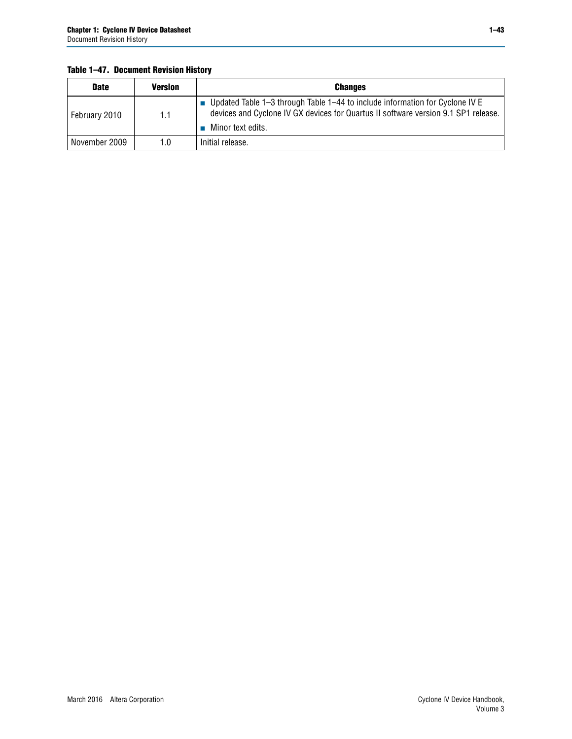**Table 1–47. Document Revision History**

| Date | Version | Changes |
|---|---|---|
| February 2010 | 1.1 | ■ Updated Table 1–3 through Table 1–44 to include information for Cyclone IV E devices and Cyclone IV GX devices for Quartus II software version 9.1 SP1 release. <br> ■ Minor text edits. |
| November 2009 | 1.0 | Initial release. |